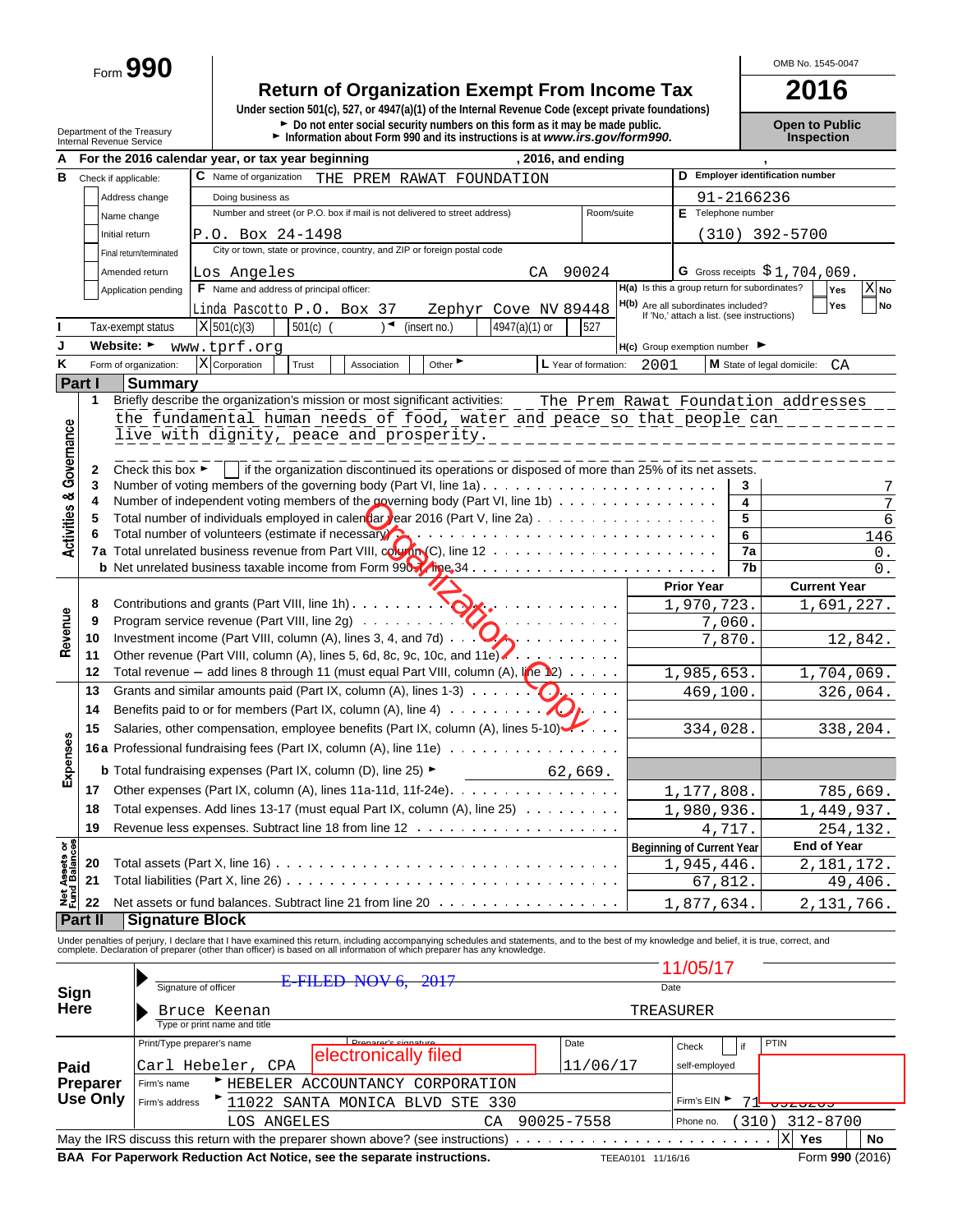Form **990**

# Return of Organization Exempt From Income Tax

**Under section 501(c), 527, or 4947(a)(1) of the Internal Revenue Code (except private foundations)**

► Do not enter social security numbers on this form as it may be made public.
► Information about Form 990 and its instructions is at *www.irs.gov/form990.*

Department of the Treasury
Internal Revenue Service

OMB No. 1545-0047

**2016**

**Open to Public Inspection**

**A** For the 2016 calendar year, or tax year beginning , 2016, and ending ,

**B** Check if applicable:
- Address change
- Name change
- Initial return
- Final return/terminated
- Amended return
- Application pending

**C** Name of organization: THE PREM RAWAT FOUNDATION

Doing business as

Number and street (or P.O. box if mail is not delivered to street address): P.O. Box 24-1498 — Room/suite

City or town, state or province, country, and ZIP or foreign postal code: Los Angeles CA 90024

**D** Employer identification number: 91-2166236

**E** Telephone number: (310) 392-5700

**G** Gross receipts $ 1,704,069.

**F** Name and address of principal officer: Linda Pascotto P.O. Box 37 Zephyr Cove NV 89448

**H(a)** Is this a group return for subordinates? Yes [ ] No [X]

**H(b)** Are all subordinates included? Yes [ ] No [ ]
If 'No,' attach a list. (see instructions)

**I** Tax-exempt status: [X] 501(c)(3) [ ] 501(c) ( ) ◄ (insert no.) [ ] 4947(a)(1) or [ ] 527

**J** Website: ► www.tprf.org

**H(c)** Group exemption number ►

**K** Form of organization: [X] Corporation [ ] Trust [ ] Association [ ] Other ►

**L** Year of formation: 2001

**M** State of legal domicile: CA

## Part I Summary

**Activities & Governance**

1 Briefly describe the organization's mission or most significant activities: The Prem Rawat Foundation addresses the fundamental human needs of food, water and peace so that people can live with dignity, peace and prosperity.

2 Check this box ► [ ] if the organization discontinued its operations or disposed of more than 25% of its net assets.

| | | | |
|---|---|---|---|
| 3 | Number of voting members of the governing body (Part VI, line 1a) | 3 | 7 |
| 4 | Number of independent voting members of the governing body (Part VI, line 1b) | 4 | 7 |
| 5 | Total number of individuals employed in calendar year 2016 (Part V, line 2a) | 5 | 6 |
| 6 | Total number of volunteers (estimate if necessary) | 6 | 146 |
| 7a | Total unrelated business revenue from Part VIII, column (C), line 12 | 7a | 0. |
| b | Net unrelated business taxable income from Form 990-T, line 34 | 7b | 0. |

| | | | Prior Year | Current Year |
|---|---|---|---|---|
| **Revenue** | 8 | Contributions and grants (Part VIII, line 1h) | 1,970,723. | 1,691,227. |
| | 9 | Program service revenue (Part VIII, line 2g) | 7,060. | |
| | 10 | Investment income (Part VIII, column (A), lines 3, 4, and 7d) | 7,870. | 12,842. |
| | 11 | Other revenue (Part VIII, column (A), lines 5, 6d, 8c, 9c, 10c, and 11e) | | |
| | 12 | Total revenue – add lines 8 through 11 (must equal Part VIII, column (A), line 12) | 1,985,653. | 1,704,069. |
| **Expenses** | 13 | Grants and similar amounts paid (Part IX, column (A), lines 1-3) | 469,100. | 326,064. |
| | 14 | Benefits paid to or for members (Part IX, column (A), line 4) | | |
| | 15 | Salaries, other compensation, employee benefits (Part IX, column (A), lines 5-10) | 334,028. | 338,204. |
| | 16a | Professional fundraising fees (Part IX, column (A), line 11e) | | |
| | b | Total fundraising expenses (Part IX, column (D), line 25) ► 62,669. | | |
| | 17 | Other expenses (Part IX, column (A), lines 11a-11d, 11f-24e) | 1,177,808. | 785,669. |
| | 18 | Total expenses. Add lines 13-17 (must equal Part IX, column (A), line 25) | 1,980,936. | 1,449,937. |
| | 19 | Revenue less expenses. Subtract line 18 from line 12 | 4,717. | 254,132. |

| | | | Beginning of Current Year | End of Year |
|---|---|---|---|---|
| **Net Assets or Fund Balances** | 20 | Total assets (Part X, line 16) | 1,945,446. | 2,181,172. |
| | 21 | Total liabilities (Part X, line 26) | 67,812. | 49,406. |
| | 22 | Net assets or fund balances. Subtract line 21 from line 20 | 1,877,634. | 2,131,766. |

## Part II Signature Block

Under penalties of perjury, I declare that I have examined this return, including accompanying schedules and statements, and to the best of my knowledge and belief, it is true, correct, and complete. Declaration of preparer (other than officer) is based on all information of which preparer has any knowledge.

**Sign Here**

Signature of officer: E-FILED NOV 6, 2017 — Date: 11/05/17

Bruce Keenan — TREASURER
Type or print name and title

**Paid Preparer Use Only**

| Print/Type preparer's name | Preparer's signature | Date | Check [ ] if self-employed | PTIN |
|---|---|---|---|---|
| Carl Hebeler, CPA | electronically filed | 11/06/17 | | |

Firm's name ► HEBELER ACCOUNTANT CORPORATION — Firm's EIN ► 71-

Firm's address ► 11022 SANTA MONICA BLVD STE 330, LOS ANGELES CA 90025-7558 — Phone no. (310) 312-8700

May the IRS discuss this return with the preparer shown above? (see instructions) [X] Yes [ ] No

**BAA For Paperwork Reduction Act Notice, see the separate instructions.** TEEA0101 11/16/16 Form **990** (2016)

Organization Copy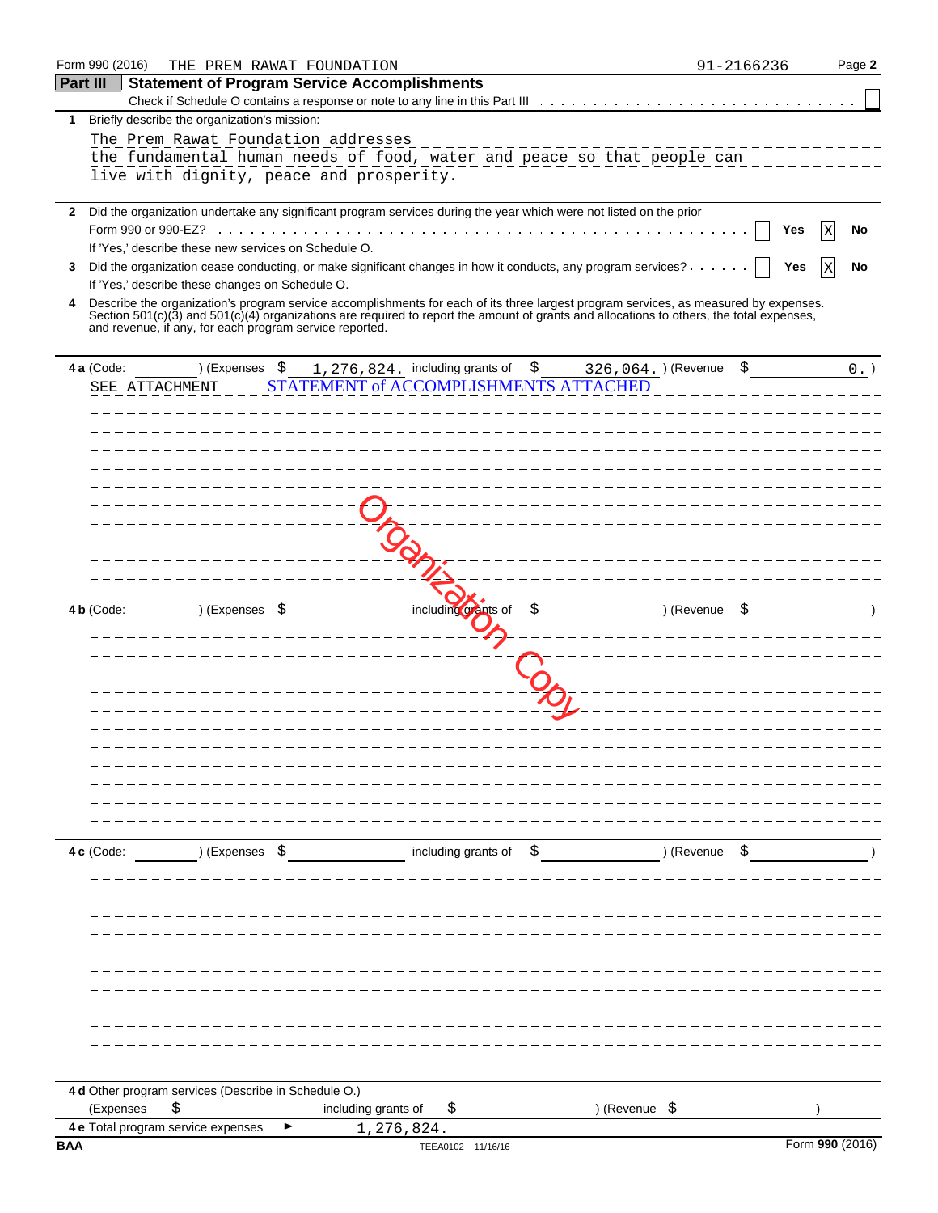Form 990 (2016) THE PREM RAWAT FOUNDATION 91-2166236

## Part III Statement of Program Service Accomplishments

Check if Schedule O contains a response or note to any line in this Part III ☐

**1** Briefly describe the organization's mission:

The Prem Rawat Foundation addresses the fundamental human needs of food, water and peace so that people can live with dignity, peace and prosperity.

**2** Did the organization undertake any significant program services during the year which were not listed on the prior Form 990 or 990-EZ? ☐ Yes ☒ No

If 'Yes,' describe these new services on Schedule O.

**3** Did the organization cease conducting, or make significant changes in how it conducts, any program services? ☐ Yes ☒ No

If 'Yes,' describe these changes on Schedule O.

**4** Describe the organization's program service accomplishments for each of its three largest program services, as measured by expenses. Section 501(c)(3) and 501(c)(4) organizations are required to report the amount of grants and allocations to others, the total expenses, and revenue, if any, for each program service reported.

**4 a** (Code: ) (Expenses $ 1,276,824. including grants of $ 326,064. ) (Revenue $ 0. )

SEE ATTACHMENT STATEMENT of ACCOMPLISHMENTS ATTACHED

Organization Copy

**4 b** (Code: ) (Expenses $ including grants of $ ) (Revenue $ )

**4 c** (Code: ) (Expenses $ including grants of $ ) (Revenue $ )

**4 d** Other program services (Describe in Schedule O.)

(Expenses $ including grants of $ ) (Revenue $ )

**4 e** Total program service expenses ► 1,276,824.

BAA TEEA0102 11/16/16 Form **990** (2016)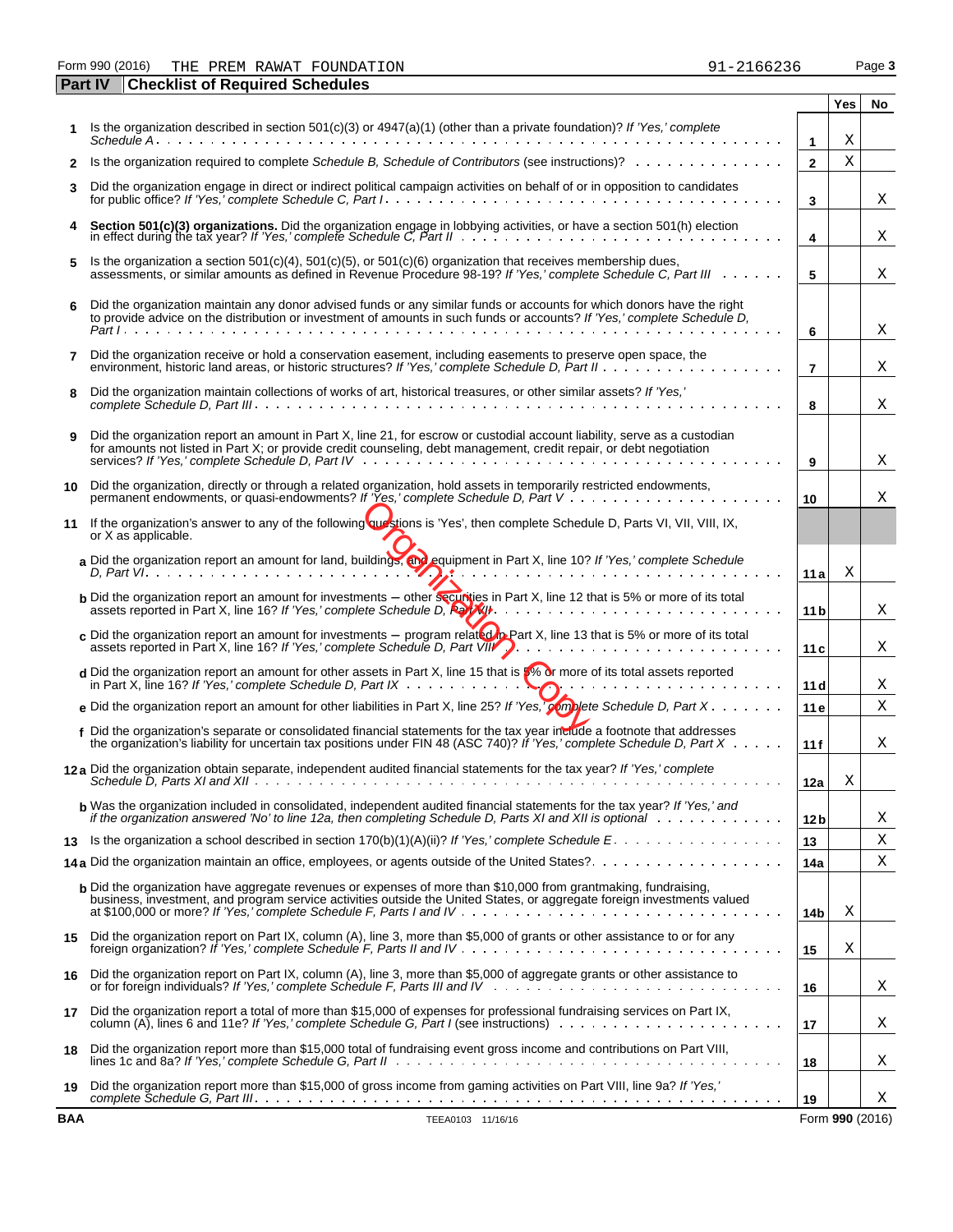Form 990 (2016) THE PREM RAWAT FOUNDATION 91-2166236

## Part IV Checklist of Required Schedules

| | | | Yes | No |
|---|---|---|---|---|
| 1 | Is the organization described in section 501(c)(3) or 4947(a)(1) (other than a private foundation)? *If 'Yes,' complete Schedule A* | 1 | X | |
| 2 | Is the organization required to complete *Schedule B, Schedule of Contributors* (see instructions)? | 2 | X | |
| 3 | Did the organization engage in direct or indirect political campaign activities on behalf of or in opposition to candidates for public office? *If 'Yes,' complete Schedule C, Part I* | 3 | | X |
| 4 | **Section 501(c)(3) organizations.** Did the organization engage in lobbying activities, or have a section 501(h) election in effect during the tax year? *If 'Yes,' complete Schedule C, Part II* | 4 | | X |
| 5 | Is the organization a section 501(c)(4), 501(c)(5), or 501(c)(6) organization that receives membership dues, assessments, or similar amounts as defined in Revenue Procedure 98-19? *If 'Yes,' complete Schedule C, Part III* | 5 | | X |
| 6 | Did the organization maintain any donor advised funds or any similar funds or accounts for which donors have the right to provide advice on the distribution or investment of amounts in such funds or accounts? *If 'Yes,' complete Schedule D, Part I* | 6 | | X |
| 7 | Did the organization receive or hold a conservation easement, including easements to preserve open space, the environment, historic land areas, or historic structures? *If 'Yes,' complete Schedule D, Part II* | 7 | | X |
| 8 | Did the organization maintain collections of works of art, historical treasures, or other similar assets? *If 'Yes,' complete Schedule D, Part III* | 8 | | X |
| 9 | Did the organization report an amount in Part X, line 21, for escrow or custodial account liability, serve as a custodian for amounts not listed in Part X; or provide credit counseling, debt management, credit repair, or debt negotiation services? *If 'Yes,' complete Schedule D, Part IV* | 9 | | X |
| 10 | Did the organization, directly or through a related organization, hold assets in temporarily restricted endowments, permanent endowments, or quasi-endowments? *If 'Yes,' complete Schedule D, Part V* | 10 | | X |
| 11 | If the organization's answer to any of the following questions is 'Yes', then complete Schedule D, Parts VI, VII, VIII, IX, or X as applicable. | | | |
| | **a** Did the organization report an amount for land, buildings, and equipment in Part X, line 10? *If 'Yes,' complete Schedule D, Part VI* | 11 a | X | |
| | **b** Did the organization report an amount for investments — other securities in Part X, line 12 that is 5% or more of its total assets reported in Part X, line 16? *If 'Yes,' complete Schedule D, Part VII* | 11 b | | X |
| | **c** Did the organization report an amount for investments — program related in Part X, line 13 that is 5% or more of its total assets reported in Part X, line 16? *If 'Yes,' complete Schedule D, Part VIII* | 11 c | | X |
| | **d** Did the organization report an amount for other assets in Part X, line 15 that is 5% or more of its total assets reported in Part X, line 16? *If 'Yes,' complete Schedule D, Part IX* | 11 d | | X |
| | **e** Did the organization report an amount for other liabilities in Part X, line 25? *If 'Yes,' complete Schedule D, Part X* | 11 e | | X |
| | **f** Did the organization's separate or consolidated financial statements for the tax year include a footnote that addresses the organization's liability for uncertain tax positions under FIN 48 (ASC 740)? *If 'Yes,' complete Schedule D, Part X* | 11 f | | X |
| 12 a | Did the organization obtain separate, independent audited financial statements for the tax year? *If 'Yes,' complete Schedule D, Parts XI and XII* | 12a | X | |
| | **b** Was the organization included in consolidated, independent audited financial statements for the tax year? *If 'Yes,' and if the organization answered 'No' to line 12a, then completing Schedule D, Parts XI and XII is optional* | 12 b | | X |
| 13 | Is the organization a school described in section 170(b)(1)(A)(ii)? *If 'Yes,' complete Schedule E* | 13 | | X |
| 14 a | Did the organization maintain an office, employees, or agents outside of the United States? | 14a | | X |
| | **b** Did the organization have aggregate revenues or expenses of more than $10,000 from grantmaking, fundraising, business, investment, and program service activities outside the United States, or aggregate foreign investments valued at $100,000 or more? *If 'Yes,' complete Schedule F, Parts I and IV* | 14b | X | |
| 15 | Did the organization report on Part IX, column (A), line 3, more than $5,000 of grants or other assistance to or for any foreign organization? *If 'Yes,' complete Schedule F, Parts II and IV* | 15 | X | |
| 16 | Did the organization report on Part IX, column (A), line 3, more than $5,000 of aggregate grants or other assistance to or for foreign individuals? *If 'Yes,' complete Schedule F, Parts III and IV* | 16 | | X |
| 17 | Did the organization report a total of more than $15,000 of expenses for professional fundraising services on Part IX, column (A), lines 6 and 11e? *If 'Yes,' complete Schedule G, Part I* (see instructions) | 17 | | X |
| 18 | Did the organization report more than $15,000 total of fundraising event gross income and contributions on Part VIII, lines 1c and 8a? *If 'Yes,' complete Schedule G, Part II* | 18 | | X |
| 19 | Did the organization report more than $15,000 of gross income from gaming activities on Part VIII, line 9a? *If 'Yes,' complete Schedule G, Part III* | 19 | | X |

Organization Copy

BAA TEEA0103 11/16/16 Form **990** (2016)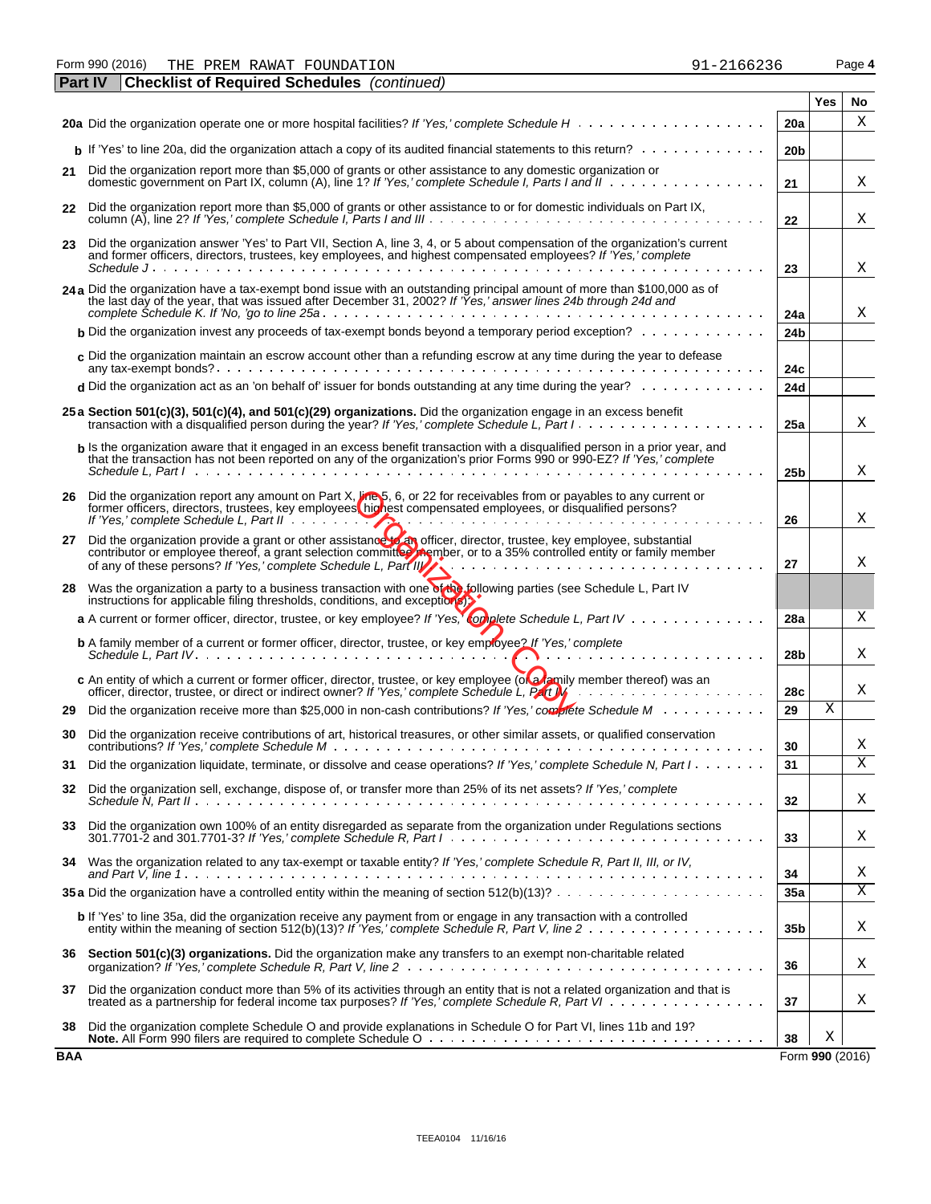Form 990 (2016) THE PREM RAWAT FOUNDATION 91-2166236

**Part IV Checklist of Required Schedules** *(continued)*

| | | | Yes | No |
|---|---|---|---|---|
| **20a** | Did the organization operate one or more hospital facilities? *If 'Yes,' complete Schedule H* | 20a | | X |
| **b** | If 'Yes' to line 20a, did the organization attach a copy of its audited financial statements to this return? | 20b | | |
| **21** | Did the organization report more than $5,000 of grants or other assistance to any domestic organization or domestic government on Part IX, column (A), line 1? *If 'Yes,' complete Schedule I, Parts I and II* | 21 | | X |
| **22** | Did the organization report more than $5,000 of grants or other assistance to or for domestic individuals on Part IX, column (A), line 2? *If 'Yes,' complete Schedule I, Parts I and III* | 22 | | X |
| **23** | Did the organization answer 'Yes' to Part VII, Section A, line 3, 4, or 5 about compensation of the organization's current and former officers, directors, trustees, key employees, and highest compensated employees? *If 'Yes,' complete Schedule J* | 23 | | X |
| **24a** | Did the organization have a tax-exempt bond issue with an outstanding principal amount of more than $100,000 as of the last day of the year, that was issued after December 31, 2002? *If 'Yes,' answer lines 24b through 24d and complete Schedule K. If 'No,' go to line 25a* | 24a | | X |
| **b** | Did the organization invest any proceeds of tax-exempt bonds beyond a temporary period exception? | 24b | | |
| **c** | Did the organization maintain an escrow account other than a refunding escrow at any time during the year to defease any tax-exempt bonds? | 24c | | |
| **d** | Did the organization act as an 'on behalf of' issuer for bonds outstanding at any time during the year? | 24d | | |
| **25a** | **Section 501(c)(3), 501(c)(4), and 501(c)(29) organizations.** Did the organization engage in an excess benefit transaction with a disqualified person during the year? *If 'Yes,' complete Schedule L, Part I* | 25a | | X |
| **b** | Is the organization aware that it engaged in an excess benefit transaction with a disqualified person in a prior year, and that the transaction has not been reported on any of the organization's prior Forms 990 or 990-EZ? *If 'Yes,' complete Schedule L, Part I* | 25b | | X |
| **26** | Did the organization report any amount on Part X, line 5, 6, or 22 for receivables from or payables to any current or former officers, directors, trustees, key employees, highest compensated employees, or disqualified persons? *If 'Yes,' complete Schedule L, Part II* | 26 | | X |
| **27** | Did the organization provide a grant or other assistance to an officer, director, trustee, key employee, substantial contributor or employee thereof, a grant selection committee member, or to a 35% controlled entity or family member of any of these persons? *If 'Yes,' complete Schedule L, Part III* | 27 | | X |
| **28** | Was the organization a party to a business transaction with one of the following parties (see Schedule L, Part IV instructions for applicable filing thresholds, conditions, and exceptions): | | | |
| **a** | A current or former officer, director, trustee, or key employee? *If 'Yes,' complete Schedule L, Part IV* | 28a | | X |
| **b** | A family member of a current or former officer, director, trustee, or key employee? *If 'Yes,' complete Schedule L, Part IV* | 28b | | X |
| **c** | An entity of which a current or former officer, director, trustee, or key employee (or a family member thereof) was an officer, director, trustee, or direct or indirect owner? *If 'Yes,' complete Schedule L, Part IV* | 28c | | X |
| **29** | Did the organization receive more than $25,000 in non-cash contributions? *If 'Yes,' complete Schedule M* | 29 | X | |
| **30** | Did the organization receive contributions of art, historical treasures, or other similar assets, or qualified conservation contributions? *If 'Yes,' complete Schedule M* | 30 | | X |
| **31** | Did the organization liquidate, terminate, or dissolve and cease operations? *If 'Yes,' complete Schedule N, Part I* | 31 | | X |
| **32** | Did the organization sell, exchange, dispose of, or transfer more than 25% of its net assets? *If 'Yes,' complete Schedule N, Part II* | 32 | | X |
| **33** | Did the organization own 100% of an entity disregarded as separate from the organization under Regulations sections 301.7701-2 and 301.7701-3? *If 'Yes,' complete Schedule R, Part I* | 33 | | X |
| **34** | Was the organization related to any tax-exempt or taxable entity? *If 'Yes,' complete Schedule R, Part II, III, or IV, and Part V, line 1* | 34 | | X |
| **35a** | Did the organization have a controlled entity within the meaning of section 512(b)(13)? | 35a | | X |
| **b** | If 'Yes' to line 35a, did the organization receive any payment from or engage in any transaction with a controlled entity within the meaning of section 512(b)(13)? *If 'Yes,' complete Schedule R, Part V, line 2* | 35b | | X |
| **36** | **Section 501(c)(3) organizations.** Did the organization make any transfers to an exempt non-charitable related organization? *If 'Yes,' complete Schedule R, Part V, line 2* | 36 | | X |
| **37** | Did the organization conduct more than 5% of its activities through an entity that is not a related organization and that is treated as a partnership for federal income tax purposes? *If 'Yes,' complete Schedule R, Part VI* | 37 | | X |
| **38** | Did the organization complete Schedule O and provide explanations in Schedule O for Part VI, lines 11b and 19? **Note.** All Form 990 filers are required to complete Schedule O | 38 | X | |

Organization Copy

BAA Form **990** (2016)

TEEA0104 11/16/16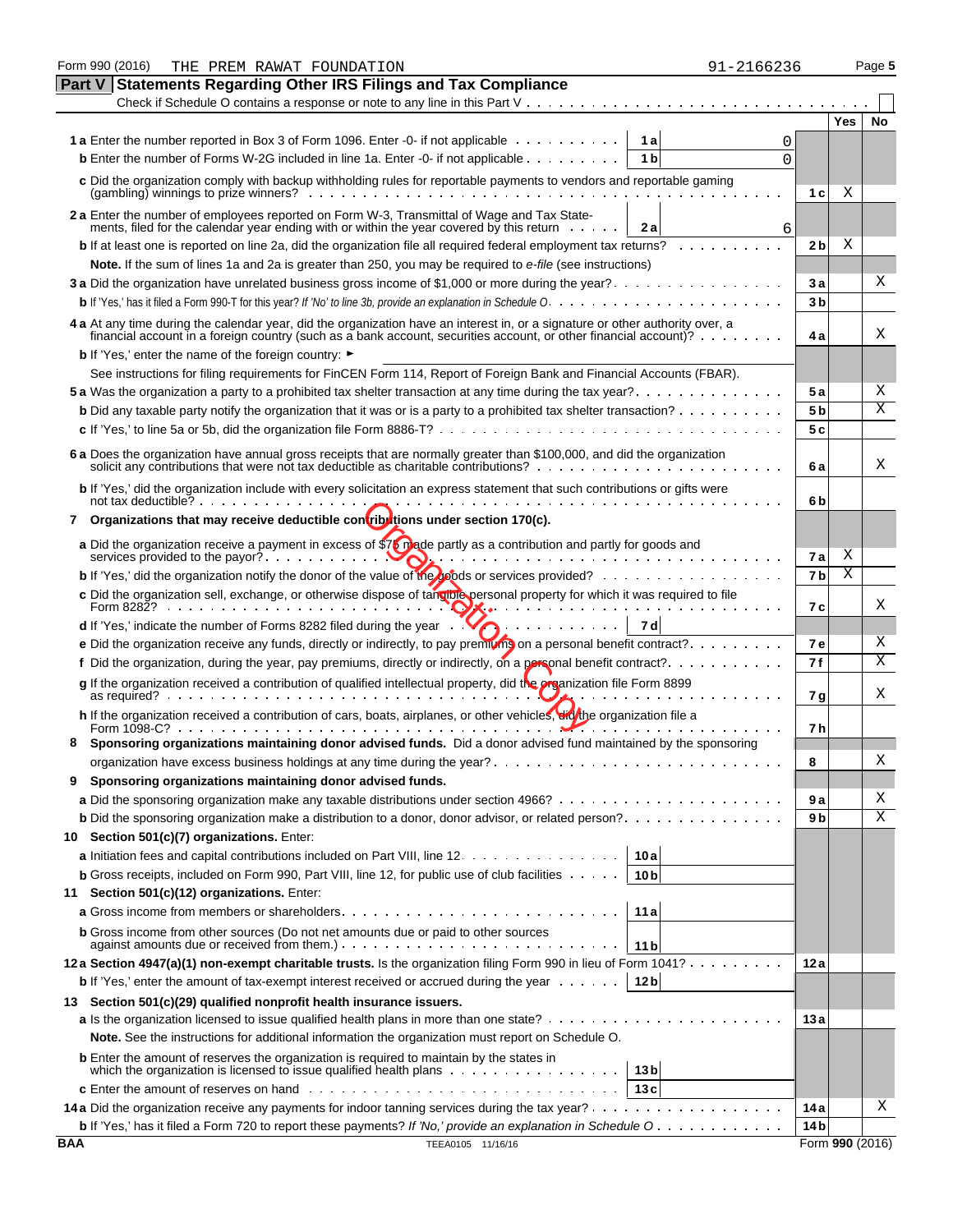Form 990 (2016) THE PREM RAWAT FOUNDATION 91-2166236

## Part V Statements Regarding Other IRS Filings and Tax Compliance

Check if Schedule O contains a response or note to any line in this Part V . . . . ☐

| | | | Yes | No |
|---|---|---|---|---|
| **1a** Enter the number reported in Box 3 of Form 1096. Enter -0- if not applicable | **1a** 0 | | | |
| **b** Enter the number of Forms W-2G included in line 1a. Enter -0- if not applicable | **1b** 0 | | | |
| **c** Did the organization comply with backup withholding rules for reportable payments to vendors and reportable gaming (gambling) winnings to prize winners? | | **1c** | X | |
| **2a** Enter the number of employees reported on Form W-3, Transmittal of Wage and Tax Statements, filed for the calendar year ending with or within the year covered by this return | **2a** 6 | | | |
| **b** If at least one is reported on line 2a, did the organization file all required federal employment tax returns? | | **2b** | X | |
| **Note.** If the sum of lines 1a and 2a is greater than 250, you may be required to *e-file* (see instructions) | | | | |
| **3a** Did the organization have unrelated business gross income of $1,000 or more during the year? | | **3a** | | X |
| **b** If 'Yes,' has it filed a Form 990-T for this year? *If 'No' to line 3b, provide an explanation in Schedule O* | | **3b** | | |
| **4a** At any time during the calendar year, did the organization have an interest in, or a signature or other authority over, a financial account in a foreign country (such as a bank account, securities account, or other financial account)? | | **4a** | | X |
| **b** If 'Yes,' enter the name of the foreign country: ► | | | | |
| See instructions for filing requirements for FinCEN Form 114, Report of Foreign Bank and Financial Accounts (FBAR). | | | | |
| **5a** Was the organization a party to a prohibited tax shelter transaction at any time during the tax year? | | **5a** | | X |
| **b** Did any taxable party notify the organization that it was or is a party to a prohibited tax shelter transaction? | | **5b** | | X |
| **c** If 'Yes,' to line 5a or 5b, did the organization file Form 8886-T? | | **5c** | | |
| **6a** Does the organization have annual gross receipts that are normally greater than $100,000, and did the organization solicit any contributions that were not tax deductible as charitable contributions? | | **6a** | | X |
| **b** If 'Yes,' did the organization include with every solicitation an express statement that such contributions or gifts were not tax deductible? | | **6b** | | |
| **7 Organizations that may receive deductible contributions under section 170(c).** | | | | |
| **a** Did the organization receive a payment in excess of $75 made partly as a contribution and partly for goods and services provided to the payor? | | **7a** | X | |
| **b** If 'Yes,' did the organization notify the donor of the value of the goods or services provided? | | **7b** | X | |
| **c** Did the organization sell, exchange, or otherwise dispose of tangible personal property for which it was required to file Form 8282? | | **7c** | | X |
| **d** If 'Yes,' indicate the number of Forms 8282 filed during the year | **7d** | | | |
| **e** Did the organization receive any funds, directly or indirectly, to pay premiums on a personal benefit contract? | | **7e** | | X |
| **f** Did the organization, during the year, pay premiums, directly or indirectly, on a personal benefit contract? | | **7f** | | X |
| **g** If the organization received a contribution of qualified intellectual property, did the organization file Form 8899 as required? | | **7g** | | X |
| **h** If the organization received a contribution of cars, boats, airplanes, or other vehicles, did the organization file a Form 1098-C? | | **7h** | | |
| **8 Sponsoring organizations maintaining donor advised funds.** Did a donor advised fund maintained by the sponsoring organization have excess business holdings at any time during the year? | | **8** | | X |
| **9 Sponsoring organizations maintaining donor advised funds.** | | | | |
| **a** Did the sponsoring organization make any taxable distributions under section 4966? | | **9a** | | X |
| **b** Did the sponsoring organization make a distribution to a donor, donor advisor, or related person? | | **9b** | | X |
| **10 Section 501(c)(7) organizations.** Enter: | | | | |
| **a** Initiation fees and capital contributions included on Part VIII, line 12 | **10a** | | | |
| **b** Gross receipts, included on Form 990, Part VIII, line 12, for public use of club facilities | **10b** | | | |
| **11 Section 501(c)(12) organizations.** Enter: | | | | |
| **a** Gross income from members or shareholders | **11a** | | | |
| **b** Gross income from other sources (Do not net amounts due or paid to other sources against amounts due or received from them.) | **11b** | | | |
| **12a Section 4947(a)(1) non-exempt charitable trusts.** Is the organization filing Form 990 in lieu of Form 1041? | | **12a** | | |
| **b** If 'Yes,' enter the amount of tax-exempt interest received or accrued during the year | **12b** | | | |
| **13 Section 501(c)(29) qualified nonprofit health insurance issuers.** | | | | |
| **a** Is the organization licensed to issue qualified health plans in more than one state? | | **13a** | | |
| **Note.** See the instructions for additional information the organization must report on Schedule O. | | | | |
| **b** Enter the amount of reserves the organization is required to maintain by the states in which the organization is licensed to issue qualified health plans | **13b** | | | |
| **c** Enter the amount of reserves on hand | **13c** | | | |
| **14a** Did the organization receive any payments for indoor tanning services during the tax year? | | **14a** | | X |
| **b** If 'Yes,' has it filed a Form 720 to report these payments? *If 'No,' provide an explanation in Schedule O* | | **14b** | | |

BAA TEEA0105 11/16/16 Form **990** (2016)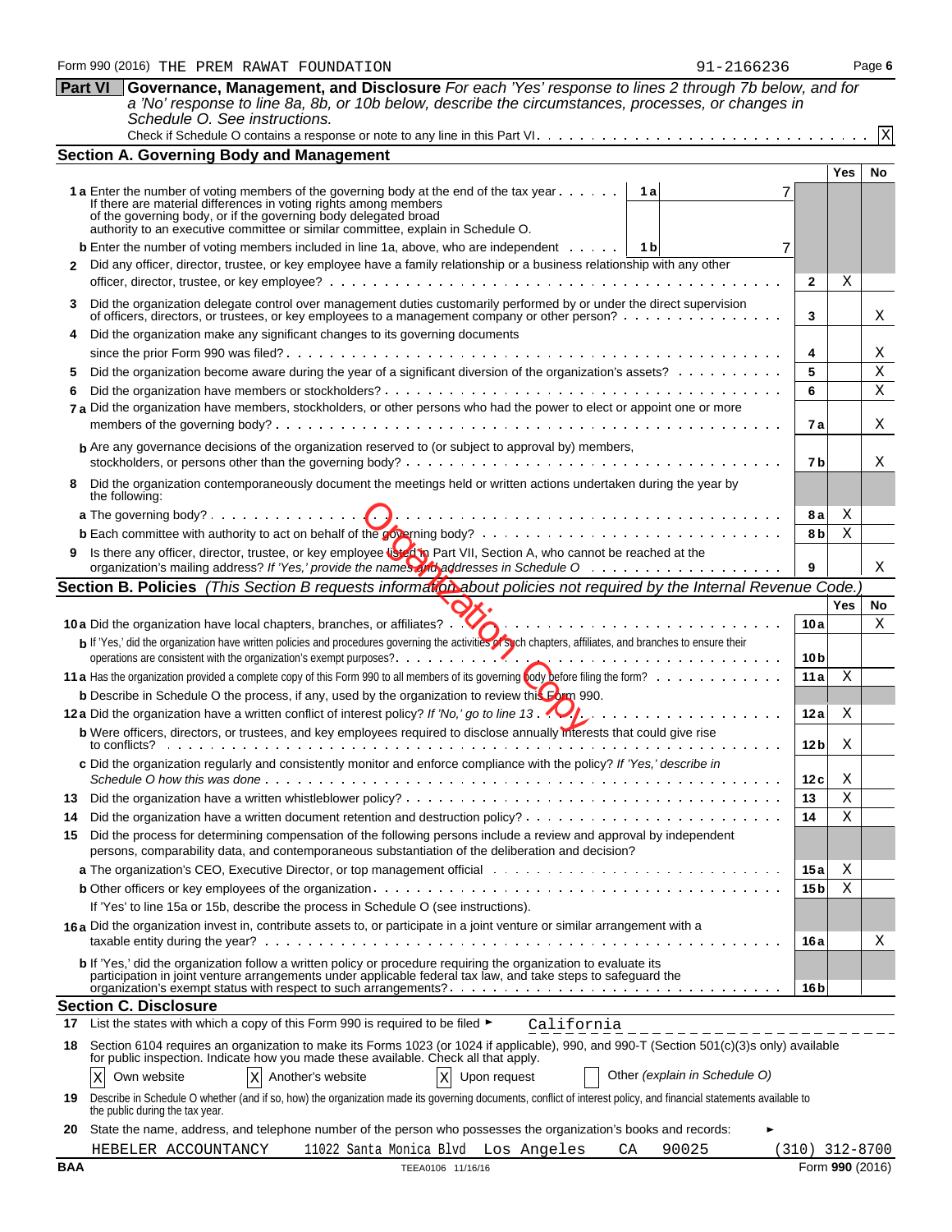Form 990 (2016) THE PREM RAWAT FOUNDATION 91-2166236

## Part VI Governance, Management, and Disclosure

*For each 'Yes' response to lines 2 through 7b below, and for a 'No' response to line 8a, 8b, or 10b below, describe the circumstances, processes, or changes in Schedule O. See instructions.*

Check if Schedule O contains a response or note to any line in this Part VI. . . . . X

### Section A. Governing Body and Management

| | | | Yes | No |
|---|---|---|---|---|
| **1 a** Enter the number of voting members of the governing body at the end of the tax year. If there are material differences in voting rights among members of the governing body, or if the governing body delegated broad authority to an executive committee or similar committee, explain in Schedule O. | 1 a | 7 | | |
| **b** Enter the number of voting members included in line 1a, above, who are independent | 1 b | 7 | | |
| **2** Did any officer, director, trustee, or key employee have a family relationship or a business relationship with any other officer, director, trustee, or key employee? | 2 | | X | |
| **3** Did the organization delegate control over management duties customarily performed by or under the direct supervision of officers, directors, or trustees, or key employees to a management company or other person? | 3 | | | X |
| **4** Did the organization make any significant changes to its governing documents since the prior Form 990 was filed? | 4 | | | X |
| **5** Did the organization become aware during the year of a significant diversion of the organization's assets? | 5 | | | X |
| **6** Did the organization have members or stockholders? | 6 | | | X |
| **7 a** Did the organization have members, stockholders, or other persons who had the power to elect or appoint one or more members of the governing body? | 7 a | | | X |
| **b** Are any governance decisions of the organization reserved to (or subject to approval by) members, stockholders, or persons other than the governing body? | 7 b | | | X |
| **8** Did the organization contemporaneously document the meetings held or written actions undertaken during the year by the following: | | | | |
| **a** The governing body? | 8 a | | X | |
| **b** Each committee with authority to act on behalf of the governing body? | 8 b | | X | |
| **9** Is there any officer, director, trustee, or key employee listed in Part VII, Section A, who cannot be reached at the organization's mailing address? *If 'Yes,' provide the names and addresses in Schedule O* | 9 | | | X |

### Section B. Policies *(This Section B requests information about policies not required by the Internal Revenue Code.)*

| | | Yes | No |
|---|---|---|---|
| **10 a** Did the organization have local chapters, branches, or affiliates? | 10 a | | X |
| **b** If 'Yes,' did the organization have written policies and procedures governing the activities of such chapters, affiliates, and branches to ensure their operations are consistent with the organization's exempt purposes? | 10 b | | |
| **11 a** Has the organization provided a complete copy of this Form 990 to all members of its governing body before filing the form? | 11 a | X | |
| **b** Describe in Schedule O the process, if any, used by the organization to review this Form 990. | | | |
| **12 a** Did the organization have a written conflict of interest policy? *If 'No,' go to line 13* | 12 a | X | |
| **b** Were officers, directors, or trustees, and key employees required to disclose annually interests that could give rise to conflicts? | 12 b | X | |
| **c** Did the organization regularly and consistently monitor and enforce compliance with the policy? *If 'Yes,' describe in Schedule O how this was done* | 12 c | X | |
| **13** Did the organization have a written whistleblower policy? | 13 | X | |
| **14** Did the organization have a written document retention and destruction policy? | 14 | X | |
| **15** Did the process for determining compensation of the following persons include a review and approval by independent persons, comparability data, and contemporaneous substantiation of the deliberation and decision? | | | |
| **a** The organization's CEO, Executive Director, or top management official | 15 a | X | |
| **b** Other officers or key employees of the organization | 15 b | X | |
| If 'Yes' to line 15a or 15b, describe the process in Schedule O (see instructions). | | | |
| **16 a** Did the organization invest in, contribute assets to, or participate in a joint venture or similar arrangement with a taxable entity during the year? | 16 a | | X |
| **b** If 'Yes,' did the organization follow a written policy or procedure requiring the organization to evaluate its participation in joint venture arrangements under applicable federal tax law, and take steps to safeguard the organization's exempt status with respect to such arrangements? | 16 b | | |

### Section C. Disclosure

**17** List the states with which a copy of this Form 990 is required to be filed ► California

**18** Section 6104 requires an organization to make its Forms 1023 (or 1024 if applicable), 990, and 990-T (Section 501(c)(3)s only) available for public inspection. Indicate how you made these available. Check all that apply.

[X] Own website [X] Another's website [X] Upon request [ ] Other *(explain in Schedule O)*

**19** Describe in Schedule O whether (and if so, how) the organization made its governing documents, conflict of interest policy, and financial statements available to the public during the tax year.

**20** State the name, address, and telephone number of the person who possesses the organization's books and records: ►

HEBELER ACCOUNTANCY 11022 Santa Monica Blvd Los Angeles CA 90025 (310) 312-8700

BAA TEEA0106 11/16/16 Form **990** (2016)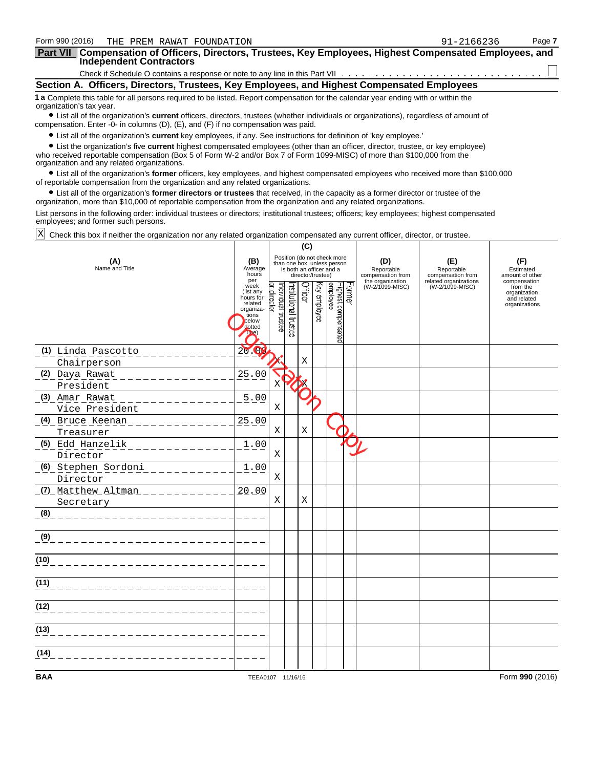Form 990 (2016) THE PREM RAWAT FOUNDATION 91-2166236 Page **7**

## Part VII Compensation of Officers, Directors, Trustees, Key Employees, Highest Compensated Employees, and Independent Contractors

Check if Schedule O contains a response or note to any line in this Part VII . . . . . . . . . . . . . . . . . . . . . . . . . . . . . ☐

### Section A. Officers, Directors, Trustees, Key Employees, and Highest Compensated Employees

**1 a** Complete this table for all persons required to be listed. Report compensation for the calendar year ending with or within the organization's tax year.

- List all of the organization's **current** officers, directors, trustees (whether individuals or organizations), regardless of amount of compensation. Enter -0- in columns (D), (E), and (F) if no compensation was paid.
- List all of the organization's **current** key employees, if any. See instructions for definition of 'key employee.'
- List the organization's five **current** highest compensated employees (other than an officer, director, trustee, or key employee) who received reportable compensation (Box 5 of Form W-2 and/or Box 7 of Form 1099-MISC) of more than $100,000 from the organization and any related organizations.
- List all of the organization's **former** officers, key employees, and highest compensated employees who received more than $100,000 of reportable compensation from the organization and any related organizations.
- List all of the organization's **former directors or trustees** that received, in the capacity as a former director or trustee of the organization, more than $10,000 of reportable compensation from the organization and any related organizations.

List persons in the following order: individual trustees or directors; institutional trustees; officers; key employees; highest compensated employees; and former such persons.

☒ Check this box if neither the organization nor any related organization compensated any current officer, director, or trustee.

| (A) Name and Title | (B) Average hours per week (list any hours for related organizations below dotted line) | (C) Position (do not check more than one box, unless person is both an officer and a director/trustee) | | | | | | (D) Reportable compensation from the organization (W-2/1099-MISC) | (E) Reportable compensation from related organizations (W-2/1099-MISC) | (F) Estimated amount of other compensation from the organization and related organizations |
|---|---|---|---|---|---|---|---|---|---|---|
| | | Individual trustee or director | Institutional trustee | Officer | Key employee | Highest compensated employee | Former | | | |
| (1) Linda Pascotto<br>Chairperson | 20.00 | X | | X | | | | | | |
| (2) Daya Rawat<br>President | 25.00 | X | | X | | | | | | |
| (3) Amar Rawat<br>Vice President | 5.00 | X | | | | | | | | |
| (4) Bruce Keenan<br>Treasurer | 25.00 | X | | X | | | | | | |
| (5) Edd Hanzelik<br>Director | 1.00 | X | | | | | | | | |
| (6) Stephen Sordoni<br>Director | 1.00 | X | | | | | | | | |
| (7) Matthew Altman<br>Secretary | 20.00 | X | | X | | | | | | |
| (8) | | | | | | | | | | |
| (9) | | | | | | | | | | |
| (10) | | | | | | | | | | |
| (11) | | | | | | | | | | |
| (12) | | | | | | | | | | |
| (13) | | | | | | | | | | |
| (14) | | | | | | | | | | |

Organization Copy

BAA TEEA0107 11/16/16 Form **990** (2016)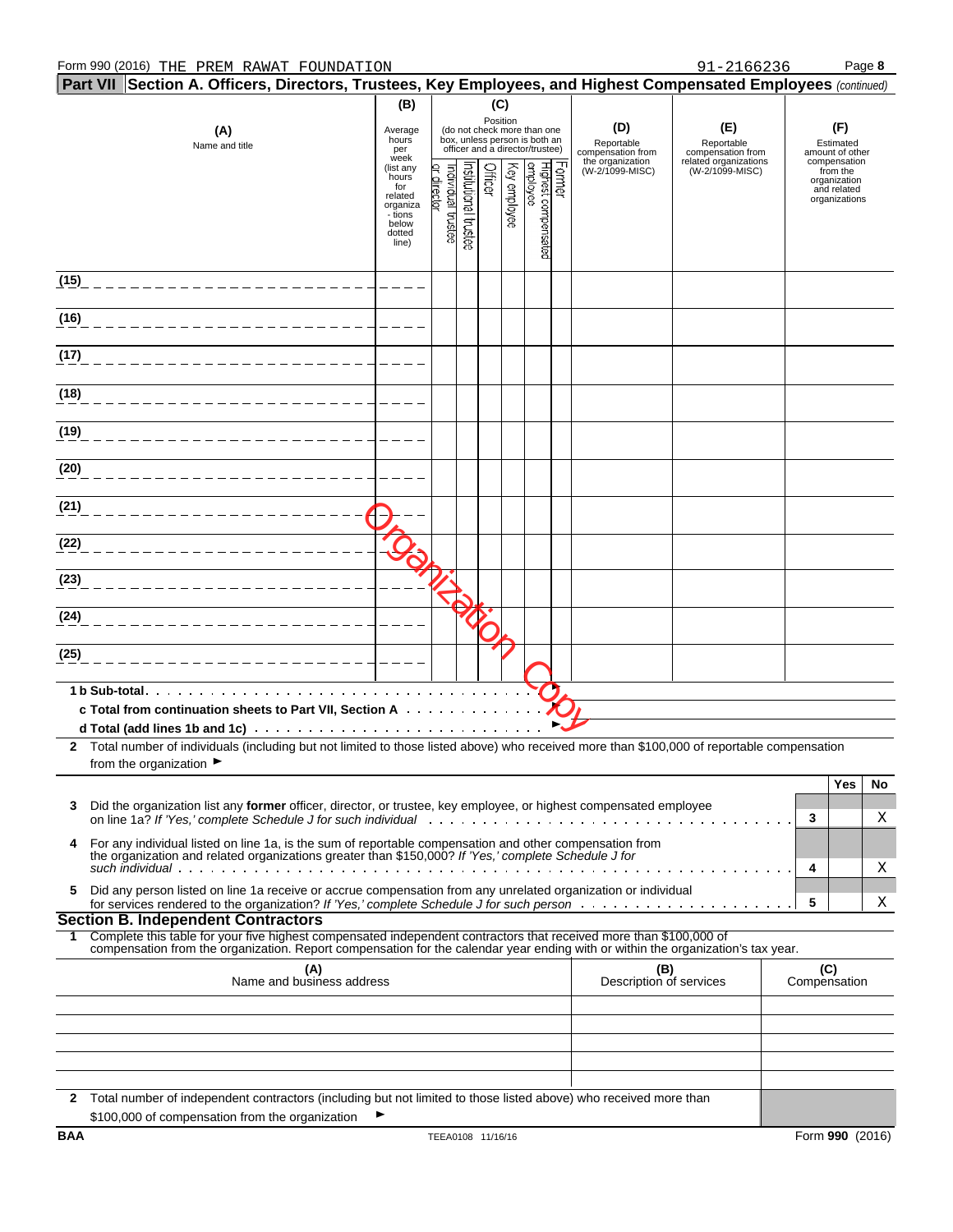Form 990 (2016) THE PREM RAWAT FOUNDATION 91-2166236

## Part VII Section A. Officers, Directors, Trustees, Key Employees, and Highest Compensated Employees *(continued)*

| (A) Name and title | (B) Average hours per week (list any hours for related organizations below dotted line) | (C) Position (do not check more than one box, unless person is both an officer and a director/trustee): Individual trustee or director | Institutional trustee | Officer | Key employee | Highest compensated employee | Former | (D) Reportable compensation from the organization (W-2/1099-MISC) | (E) Reportable compensation from related organizations (W-2/1099-MISC) | (F) Estimated amount of other compensation from the organization and related organizations |
|---|---|---|---|---|---|---|---|---|---|---|
| (15) | | | | | | | | | | |
| (16) | | | | | | | | | | |
| (17) | | | | | | | | | | |
| (18) | | | | | | | | | | |
| (19) | | | | | | | | | | |
| (20) | | | | | | | | | | |
| (21) | | | | | | | | | | |
| (22) | | | | | | | | | | |
| (23) | | | | | | | | | | |
| (24) | | | | | | | | | | |
| (25) | | | | | | | | | | |

**1 b Sub-total** ►

**c Total from continuation sheets to Part VII, Section A** ►

**d Total (add lines 1b and 1c)** ►

**2** Total number of individuals (including but not limited to those listed above) who received more than $100,000 of reportable compensation from the organization ►

| | | | Yes | No |
|---|---|---|---|---|
| **3** | Did the organization list any **former** officer, director, or trustee, key employee, or highest compensated employee on line 1a? *If 'Yes,' complete Schedule J for such individual* | 3 | | X |
| **4** | For any individual listed on line 1a, is the sum of reportable compensation and other compensation from the organization and related organizations greater than $150,000? *If 'Yes,' complete Schedule J for such individual* | 4 | | X |
| **5** | Did any person listed on line 1a receive or accrue compensation from any unrelated organization or individual for services rendered to the organization? *If 'Yes,' complete Schedule J for such person* | 5 | | X |

## Section B. Independent Contractors

**1** Complete this table for your five highest compensated independent contractors that received more than $100,000 of compensation from the organization. Report compensation for the calendar year ending with or within the organization's tax year.

| (A) Name and business address | (B) Description of services | (C) Compensation |
|---|---|---|
| | | |
| | | |
| | | |
| | | |
| | | |

**2** Total number of independent contractors (including but not limited to those listed above) who received more than $100,000 of compensation from the organization ►

Organization Copy

BAA TEEA0108 11/16/16 Form **990** (2016)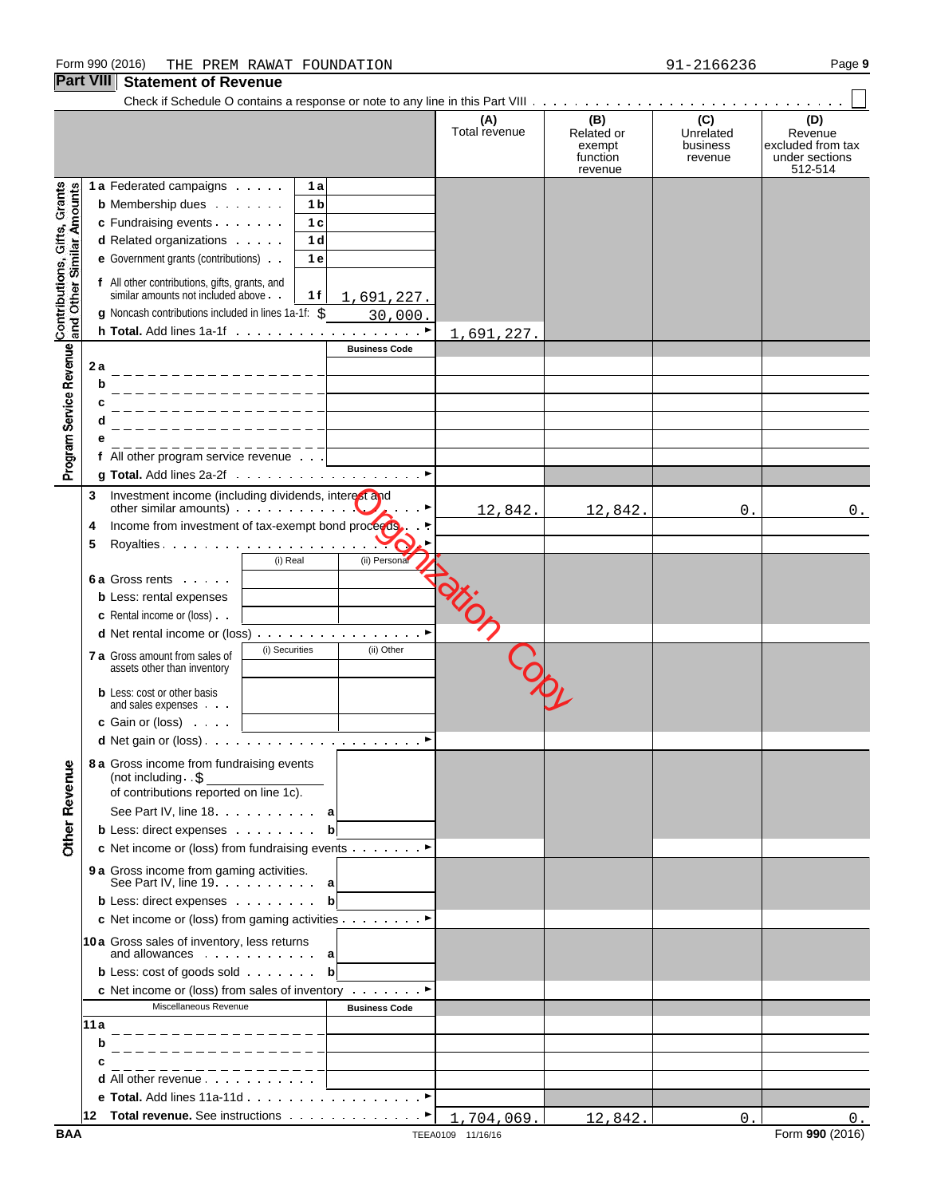Form 990 (2016) THE PREM RAWAT FOUNDATION 91-2166236

## Part VIII Statement of Revenue

Check if Schedule O contains a response or note to any line in this Part VIII . . . . . . . . . . . . . . . . . . . . . . . . . . . . . . ☐

| | | | (A) Total revenue | (B) Related or exempt function revenue | (C) Unrelated business revenue | (D) Revenue excluded from tax under sections 512-514 |
|---|---|---|---|---|---|---|
| **Contributions, Gifts, Grants and Other Similar Amounts** | 1a Federated campaigns | 1a | | | | |
| | b Membership dues | 1b | | | | |
| | c Fundraising events | 1c | | | | |
| | d Related organizations | 1d | | | | |
| | e Government grants (contributions) | 1e | | | | |
| | f All other contributions, gifts, grants, and similar amounts not included above | 1f 1,691,227. | | | | |
| | g Noncash contributions included in lines 1a-1f: $ 30,000. | | | | | |
| | h **Total.** Add lines 1a-1f ▶ | | 1,691,227. | | | |
| **Program Service Revenue** | | Business Code | | | | |
| | 2a | | | | | |
| | b | | | | | |
| | c | | | | | |
| | d | | | | | |
| | e | | | | | |
| | f All other program service revenue | | | | | |
| | g **Total.** Add lines 2a-2f ▶ | | | | | |
| **Other Revenue** | 3 Investment income (including dividends, interest and other similar amounts) ▶ | | 12,842. | 12,842. | 0. | 0. |
| | 4 Income from investment of tax-exempt bond proceeds ▶ | | | | | |
| | 5 Royalties ▶ | | | | | |
| | | (i) Real / (ii) Personal | | | | |
| | 6a Gross rents | | | | | |
| | b Less: rental expenses | | | | | |
| | c Rental income or (loss) | | | | | |
| | d Net rental income or (loss) ▶ | | | | | |
| | | (i) Securities / (ii) Other | | | | |
| | 7a Gross amount from sales of assets other than inventory | | | | | |
| | b Less: cost or other basis and sales expenses | | | | | |
| | c Gain or (loss) | | | | | |
| | d Net gain or (loss) ▶ | | | | | |
| | 8a Gross income from fundraising events (not including $ of contributions reported on line 1c). See Part IV, line 18 | a | | | | |
| | b Less: direct expenses | b | | | | |
| | c Net income or (loss) from fundraising events ▶ | | | | | |
| | 9a Gross income from gaming activities. See Part IV, line 19 | a | | | | |
| | b Less: direct expenses | b | | | | |
| | c Net income or (loss) from gaming activities ▶ | | | | | |
| | 10a Gross sales of inventory, less returns and allowances | a | | | | |
| | b Less: cost of goods sold | b | | | | |
| | c Net income or (loss) from sales of inventory ▶ | | | | | |
| | Miscellaneous Revenue | Business Code | | | | |
| | 11a | | | | | |
| | b | | | | | |
| | c | | | | | |
| | d All other revenue | | | | | |
| | e **Total.** Add lines 11a-11d ▶ | | | | | |
| | 12 **Total revenue.** See instructions ▶ | | 1,704,069. | 12,842. | 0. | 0. |

Organization Copy

BAA TEEA0109 11/16/16 Form 990 (2016)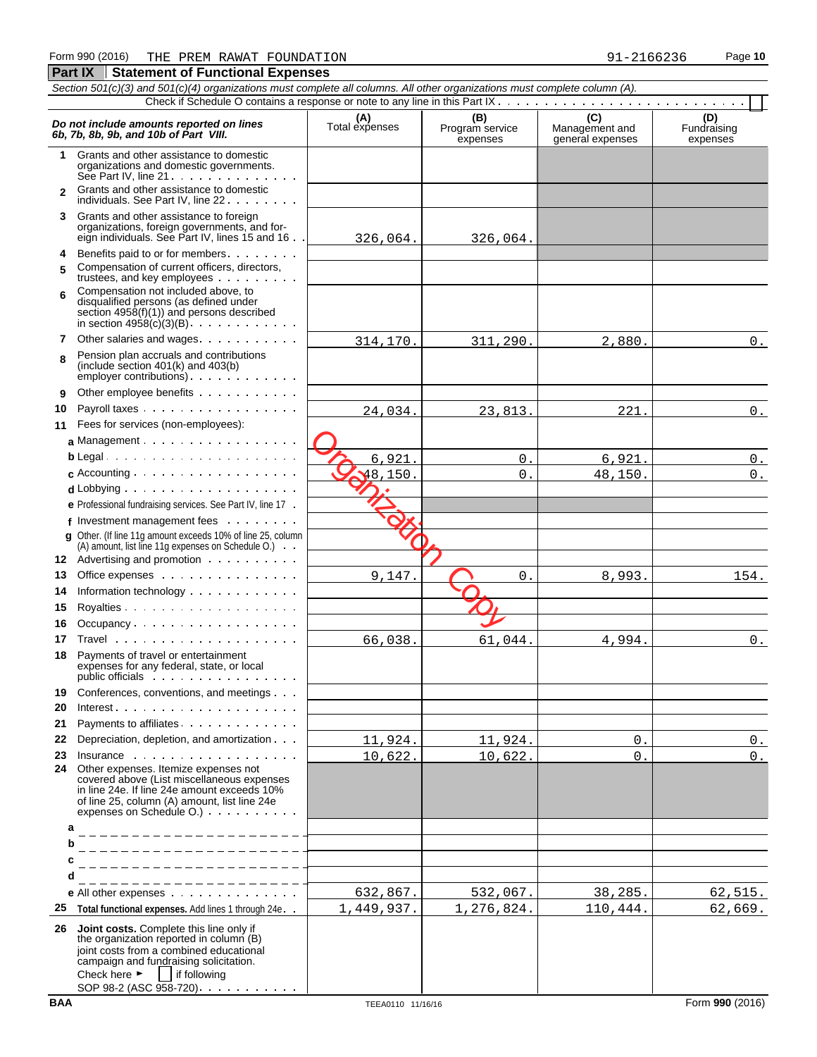Form 990 (2016) THE PREM RAWAT FOUNDATION 91-2166236

## Part IX Statement of Functional Expenses

*Section 501(c)(3) and 501(c)(4) organizations must complete all columns. All other organizations must complete column (A).*

Check if Schedule O contains a response or note to any line in this Part IX . . . . . ☐

| *Do not include amounts reported on lines 6b, 7b, 8b, 9b, and 10b of Part VIII.* | (A) Total expenses | (B) Program service expenses | (C) Management and general expenses | (D) Fundraising expenses |
|---|---|---|---|---|
| 1 Grants and other assistance to domestic organizations and domestic governments. See Part IV, line 21 | | | | |
| 2 Grants and other assistance to domestic individuals. See Part IV, line 22 | | | | |
| 3 Grants and other assistance to foreign organizations, foreign governments, and foreign individuals. See Part IV, lines 15 and 16 | 326,064. | 326,064. | | |
| 4 Benefits paid to or for members | | | | |
| 5 Compensation of current officers, directors, trustees, and key employees | | | | |
| 6 Compensation not included above, to disqualified persons (as defined under section 4958(f)(1)) and persons described in section 4958(c)(3)(B) | | | | |
| 7 Other salaries and wages | 314,170. | 311,290. | 2,880. | 0. |
| 8 Pension plan accruals and contributions (include section 401(k) and 403(b) employer contributions) | | | | |
| 9 Other employee benefits | | | | |
| 10 Payroll taxes | 24,034. | 23,813. | 221. | 0. |
| 11 Fees for services (non-employees): | | | | |
| a Management | | | | |
| b Legal | 6,921. | 0. | 6,921. | 0. |
| c Accounting | 48,150. | 0. | 48,150. | 0. |
| d Lobbying | | | | |
| e Professional fundraising services. See Part IV, line 17 | | | | |
| f Investment management fees | | | | |
| g Other. (If line 11g amount exceeds 10% of line 25, column (A) amount, list line 11g expenses on Schedule O.) | | | | |
| 12 Advertising and promotion | | | | |
| 13 Office expenses | 9,147. | 0. | 8,993. | 154. |
| 14 Information technology | | | | |
| 15 Royalties | | | | |
| 16 Occupancy | | | | |
| 17 Travel | 66,038. | 61,044. | 4,994. | 0. |
| 18 Payments of travel or entertainment expenses for any federal, state, or local public officials | | | | |
| 19 Conferences, conventions, and meetings | | | | |
| 20 Interest | | | | |
| 21 Payments to affiliates | | | | |
| 22 Depreciation, depletion, and amortization | 11,924. | 11,924. | 0. | 0. |
| 23 Insurance | 10,622. | 10,622. | 0. | 0. |
| 24 Other expenses. Itemize expenses not covered above (List miscellaneous expenses in line 24e. If line 24e amount exceeds 10% of line 25, column (A) amount, list line 24e expenses on Schedule O.) | | | | |
| a | | | | |
| b | | | | |
| c | | | | |
| d | | | | |
| e All other expenses | 632,867. | 532,067. | 38,285. | 62,515. |
| 25 **Total functional expenses.** Add lines 1 through 24e | 1,449,937. | 1,276,824. | 110,444. | 62,669. |
| 26 **Joint costs.** Complete this line only if the organization reported in column (B) joint costs from a combined educational campaign and fundraising solicitation. Check here ► ☐ if following SOP 98-2 (ASC 958-720) | | | | |

Organization Copy

BAA TEEA0110 11/16/16 Form **990** (2016)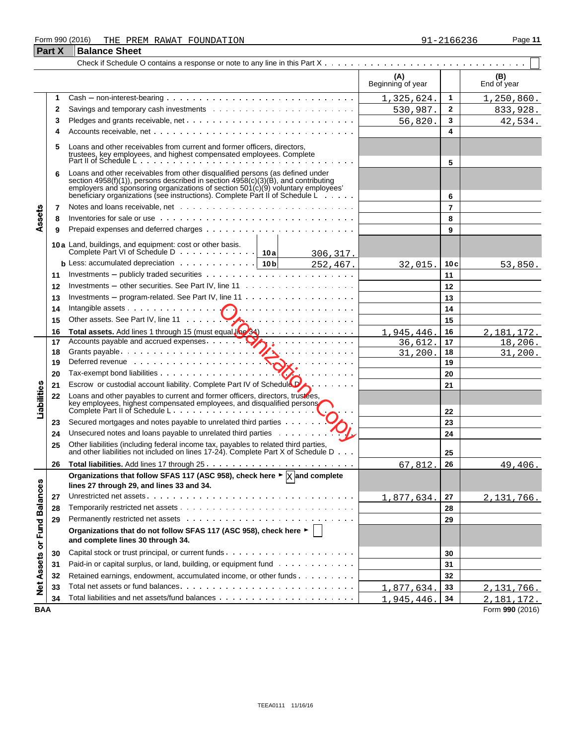Form 990 (2016) THE PREM RAWAT FOUNDATION 91-2166236

## Part X Balance Sheet

Check if Schedule O contains a response or note to any line in this Part X . . . ☐

| | | | (A) Beginning of year | | (B) End of year |
|---|---|---|---|---|---|
| Assets | 1 | Cash – non-interest-bearing | 1,325,624. | 1 | 1,250,860. |
| | 2 | Savings and temporary cash investments | 530,987. | 2 | 833,928. |
| | 3 | Pledges and grants receivable, net | 56,820. | 3 | 42,534. |
| | 4 | Accounts receivable, net | | 4 | |
| | 5 | Loans and other receivables from current and former officers, directors, trustees, key employees, and highest compensated employees. Complete Part II of Schedule L | | 5 | |
| | 6 | Loans and other receivables from other disqualified persons (as defined under section 4958(f)(1)), persons described in section 4958(c)(3)(B), and contributing employers and sponsoring organizations of section 501(c)(9) voluntary employees' beneficiary organizations (see instructions). Complete Part II of Schedule L | | 6 | |
| | 7 | Notes and loans receivable, net | | 7 | |
| | 8 | Inventories for sale or use | | 8 | |
| | 9 | Prepaid expenses and deferred charges | | 9 | |
| | 10a | Land, buildings, and equipment: cost or other basis. Complete Part VI of Schedule D . . . 10a 306,317. | | | |
| | b | Less: accumulated depreciation . . . 10b 252,467. | 32,015. | 10c | 53,850. |
| | 11 | Investments – publicly traded securities | | 11 | |
| | 12 | Investments – other securities. See Part IV, line 11 | | 12 | |
| | 13 | Investments – program-related. See Part IV, line 11 | | 13 | |
| | 14 | Intangible assets | | 14 | |
| | 15 | Other assets. See Part IV, line 11 | | 15 | |
| | 16 | **Total assets.** Add lines 1 through 15 (must equal line 34) | 1,945,446. | 16 | 2,181,172. |
| Liabilities | 17 | Accounts payable and accrued expenses | 36,612. | 17 | 18,206. |
| | 18 | Grants payable | 31,200. | 18 | 31,200. |
| | 19 | Deferred revenue | | 19 | |
| | 20 | Tax-exempt bond liabilities | | 20 | |
| | 21 | Escrow or custodial account liability. Complete Part IV of Schedule D | | 21 | |
| | 22 | Loans and other payables to current and former officers, directors, trustees, key employees, highest compensated employees, and disqualified persons. Complete Part II of Schedule L | | 22 | |
| | 23 | Secured mortgages and notes payable to unrelated third parties | | 23 | |
| | 24 | Unsecured notes and loans payable to unrelated third parties | | 24 | |
| | 25 | Other liabilities (including federal income tax, payables to related third parties, and other liabilities not included on lines 17-24). Complete Part X of Schedule D | | 25 | |
| | 26 | **Total liabilities.** Add lines 17 through 25 | 67,812. | 26 | 49,406. |
| Net Assets or Fund Balances | | **Organizations that follow SFAS 117 (ASC 958), check here ► ☒ and complete lines 27 through 29, and lines 33 and 34.** | | | |
| | 27 | Unrestricted net assets | 1,877,634. | 27 | 2,131,766. |
| | 28 | Temporarily restricted net assets | | 28 | |
| | 29 | Permanently restricted net assets | | 29 | |
| | | **Organizations that do not follow SFAS 117 (ASC 958), check here ► ☐ and complete lines 30 through 34.** | | | |
| | 30 | Capital stock or trust principal, or current funds | | 30 | |
| | 31 | Paid-in or capital surplus, or land, building, or equipment fund | | 31 | |
| | 32 | Retained earnings, endowment, accumulated income, or other funds | | 32 | |
| | 33 | Total net assets or fund balances | 1,877,634. | 33 | 2,131,766. |
| | 34 | Total liabilities and net assets/fund balances | 1,945,446. | 34 | 2,181,172. |

Organization Copy

BAA Form **990** (2016)

TEEA0111 11/16/16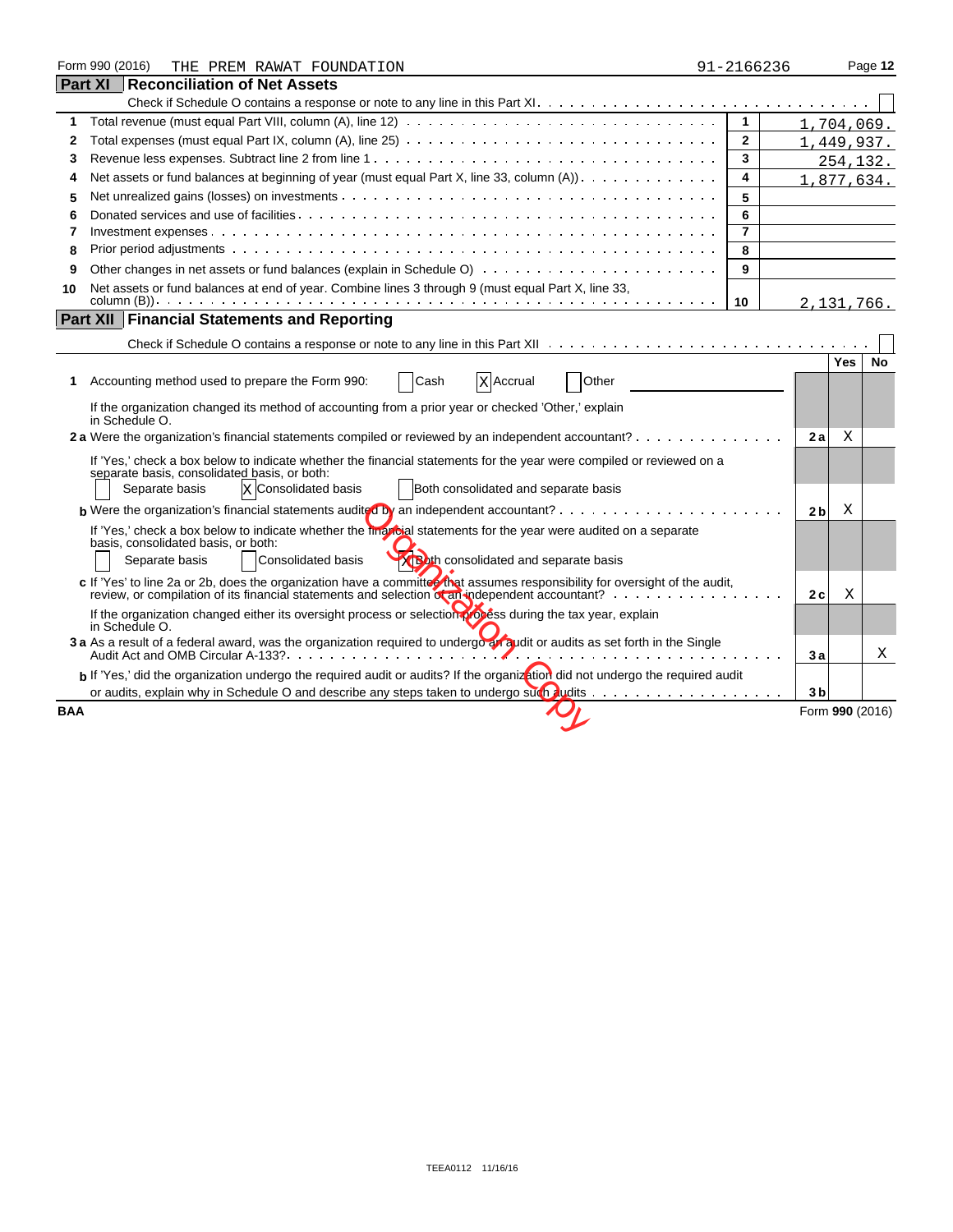Form 990 (2016) THE PREM RAWAT FOUNDATION 91-2166236

## Part XI Reconciliation of Net Assets

Check if Schedule O contains a response or note to any line in this Part XI. . . . . . . . . . . . . . . . . . . . . . . . . . . . . . . . . ☐

| | | | |
|---|---|---|---|
| 1 | Total revenue (must equal Part VIII, column (A), line 12) | 1 | 1,704,069. |
| 2 | Total expenses (must equal Part IX, column (A), line 25) | 2 | 1,449,937. |
| 3 | Revenue less expenses. Subtract line 2 from line 1 | 3 | 254,132. |
| 4 | Net assets or fund balances at beginning of year (must equal Part X, line 33, column (A)) | 4 | 1,877,634. |
| 5 | Net unrealized gains (losses) on investments | 5 | |
| 6 | Donated services and use of facilities | 6 | |
| 7 | Investment expenses | 7 | |
| 8 | Prior period adjustments | 8 | |
| 9 | Other changes in net assets or fund balances (explain in Schedule O) | 9 | |
| 10 | Net assets or fund balances at end of year. Combine lines 3 through 9 (must equal Part X, line 33, column (B)) | 10 | 2,131,766. |

## Part XII Financial Statements and Reporting

Check if Schedule O contains a response or note to any line in this Part XII . . . . . . . . . . . . . . . . . . . . . . . . . . . . . . . ☐

| | | | Yes | No |
|---|---|---|---|---|
| 1 | Accounting method used to prepare the Form 990: ☐ Cash ☒ Accrual ☐ Other | | | |
| | If the organization changed its method of accounting from a prior year or checked 'Other,' explain in Schedule O. | | | |
| 2 a | Were the organization's financial statements compiled or reviewed by an independent accountant? | 2a | X | |
| | If 'Yes,' check a box below to indicate whether the financial statements for the year were compiled or reviewed on a separate basis, consolidated basis, or both: ☐ Separate basis ☒ Consolidated basis ☐ Both consolidated and separate basis | | | |
| b | Were the organization's financial statements audited by an independent accountant? | 2b | X | |
| | If 'Yes,' check a box below to indicate whether the financial statements for the year were audited on a separate basis, consolidated basis, or both: ☐ Separate basis ☐ Consolidated basis ☒ Both consolidated and separate basis | | | |
| c | If 'Yes' to line 2a or 2b, does the organization have a committee that assumes responsibility for oversight of the audit, review, or compilation of its financial statements and selection of an independent accountant? | 2c | X | |
| | If the organization changed either its oversight process or selection process during the tax year, explain in Schedule O. | | | |
| 3 a | As a result of a federal award, was the organization required to undergo an audit or audits as set forth in the Single Audit Act and OMB Circular A-133? | 3a | | X |
| b | If 'Yes,' did the organization undergo the required audit or audits? If the organization did not undergo the required audit or audits, explain why in Schedule O and describe any steps taken to undergo such audits | 3b | | |

BAA Form 990 (2016)

Organization Copy

TEEA0112 11/16/16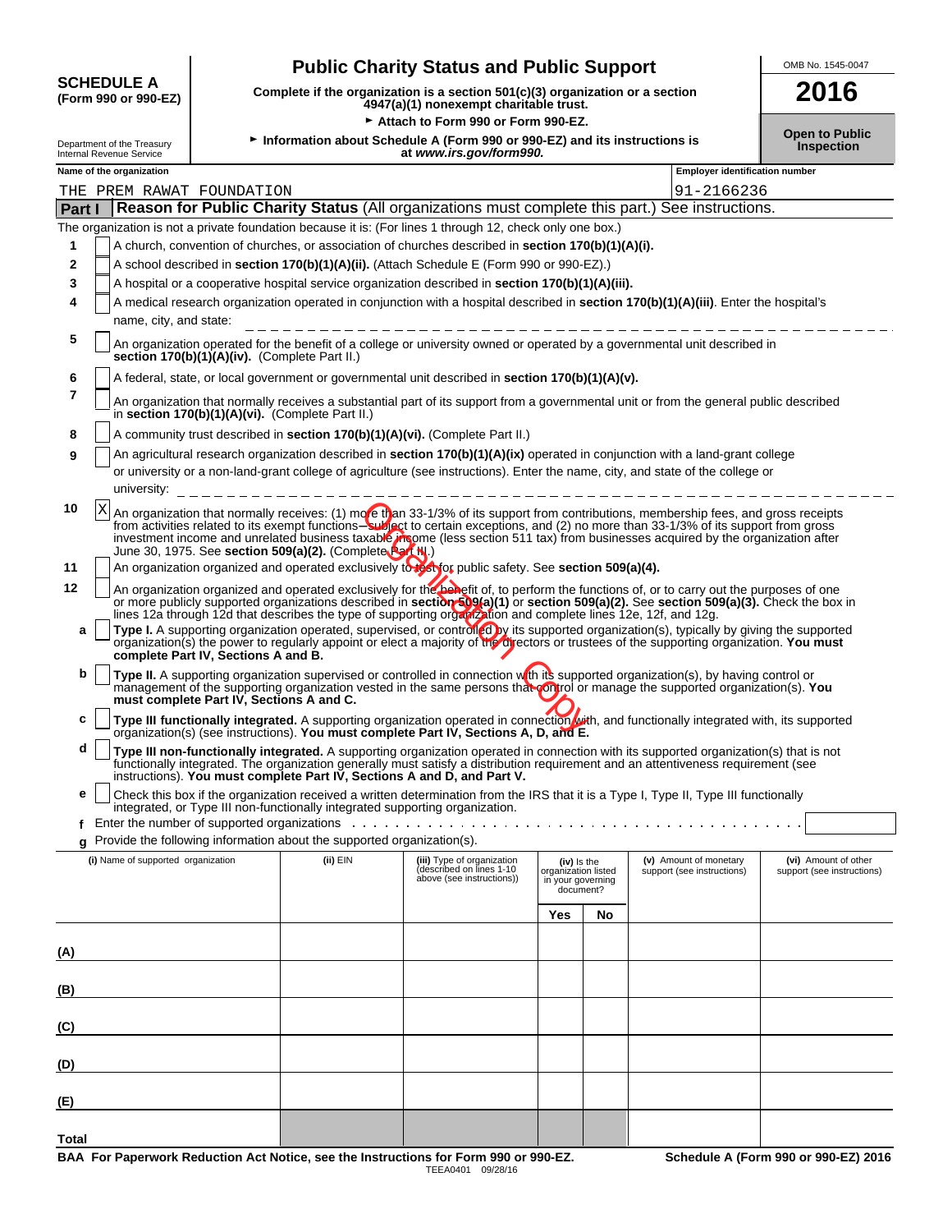**SCHEDULE A**
**(Form 990 or 990-EZ)**

Department of the Treasury
Internal Revenue Service

# Public Charity Status and Public Support

**Complete if the organization is a section 501(c)(3) organization or a section 4947(a)(1) nonexempt charitable trust.**

► **Attach to Form 990 or Form 990-EZ.**

► **Information about Schedule A (Form 990 or 990-EZ) and its instructions is at** ***www.irs.gov/form990.***

OMB No. 1545-0047

**2016**

**Open to Public Inspection**

**Name of the organization**
THE PREM RAWAT FOUNDATION

**Employer identification number**
91-2166236

## Part I Reason for Public Charity Status (All organizations must complete this part.) See instructions.

The organization is not a private foundation because it is: (For lines 1 through 12, check only one box.)

1 [ ] A church, convention of churches, or association of churches described in **section 170(b)(1)(A)(i).**

2 [ ] A school described in **section 170(b)(1)(A)(ii).** (Attach Schedule E (Form 990 or 990-EZ).)

3 [ ] A hospital or a cooperative hospital service organization described in **section 170(b)(1)(A)(iii).**

4 [ ] A medical research organization operated in conjunction with a hospital described in **section 170(b)(1)(A)(iii)**. Enter the hospital's name, city, and state:

5 [ ] An organization operated for the benefit of a college or university owned or operated by a governmental unit described in **section 170(b)(1)(A)(iv).** (Complete Part II.)

6 [ ] A federal, state, or local government or governmental unit described in **section 170(b)(1)(A)(v).**

7 [ ] An organization that normally receives a substantial part of its support from a governmental unit or from the general public described in **section 170(b)(1)(A)(vi).** (Complete Part II.)

8 [ ] A community trust described in **section 170(b)(1)(A)(vi).** (Complete Part II.)

9 [ ] An agricultural research organization described in **section 170(b)(1)(A)(ix)** operated in conjunction with a land-grant college or university or a non-land-grant college of agriculture (see instructions). Enter the name, city, and state of the college or university:

10 [X] An organization that normally receives: (1) more than 33-1/3% of its support from contributions, membership fees, and gross receipts from activities related to its exempt functions—subject to certain exceptions, and (2) no more than 33-1/3% of its support from gross investment income and unrelated business taxable income (less section 511 tax) from businesses acquired by the organization after June 30, 1975. See **section 509(a)(2).** (Complete Part III.)

11 [ ] An organization organized and operated exclusively to test for public safety. See **section 509(a)(4).**

12 [ ] An organization organized and operated exclusively for the benefit of, to perform the functions of, or to carry out the purposes of one or more publicly supported organizations described in **section 509(a)(1)** or **section 509(a)(2).** See **section 509(a)(3).** Check the box in lines 12a through 12d that describes the type of supporting organization and complete lines 12e, 12f, and 12g.

a [ ] **Type I.** A supporting organization operated, supervised, or controlled by its supported organization(s), typically by giving the supported organization(s) the power to regularly appoint or elect a majority of the directors or trustees of the supporting organization. **You must complete Part IV, Sections A and B.**

b [ ] **Type II.** A supporting organization supervised or controlled in connection with its supported organization(s), by having control or management of the supporting organization vested in the same persons that control or manage the supported organization(s). **You must complete Part IV, Sections A and C.**

c [ ] **Type III functionally integrated.** A supporting organization operated in connection with, and functionally integrated with, its supported organization(s) (see instructions). **You must complete Part IV, Sections A, D, and E.**

d [ ] **Type III non-functionally integrated.** A supporting organization operated in connection with its supported organization(s) that is not functionally integrated. The organization generally must satisfy a distribution requirement and an attentiveness requirement (see instructions). **You must complete Part IV, Sections A and D, and Part V.**

e [ ] Check this box if the organization received a written determination from the IRS that it is a Type I, Type II, Type III functionally integrated, or Type III non-functionally integrated supporting organization.

f Enter the number of supported organizations

g Provide the following information about the supported organization(s).

| (i) Name of supported organization | (ii) EIN | (iii) Type of organization (described on lines 1-10 above (see instructions)) | (iv) Is the organization listed in your governing document? | | (v) Amount of monetary support (see instructions) | (vi) Amount of other support (see instructions) |
|---|---|---|---|---|---|---|
| | | | Yes | No | | |
| (A) | | | | | | |
| (B) | | | | | | |
| (C) | | | | | | |
| (D) | | | | | | |
| (E) | | | | | | |
| Total | | | | | | |

**BAA For Paperwork Reduction Act Notice, see the Instructions for Form 990 or 990-EZ.** TEEA0401 09/28/16 **Schedule A (Form 990 or 990-EZ) 2016**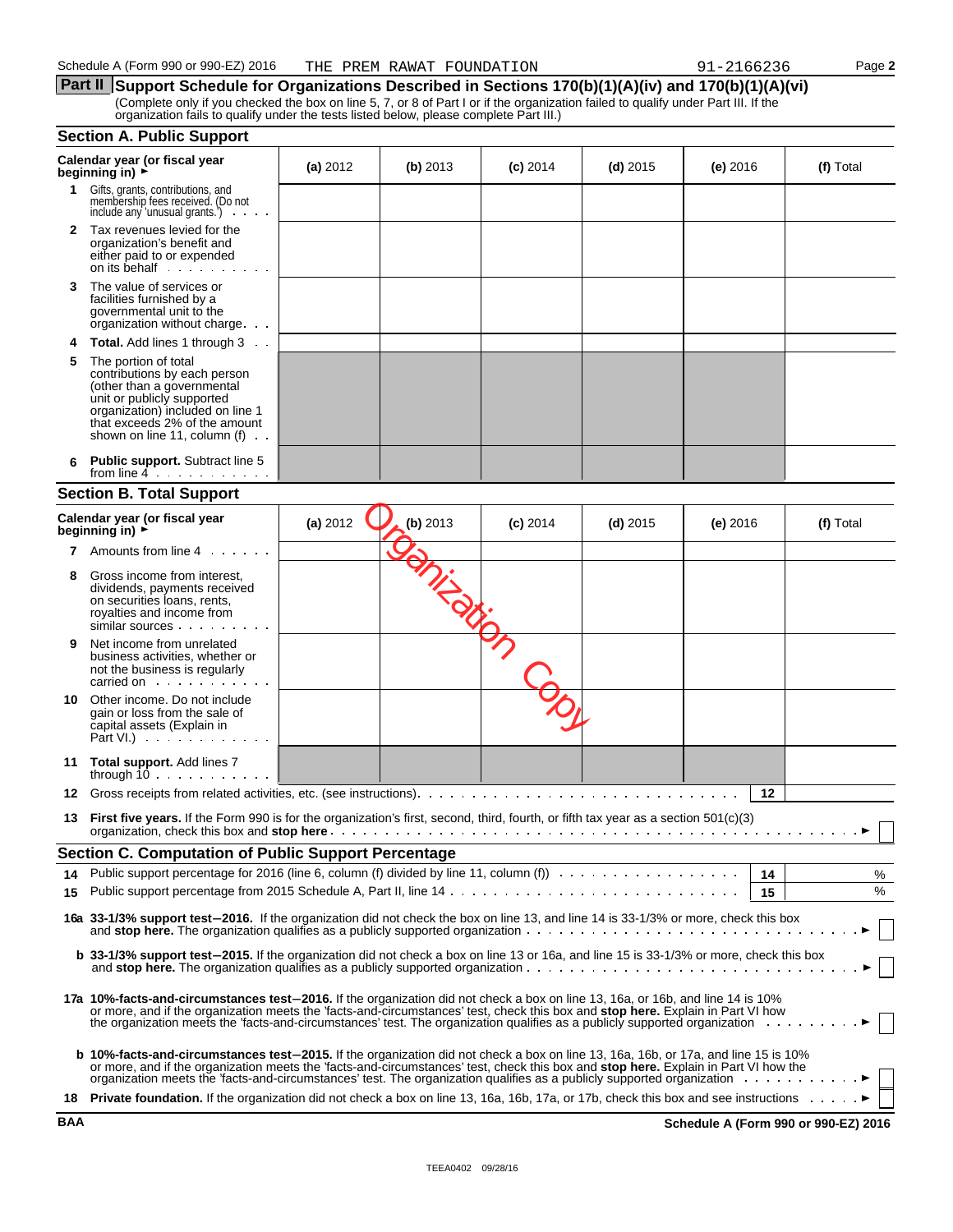Schedule A (Form 990 or 990-EZ) 2016 THE PREM RAWAT FOUNDATION 91-2166236

## Part II Support Schedule for Organizations Described in Sections 170(b)(1)(A)(iv) and 170(b)(1)(A)(vi)

(Complete only if you checked the box on line 5, 7, or 8 of Part I or if the organization failed to qualify under Part III. If the organization fails to qualify under the tests listed below, please complete Part III.)

### Section A. Public Support

| Calendar year (or fiscal year beginning in) ► | (a) 2012 | (b) 2013 | (c) 2014 | (d) 2015 | (e) 2016 | (f) Total |
|---|---|---|---|---|---|---|
| **1** Gifts, grants, contributions, and membership fees received. (Do not include any 'unusual grants.') | | | | | | |
| **2** Tax revenues levied for the organization's benefit and either paid to or expended on its behalf | | | | | | |
| **3** The value of services or facilities furnished by a governmental unit to the organization without charge | | | | | | |
| **4** **Total.** Add lines 1 through 3 | | | | | | |
| **5** The portion of total contributions by each person (other than a governmental unit or publicly supported organization) included on line 1 that exceeds 2% of the amount shown on line 11, column (f) | | | | | | |
| **6** **Public support.** Subtract line 5 from line 4 | | | | | | |

### Section B. Total Support

| Calendar year (or fiscal year beginning in) ► | (a) 2012 | (b) 2013 | (c) 2014 | (d) 2015 | (e) 2016 | (f) Total |
|---|---|---|---|---|---|---|
| **7** Amounts from line 4 | | | | | | |
| **8** Gross income from interest, dividends, payments received on securities loans, rents, royalties and income from similar sources | | | | | | |
| **9** Net income from unrelated business activities, whether or not the business is regularly carried on | | | | | | |
| **10** Other income. Do not include gain or loss from the sale of capital assets (Explain in Part VI.) | | | | | | |
| **11** **Total support.** Add lines 7 through 10 | | | | | | |

**12** Gross receipts from related activities, etc. (see instructions) — 12

**13** **First five years.** If the Form 990 is for the organization's first, second, third, fourth, or fifth tax year as a section 501(c)(3) organization, check this box and **stop here** ► ☐

### Section C. Computation of Public Support Percentage

**14** Public support percentage for 2016 (line 6, column (f) divided by line 11, column (f)) — 14 %

**15** Public support percentage from 2015 Schedule A, Part II, line 14 — 15 %

**16a** **33-1/3% support test–2016.** If the organization did not check the box on line 13, and line 14 is 33-1/3% or more, check this box and **stop here.** The organization qualifies as a publicly supported organization ► ☐

**b** **33-1/3% support test–2015.** If the organization did not check a box on line 13 or 16a, and line 15 is 33-1/3% or more, check this box and **stop here.** The organization qualifies as a publicly supported organization ► ☐

**17a** **10%-facts-and-circumstances test–2016.** If the organization did not check a box on line 13, 16a, or 16b, and line 14 is 10% or more, and if the organization meets the 'facts-and-circumstances' test, check this box and **stop here.** Explain in Part VI how the organization meets the 'facts-and-circumstances' test. The organization qualifies as a publicly supported organization ► ☐

**b** **10%-facts-and-circumstances test–2015.** If the organization did not check a box on line 13, 16a, 16b, or 17a, and line 15 is 10% or more, and if the organization meets the 'facts-and-circumstances' test, check this box and **stop here.** Explain in Part VI how the organization meets the 'facts-and-circumstances' test. The organization qualifies as a publicly supported organization ► ☐

**18** **Private foundation.** If the organization did not check a box on line 13, 16a, 16b, 17a, or 17b, check this box and see instructions ► ☐

BAA Schedule A (Form 990 or 990-EZ) 2016

TEEA0402 09/28/16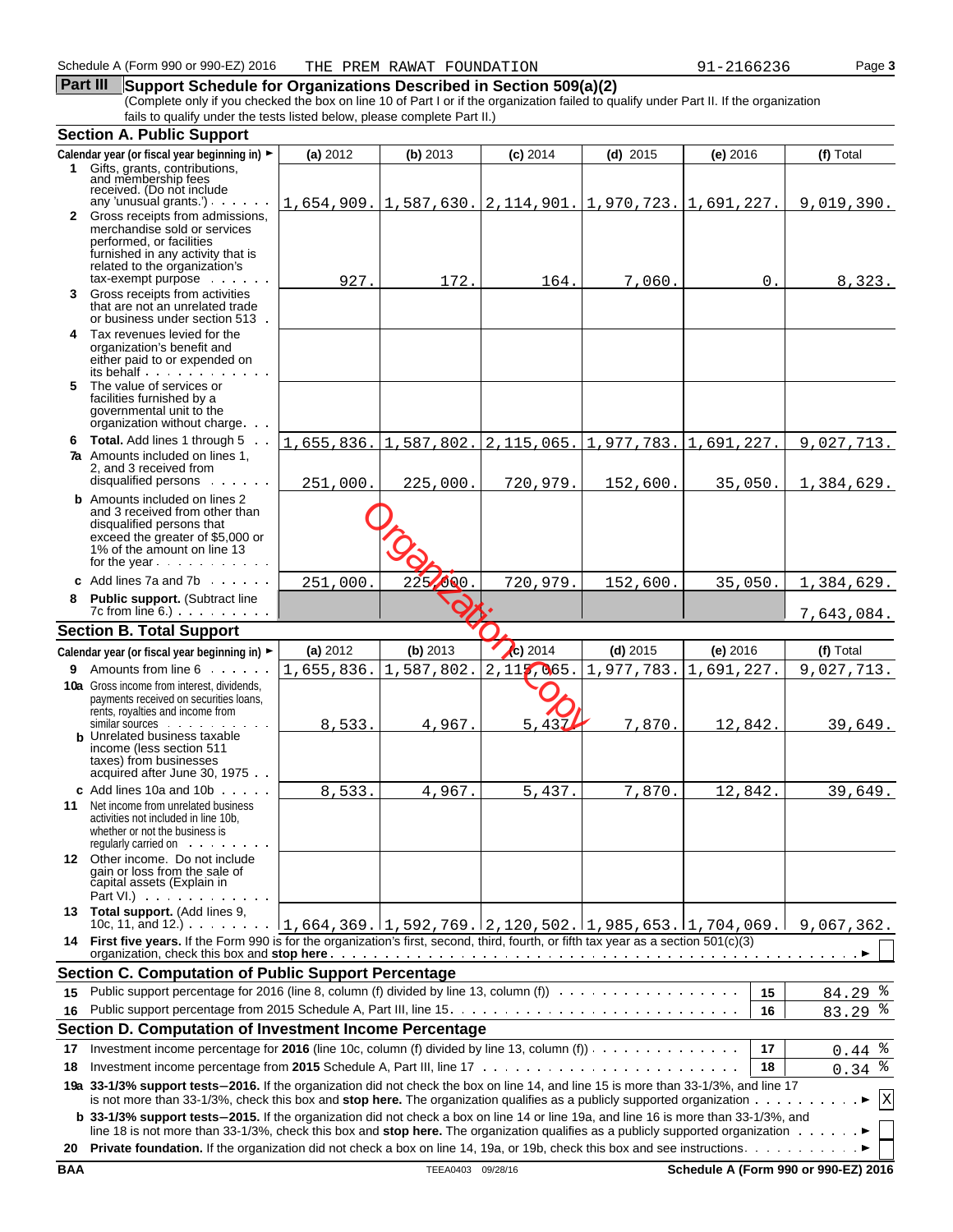Schedule A (Form 990 or 990-EZ) 2016 THE PREM RAWAT FOUNDATION 91-2166236 Page **3**

## Part III Support Schedule for Organizations Described in Section 509(a)(2)

(Complete only if you checked the box on line 10 of Part I or if the organization failed to qualify under Part II. If the organization fails to qualify under the tests listed below, please complete Part II.)

### Section A. Public Support

| Calendar year (or fiscal year beginning in) ► | (a) 2012 | (b) 2013 | (c) 2014 | (d) 2015 | (e) 2016 | (f) Total |
|---|---|---|---|---|---|---|
| **1** Gifts, grants, contributions, and membership fees received. (Do not include any 'unusual grants.') | 1,654,909. | 1,587,630. | 2,114,901. | 1,970,723. | 1,691,227. | 9,019,390. |
| **2** Gross receipts from admissions, merchandise sold or services performed, or facilities furnished in any activity that is related to the organization's tax-exempt purpose | 927. | 172. | 164. | 7,060. | 0. | 8,323. |
| **3** Gross receipts from activities that are not an unrelated trade or business under section 513 | | | | | | |
| **4** Tax revenues levied for the organization's benefit and either paid to or expended on its behalf | | | | | | |
| **5** The value of services or facilities furnished by a governmental unit to the organization without charge | | | | | | |
| **6 Total.** Add lines 1 through 5 | 1,655,836. | 1,587,802. | 2,115,065. | 1,977,783. | 1,691,227. | 9,027,713. |
| **7a** Amounts included on lines 1, 2, and 3 received from disqualified persons | 251,000. | 225,000. | 720,979. | 152,600. | 35,050. | 1,384,629. |
| **b** Amounts included on lines 2 and 3 received from other than disqualified persons that exceed the greater of $5,000 or 1% of the amount on line 13 for the year | | | | | | |
| **c** Add lines 7a and 7b | 251,000. | 225,000. | 720,979. | 152,600. | 35,050. | 1,384,629. |
| **8 Public support.** (Subtract line 7c from line 6.) | | | | | | 7,643,084. |

### Section B. Total Support

| Calendar year (or fiscal year beginning in) ► | (a) 2012 | (b) 2013 | (c) 2014 | (d) 2015 | (e) 2016 | (f) Total |
|---|---|---|---|---|---|---|
| **9** Amounts from line 6 | 1,655,836. | 1,587,802. | 2,115,065. | 1,977,783. | 1,691,227. | 9,027,713. |
| **10a** Gross income from interest, dividends, payments received on securities loans, rents, royalties and income from similar sources | 8,533. | 4,967. | 5,437. | 7,870. | 12,842. | 39,649. |
| **b** Unrelated business taxable income (less section 511 taxes) from businesses acquired after June 30, 1975 | | | | | | |
| **c** Add lines 10a and 10b | 8,533. | 4,967. | 5,437. | 7,870. | 12,842. | 39,649. |
| **11** Net income from unrelated business activities not included in line 10b, whether or not the business is regularly carried on | | | | | | |
| **12** Other income. Do not include gain or loss from the sale of capital assets (Explain in Part VI.) | | | | | | |
| **13 Total support.** (Add lines 9, 10c, 11, and 12.) | 1,664,369. | 1,592,769. | 2,120,502. | 1,985,653. | 1,704,069. | 9,067,362. |

**14 First five years.** If the Form 990 is for the organization's first, second, third, fourth, or fifth tax year as a section 501(c)(3) organization, check this box and **stop here** ► ☐

### Section C. Computation of Public Support Percentage

| | | | |
|---|---|---|---|
| **15** | Public support percentage for 2016 (line 8, column (f) divided by line 13, column (f)) | 15 | 84.29 % |
| **16** | Public support percentage from 2015 Schedule A, Part III, line 15 | 16 | 83.29 % |

### Section D. Computation of Investment Income Percentage

| | | | |
|---|---|---|---|
| **17** | Investment income percentage for **2016** (line 10c, column (f) divided by line 13, column (f)) | 17 | 0.44 % |
| **18** | Investment income percentage from **2015** Schedule A, Part III, line 17 | 18 | 0.34 % |

**19a 33-1/3% support tests–2016.** If the organization did not check the box on line 14, and line 15 is more than 33-1/3%, and line 17 is not more than 33-1/3%, check this box and **stop here.** The organization qualifies as a publicly supported organization ► ☒

**b 33-1/3% support tests–2015.** If the organization did not check a box on line 14 or line 19a, and line 16 is more than 33-1/3%, and line 18 is not more than 33-1/3%, check this box and **stop here.** The organization qualifies as a publicly supported organization ► ☐

**20 Private foundation.** If the organization did not check a box on line 14, 19a, or 19b, check this box and see instructions ► ☐

BAA TEEA0403 09/28/16 **Schedule A (Form 990 or 990-EZ) 2016**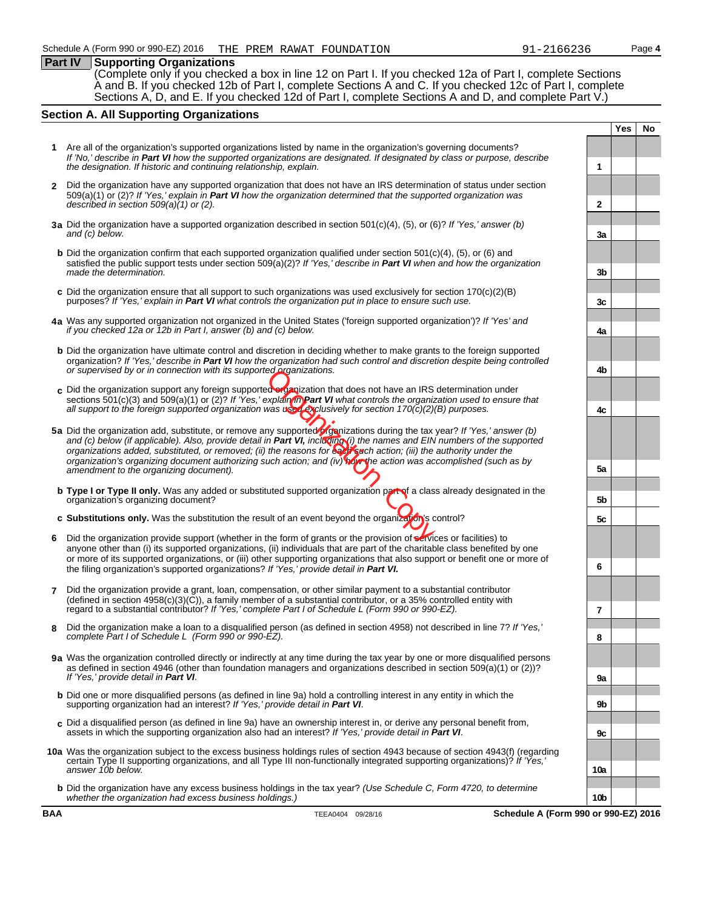Schedule A (Form 990 or 990-EZ) 2016 THE PREM RAWAT FOUNDATION 91-2166236

## Part IV Supporting Organizations

(Complete only if you checked a box in line 12 on Part I. If you checked 12a of Part I, complete Sections A and B. If you checked 12b of Part I, complete Sections A and C. If you checked 12c of Part I, complete Sections A, D, and E. If you checked 12d of Part I, complete Sections A and D, and complete Part V.)

### Section A. All Supporting Organizations

| | | | Yes | No |
|---|---|---|---|---|
| **1** | Are all of the organization's supported organizations listed by name in the organization's governing documents? *If 'No,' describe in **Part VI** how the supported organizations are designated. If designated by class or purpose, describe the designation. If historic and continuing relationship, explain.* | 1 | | |
| **2** | Did the organization have any supported organization that does not have an IRS determination of status under section 509(a)(1) or (2)? *If 'Yes,' explain in **Part VI** how the organization determined that the supported organization was described in section 509(a)(1) or (2).* | 2 | | |
| **3a** | Did the organization have a supported organization described in section 501(c)(4), (5), or (6)? *If 'Yes,' answer (b) and (c) below.* | 3a | | |
| **b** | Did the organization confirm that each supported organization qualified under section 501(c)(4), (5), or (6) and satisfied the public support tests under section 509(a)(2)? *If 'Yes,' describe in **Part VI** when and how the organization made the determination.* | 3b | | |
| **c** | Did the organization ensure that all support to such organizations was used exclusively for section 170(c)(2)(B) purposes? *If 'Yes,' explain in **Part VI** what controls the organization put in place to ensure such use.* | 3c | | |
| **4a** | Was any supported organization not organized in the United States ('foreign supported organization')? *If 'Yes' and if you checked 12a or 12b in Part I, answer (b) and (c) below.* | 4a | | |
| **b** | Did the organization have ultimate control and discretion in deciding whether to make grants to the foreign supported organization? *If 'Yes,' describe in **Part VI** how the organization had such control and discretion despite being controlled or supervised by or in connection with its supported organizations.* | 4b | | |
| **c** | Did the organization support any foreign supported organization that does not have an IRS determination under sections 501(c)(3) and 509(a)(1) or (2)? *If 'Yes,' explain in **Part VI** what controls the organization used to ensure that all support to the foreign supported organization was used exclusively for section 170(c)(2)(B) purposes.* | 4c | | |
| **5a** | Did the organization add, substitute, or remove any supported organizations during the tax year? *If 'Yes,' answer (b) and (c) below (if applicable). Also, provide detail in **Part VI,** including (i) the names and EIN numbers of the supported organizations added, substituted, or removed; (ii) the reasons for each such action; (iii) the authority under the organization's organizing document authorizing such action; and (iv) how the action was accomplished (such as by amendment to the organizing document).* | 5a | | |
| **b** | **Type I or Type II only.** Was any added or substituted supported organization part of a class already designated in the organization's organizing document? | 5b | | |
| **c** | **Substitutions only.** Was the substitution the result of an event beyond the organization's control? | 5c | | |
| **6** | Did the organization provide support (whether in the form of grants or the provision of services or facilities) to anyone other than (i) its supported organizations, (ii) individuals that are part of the charitable class benefited by one or more of its supported organizations, or (iii) other supporting organizations that also support or benefit one or more of the filing organization's supported organizations? *If 'Yes,' provide detail in **Part VI.*** | 6 | | |
| **7** | Did the organization provide a grant, loan, compensation, or other similar payment to a substantial contributor (defined in section 4958(c)(3)(C)), a family member of a substantial contributor, or a 35% controlled entity with regard to a substantial contributor? *If 'Yes,' complete Part I of Schedule L (Form 990 or 990-EZ).* | 7 | | |
| **8** | Did the organization make a loan to a disqualified person (as defined in section 4958) not described in line 7? *If 'Yes,' complete Part I of Schedule L (Form 990 or 990-EZ).* | 8 | | |
| **9a** | Was the organization controlled directly or indirectly at any time during the tax year by one or more disqualified persons as defined in section 4946 (other than foundation managers and organizations described in section 509(a)(1) or (2))? *If 'Yes,' provide detail in **Part VI**.* | 9a | | |
| **b** | Did one or more disqualified persons (as defined in line 9a) hold a controlling interest in any entity in which the supporting organization had an interest? *If 'Yes,' provide detail in **Part VI**.* | 9b | | |
| **c** | Did a disqualified person (as defined in line 9a) have an ownership interest in, or derive any personal benefit from, assets in which the supporting organization also had an interest? *If 'Yes,' provide detail in **Part VI**.* | 9c | | |
| **10a** | Was the organization subject to the excess business holdings rules of section 4943 because of section 4943(f) (regarding certain Type II supporting organizations, and all Type III non-functionally integrated supporting organizations)? *If 'Yes,' answer 10b below.* | 10a | | |
| **b** | Did the organization have any excess business holdings in the tax year? *(Use Schedule C, Form 4720, to determine whether the organization had excess business holdings.)* | 10b | | |

Organization Copy

BAA TEEA0404 09/28/16 Schedule A (Form 990 or 990-EZ) 2016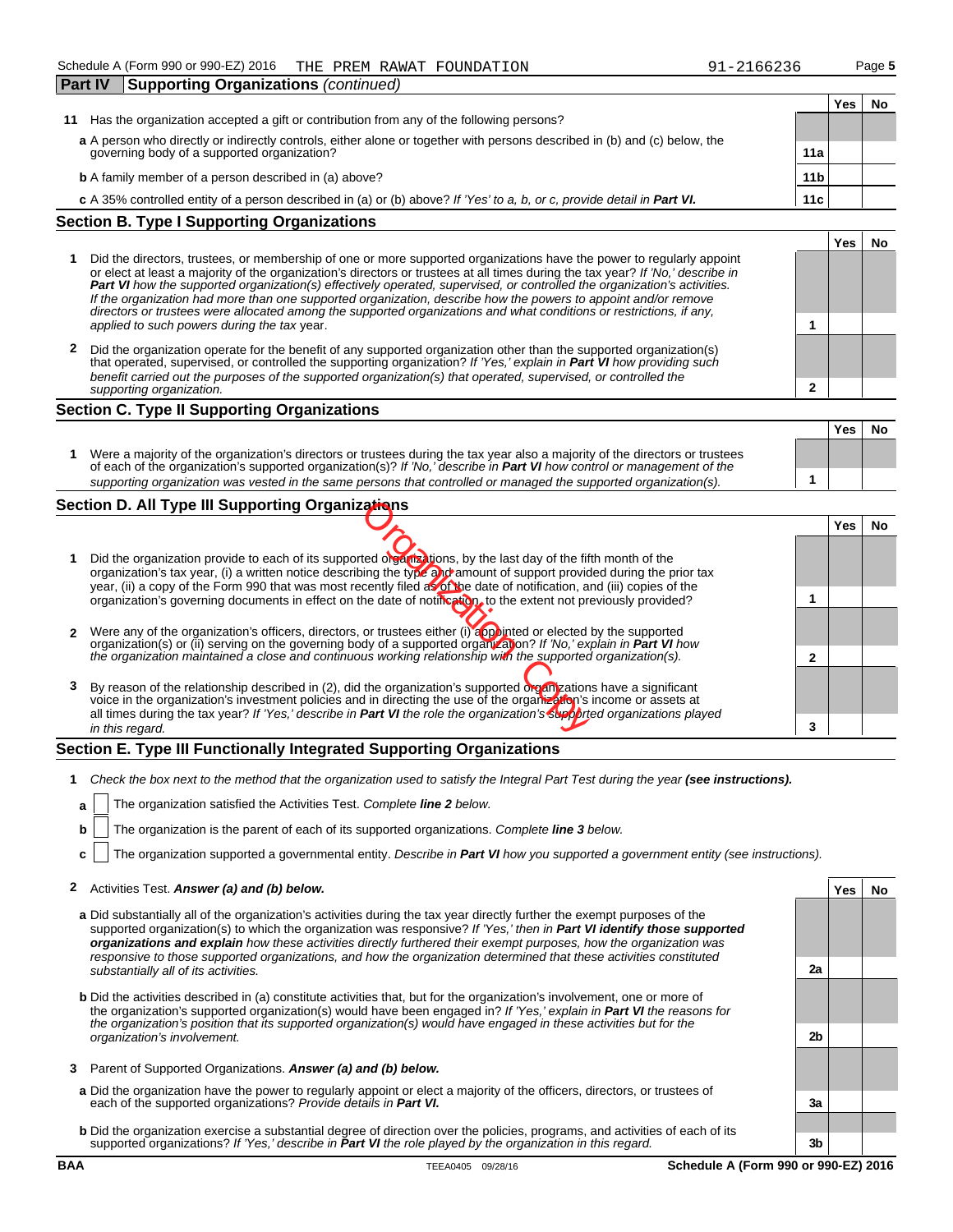Schedule A (Form 990 or 990-EZ) 2016 THE PREM RAWAT FOUNDATION 91-2166236

**Part IV Supporting Organizations** *(continued)*

| | | Yes | No |
|---|---|---|---|
| **11** Has the organization accepted a gift or contribution from any of the following persons? | | | |
| **a** A person who directly or indirectly controls, either alone or together with persons described in (b) and (c) below, the governing body of a supported organization? | **11a** | | |
| **b** A family member of a person described in (a) above? | **11b** | | |
| **c** A 35% controlled entity of a person described in (a) or (b) above? *If 'Yes' to a, b, or c, provide detail in* ***Part VI.*** | **11c** | | |

## Section B. Type I Supporting Organizations

| | | Yes | No |
|---|---|---|---|
| **1** Did the directors, trustees, or membership of one or more supported organizations have the power to regularly appoint or elect at least a majority of the organization's directors or trustees at all times during the tax year? *If 'No,' describe in* ***Part VI*** *how the supported organization(s) effectively operated, supervised, or controlled the organization's activities. If the organization had more than one supported organization, describe how the powers to appoint and/or remove directors or trustees were allocated among the supported organizations and what conditions or restrictions, if any, applied to such powers during the tax* year. | **1** | | |
| **2** Did the organization operate for the benefit of any supported organization other than the supported organization(s) that operated, supervised, or controlled the supporting organization? *If 'Yes,' explain in* ***Part VI*** *how providing such benefit carried out the purposes of the supported organization(s) that operated, supervised, or controlled the supporting organization.* | **2** | | |

## Section C. Type II Supporting Organizations

| | | Yes | No |
|---|---|---|---|
| **1** Were a majority of the organization's directors or trustees during the tax year also a majority of the directors or trustees of each of the organization's supported organization(s)? *If 'No,' describe in* ***Part VI*** *how control or management of the supporting organization was vested in the same persons that controlled or managed the supported organization(s).* | **1** | | |

## Section D. All Type III Supporting Organizations

| | | Yes | No |
|---|---|---|---|
| **1** Did the organization provide to each of its supported organizations, by the last day of the fifth month of the organization's tax year, (i) a written notice describing the type and amount of support provided during the prior tax year, (ii) a copy of the Form 990 that was most recently filed as of the date of notification, and (iii) copies of the organization's governing documents in effect on the date of notification, to the extent not previously provided? | **1** | | |
| **2** Were any of the organization's officers, directors, or trustees either (i) appointed or elected by the supported organization(s) or (ii) serving on the governing body of a supported organization? *If 'No,' explain in* ***Part VI*** *how the organization maintained a close and continuous working relationship with the supported organization(s).* | **2** | | |
| **3** By reason of the relationship described in (2), did the organization's supported organizations have a significant voice in the organization's investment policies and in directing the use of the organization's income or assets at all times during the tax year? *If 'Yes,' describe in* ***Part VI*** *the role the organization's supported organizations played in this regard.* | **3** | | |

Organization Copy

## Section E. Type III Functionally Integrated Supporting Organizations

**1** *Check the box next to the method that the organization used to satisfy the Integral Part Test during the year* ***(see instructions).***

**a** ☐ The organization satisfied the Activities Test. *Complete* ***line 2*** *below.*

**b** ☐ The organization is the parent of each of its supported organizations. *Complete* ***line 3*** *below.*

**c** ☐ The organization supported a governmental entity. *Describe in* ***Part VI*** *how you supported a government entity (see instructions).*

| | | Yes | No |
|---|---|---|---|
| **2** Activities Test. ***Answer (a) and (b) below.*** | | | |
| **a** Did substantially all of the organization's activities during the tax year directly further the exempt purposes of the supported organization(s) to which the organization was responsive? *If 'Yes,' then in* ***Part VI identify those supported organizations and explain*** *how these activities directly furthered their exempt purposes, how the organization was responsive to those supported organizations, and how the organization determined that these activities constituted substantially all of its activities.* | **2a** | | |
| **b** Did the activities described in (a) constitute activities that, but for the organization's involvement, one or more of the organization's supported organization(s) would have been engaged in? *If 'Yes,' explain in* ***Part VI*** *the reasons for the organization's position that its supported organization(s) would have engaged in these activities but for the organization's involvement.* | **2b** | | |
| **3** Parent of Supported Organizations. ***Answer (a) and (b) below.*** | | | |
| **a** Did the organization have the power to regularly appoint or elect a majority of the officers, directors, or trustees of each of the supported organizations? *Provide details in* ***Part VI.*** | **3a** | | |
| **b** Did the organization exercise a substantial degree of direction over the policies, programs, and activities of each of its supported organizations? *If 'Yes,' describe in* ***Part VI*** *the role played by the organization in this regard.* | **3b** | | |

BAA TEEA0405 09/28/16 **Schedule A (Form 990 or 990-EZ) 2016**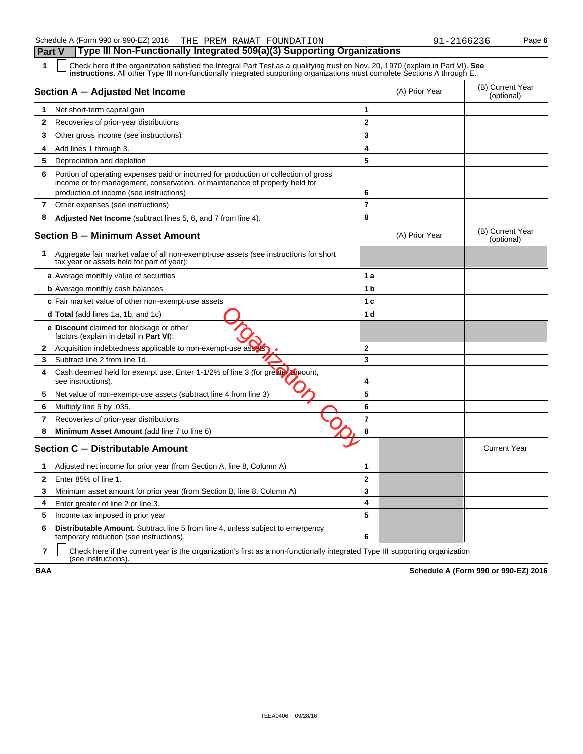Schedule A (Form 990 or 990-EZ) 2016 THE PREM RAWAT FOUNDATION 91-2166236

## Part V Type III Non-Functionally Integrated 509(a)(3) Supporting Organizations

**1** ☐ Check here if the organization satisfied the Integral Part Test as a qualifying trust on Nov. 20, 1970 (explain in Part VI). **See instructions.** All other Type III non-functionally integrated supporting organizations must complete Sections A through E.

| **Section A — Adjusted Net Income** | | (A) Prior Year | (B) Current Year (optional) |
|---|---|---|---|
| **1** Net short-term capital gain | 1 | | |
| **2** Recoveries of prior-year distributions | 2 | | |
| **3** Other gross income (see instructions) | 3 | | |
| **4** Add lines 1 through 3. | 4 | | |
| **5** Depreciation and depletion | 5 | | |
| **6** Portion of operating expenses paid or incurred for production or collection of gross income or for management, conservation, or maintenance of property held for production of income (see instructions) | 6 | | |
| **7** Other expenses (see instructions) | 7 | | |
| **8** **Adjusted Net Income** (subtract lines 5, 6, and 7 from line 4). | 8 | | |

| **Section B — Minimum Asset Amount** | | (A) Prior Year | (B) Current Year (optional) |
|---|---|---|---|
| **1** Aggregate fair market value of all non-exempt-use assets (see instructions for short tax year or assets held for part of year): | | | |
| **a** Average monthly value of securities | 1a | | |
| **b** Average monthly cash balances | 1b | | |
| **c** Fair market value of other non-exempt-use assets | 1c | | |
| **d** **Total** (add lines 1a, 1b, and 1c) | 1d | | |
| **e** **Discount** claimed for blockage or other factors (explain in detail in **Part VI**): | | | |
| **2** Acquisition indebtedness applicable to non-exempt-use assets | 2 | | |
| **3** Subtract line 2 from line 1d. | 3 | | |
| **4** Cash deemed held for exempt use. Enter 1-1/2% of line 3 (for greater amount, see instructions). | 4 | | |
| **5** Net value of non-exempt-use assets (subtract line 4 from line 3) | 5 | | |
| **6** Multiply line 5 by .035. | 6 | | |
| **7** Recoveries of prior-year distributions | 7 | | |
| **8** **Minimum Asset Amount** (add line 7 to line 6) | 8 | | |

| **Section C — Distributable Amount** | | | Current Year |
|---|---|---|---|
| **1** Adjusted net income for prior year (from Section A, line 8, Column A) | 1 | | |
| **2** Enter 85% of line 1. | 2 | | |
| **3** Minimum asset amount for prior year (from Section B, line 8, Column A) | 3 | | |
| **4** Enter greater of line 2 or line 3. | 4 | | |
| **5** Income tax imposed in prior year | 5 | | |
| **6** **Distributable Amount.** Subtract line 5 from line 4, unless subject to emergency temporary reduction (see instructions). | 6 | | |

**7** ☐ Check here if the current year is the organization's first as a non-functionally integrated Type III supporting organization (see instructions).

Organization Copy

BAA Schedule A (Form 990 or 990-EZ) 2016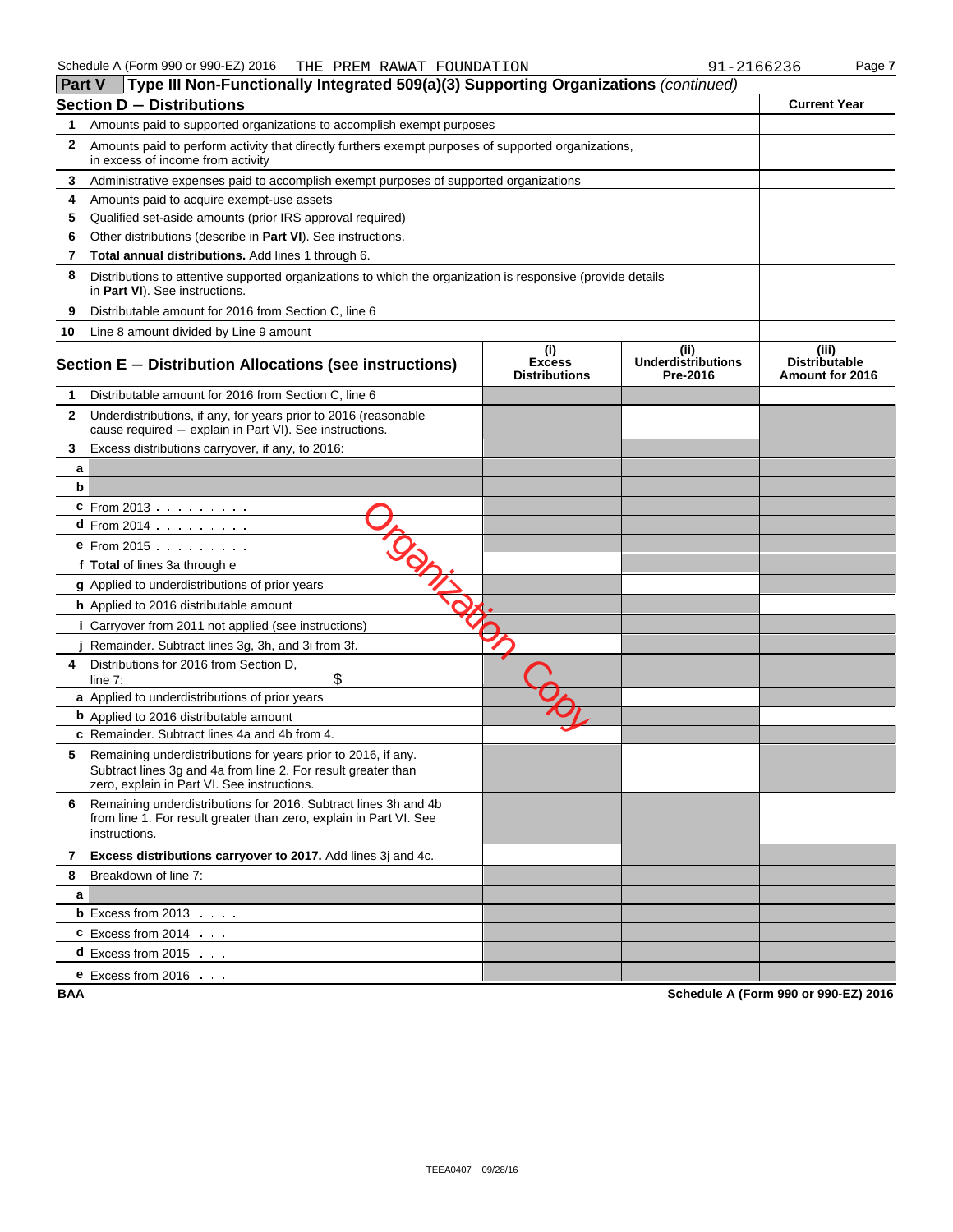Schedule A (Form 990 or 990-EZ) 2016 THE PREM RAWAT FOUNDATION 91-2166236

## Part V Type III Non-Functionally Integrated 509(a)(3) Supporting Organizations *(continued)*

| Section D — Distributions | | Current Year |
|---|---|---|
| 1 | Amounts paid to supported organizations to accomplish exempt purposes | |
| 2 | Amounts paid to perform activity that directly furthers exempt purposes of supported organizations, in excess of income from activity | |
| 3 | Administrative expenses paid to accomplish exempt purposes of supported organizations | |
| 4 | Amounts paid to acquire exempt-use assets | |
| 5 | Qualified set-aside amounts (prior IRS approval required) | |
| 6 | Other distributions (describe in **Part VI**). See instructions. | |
| 7 | **Total annual distributions.** Add lines 1 through 6. | |
| 8 | Distributions to attentive supported organizations to which the organization is responsive (provide details in **Part VI**). See instructions. | |
| 9 | Distributable amount for 2016 from Section C, line 6 | |
| 10 | Line 8 amount divided by Line 9 amount | |

| Section E — Distribution Allocations (see instructions) | | (i) Excess Distributions | (ii) Underdistributions Pre-2016 | (iii) Distributable Amount for 2016 |
|---|---|---|---|---|
| 1 | Distributable amount for 2016 from Section C, line 6 | | | |
| 2 | Underdistributions, if any, for years prior to 2016 (reasonable cause required — explain in Part VI). See instructions. | | | |
| 3 | Excess distributions carryover, if any, to 2016: | | | |
| a | | | | |
| b | | | | |
| c | From 2013 | | | |
| d | From 2014 | | | |
| e | From 2015 | | | |
| f | **Total** of lines 3a through e | | | |
| g | Applied to underdistributions of prior years | | | |
| h | Applied to 2016 distributable amount | | | |
| i | Carryover from 2011 not applied (see instructions) | | | |
| j | Remainder. Subtract lines 3g, 3h, and 3i from 3f. | | | |
| 4 | Distributions for 2016 from Section D, line 7: $ | | | |
| a | Applied to underdistributions of prior years | | | |
| b | Applied to 2016 distributable amount | | | |
| c | Remainder. Subtract lines 4a and 4b from 4. | | | |
| 5 | Remaining underdistributions for years prior to 2016, if any. Subtract lines 3g and 4a from line 2. For result greater than zero, explain in Part VI. See instructions. | | | |
| 6 | Remaining underdistributions for 2016. Subtract lines 3h and 4b from line 1. For result greater than zero, explain in Part VI. See instructions. | | | |
| 7 | **Excess distributions carryover to 2017.** Add lines 3j and 4c. | | | |
| 8 | Breakdown of line 7: | | | |
| a | | | | |
| b | Excess from 2013 | | | |
| c | Excess from 2014 | | | |
| d | Excess from 2015 | | | |
| e | Excess from 2016 | | | |

Organization Copy

BAA Schedule A (Form 990 or 990-EZ) 2016

TEEA0407 09/28/16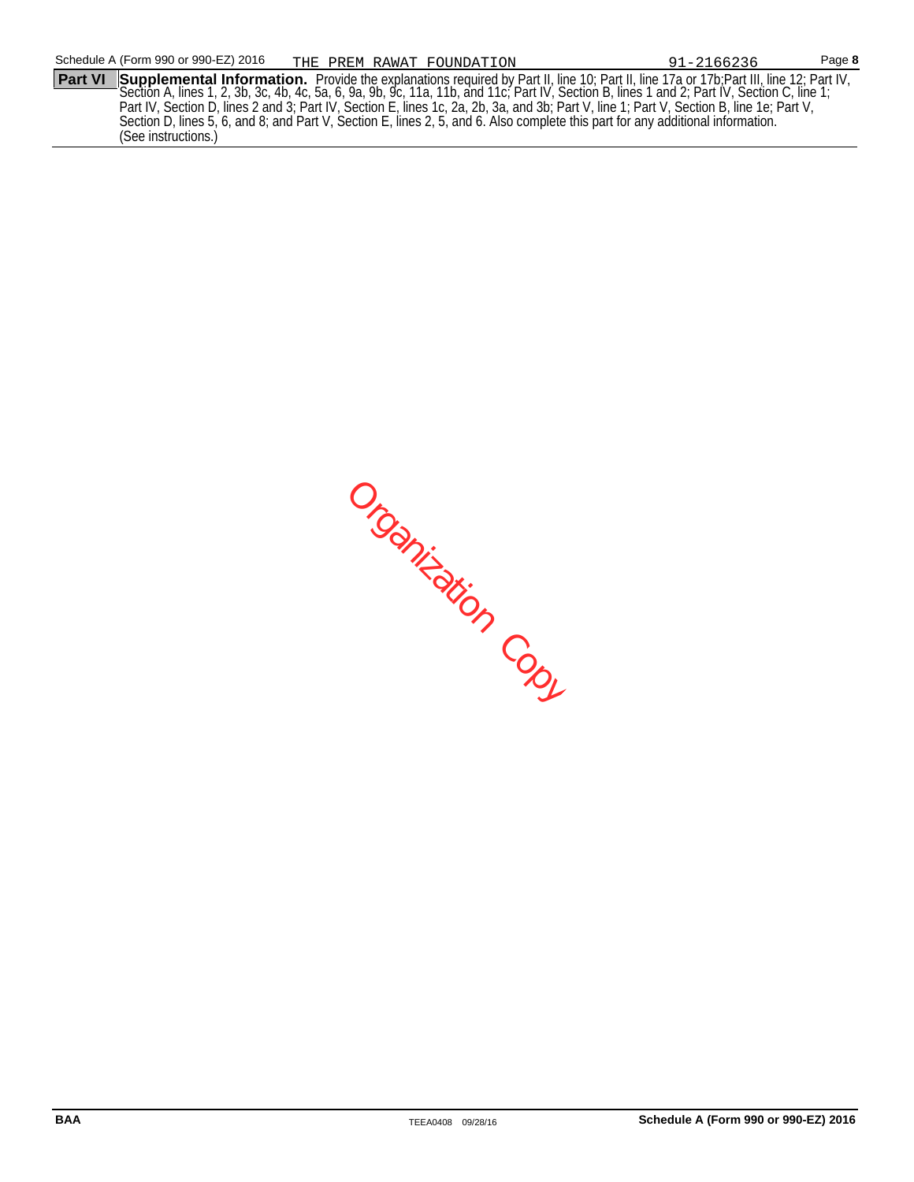Schedule A (Form 990 or 990-EZ) 2016 THE PREM RAWAT FOUNDATION 91-2166236

**Part VI** **Supplemental Information.** Provide the explanations required by Part II, line 10; Part II, line 17a or 17b;Part III, line 12; Part IV, Section A, lines 1, 2, 3b, 3c, 4b, 4c, 5a, 6, 9a, 9b, 9c, 11a, 11b, and 11c; Part IV, Section B, lines 1 and 2; Part IV, Section C, line 1; Part IV, Section D, lines 2 and 3; Part IV, Section E, lines 1c, 2a, 2b, 3a, and 3b; Part V, line 1; Part V, Section B, line 1e; Part V, Section D, lines 5, 6, and 8; and Part V, Section E, lines 2, 5, and 6. Also complete this part for any additional information. (See instructions.)

Organization Copy

BAA TEEA0408 09/28/16 Schedule A (Form 990 or 990-EZ) 2016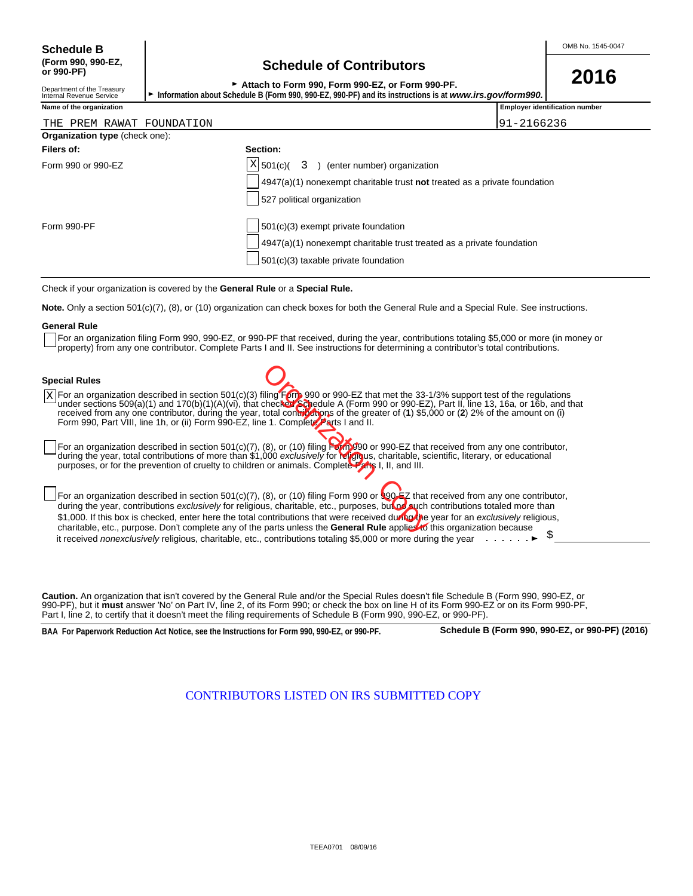**Schedule B**
**(Form 990, 990-EZ, or 990-PF)**

Department of the Treasury
Internal Revenue Service

# Schedule of Contributors

► **Attach to Form 990, Form 990-EZ, or Form 990-PF.**
► **Information about Schedule B (Form 990, 990-EZ, 990-PF) and its instructions is at *www.irs.gov/form990*.**

OMB No. 1545-0047

**2016**

| **Name of the organization** | **Employer identification number** |
|---|---|
| THE PREM RAWAT FOUNDATION | 91-2166236 |

**Organization type** (check one):

| **Filers of:** | **Section:** |
|---|---|
| Form 990 or 990-EZ | [X] 501(c)( 3 ) (enter number) organization |
| | [ ] 4947(a)(1) nonexempt charitable trust **not** treated as a private foundation |
| | [ ] 527 political organization |
| Form 990-PF | [ ] 501(c)(3) exempt private foundation |
| | [ ] 4947(a)(1) nonexempt charitable trust treated as a private foundation |
| | [ ] 501(c)(3) taxable private foundation |

Check if your organization is covered by the **General Rule** or a **Special Rule.**

**Note.** Only a section 501(c)(7), (8), or (10) organization can check boxes for both the General Rule and a Special Rule. See instructions.

**General Rule**

[ ] For an organization filing Form 990, 990-EZ, or 990-PF that received, during the year, contributions totaling $5,000 or more (in money or property) from any one contributor. Complete Parts I and II. See instructions for determining a contributor's total contributions.

**Special Rules**

[X] For an organization described in section 501(c)(3) filing Form 990 or 990-EZ that met the 33-1/3% support test of the regulations under sections 509(a)(1) and 170(b)(1)(A)(vi), that checked Schedule A (Form 990 or 990-EZ), Part II, line 13, 16a, or 16b, and that received from any one contributor, during the year, total contributions of the greater of (**1**) $5,000 or (**2**) 2% of the amount on (i) Form 990, Part VIII, line 1h, or (ii) Form 990-EZ, line 1. Complete Parts I and II.

[ ] For an organization described in section 501(c)(7), (8), or (10) filing Form 990 or 990-EZ that received from any one contributor, during the year, total contributions of more than $1,000 *exclusively* for religious, charitable, scientific, literary, or educational purposes, or for the prevention of cruelty to children or animals. Complete Parts I, II, and III.

[ ] For an organization described in section 501(c)(7), (8), or (10) filing Form 990 or 990-EZ that received from any one contributor, during the year, contributions *exclusively* for religious, charitable, etc., purposes, but no such contributions totaled more than $1,000. If this box is checked, enter here the total contributions that were received during the year for an *exclusively* religious, charitable, etc., purpose. Don't complete any of the parts unless the **General Rule** applies to this organization because it received *nonexclusively* religious, charitable, etc., contributions totaling $5,000 or more during the year . . . . . . ► $ ____________

Organization Copy

**Caution.** An organization that isn't covered by the General Rule and/or the Special Rules doesn't file Schedule B (Form 990, 990-EZ, or 990-PF), but it **must** answer 'No' on Part IV, line 2, of its Form 990; or check the box on line H of its Form 990-EZ or on its Form 990-PF, Part I, line 2, to certify that it doesn't meet the filing requirements of Schedule B (Form 990, 990-EZ, or 990-PF).

**BAA For Paperwork Reduction Act Notice, see the Instructions for Form 990, 990-EZ, or 990-PF.** **Schedule B (Form 990, 990-EZ, or 990-PF) (2016)**

CONTRIBUTORS LISTED ON IRS SUBMITTED COPY

TEEA0701 08/09/16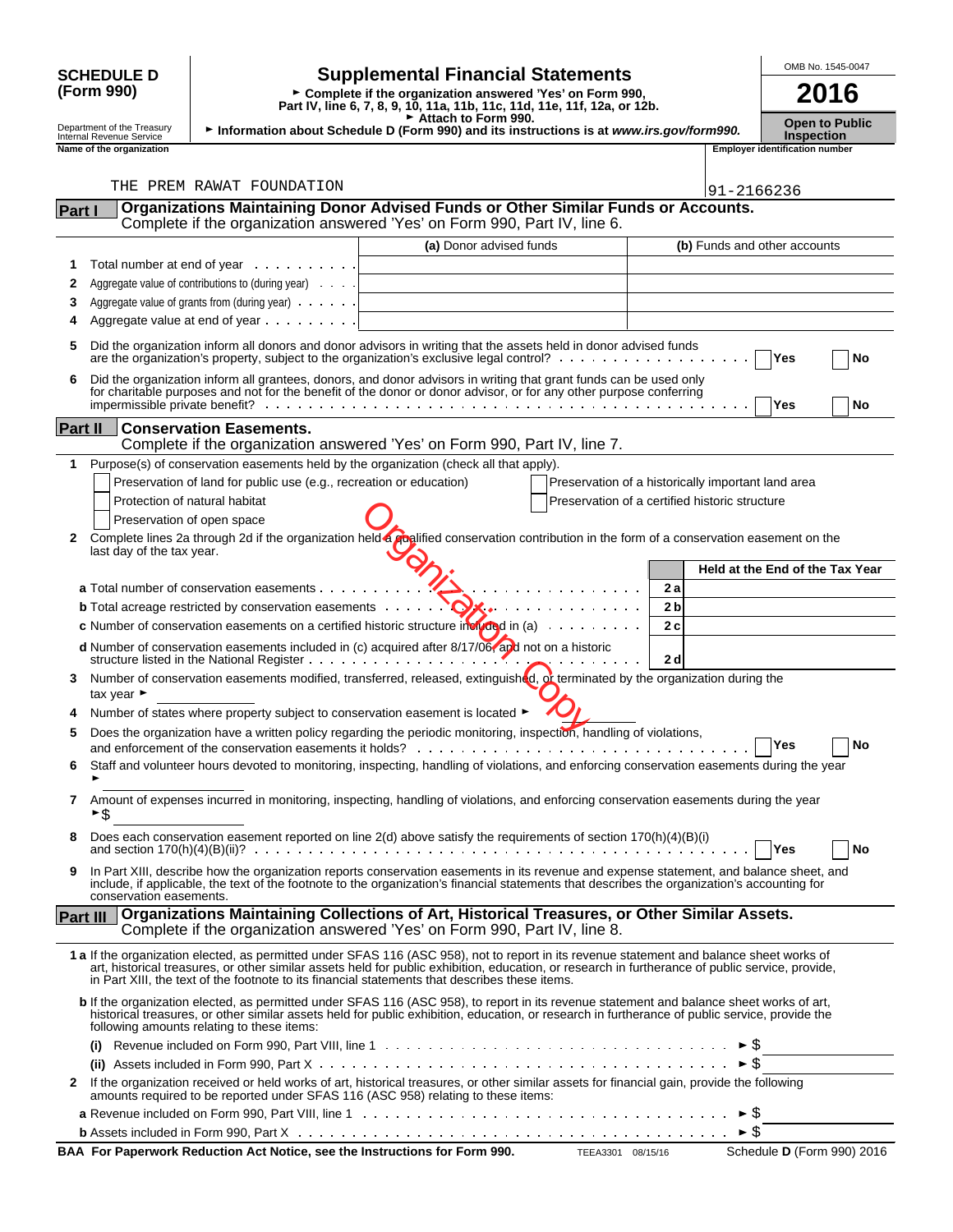**SCHEDULE D (Form 990)**

Department of the Treasury
Internal Revenue Service

# Supplemental Financial Statements

► Complete if the organization answered 'Yes' on Form 990, Part IV, line 6, 7, 8, 9, 10, 11a, 11b, 11c, 11d, 11e, 11f, 12a, or 12b.
► Attach to Form 990.
► Information about Schedule D (Form 990) and its instructions is at *www.irs.gov/form990.*

OMB No. 1545-0047

**2016**

**Open to Public Inspection**

Name of the organization: THE PREM RAWAT FOUNDATION

Employer identification number: 91-2166236

## Part I — Organizations Maintaining Donor Advised Funds or Other Similar Funds or Accounts.

Complete if the organization answered 'Yes' on Form 990, Part IV, line 6.

| | | (a) Donor advised funds | (b) Funds and other accounts |
|---|---|---|---|
| 1 | Total number at end of year | | |
| 2 | Aggregate value of contributions to (during year) | | |
| 3 | Aggregate value of grants from (during year) | | |
| 4 | Aggregate value at end of year | | |

5 Did the organization inform all donors and donor advisors in writing that the assets held in donor advised funds are the organization's property, subject to the organization's exclusive legal control? ☐ Yes ☐ No

6 Did the organization inform all grantees, donors, and donor advisors in writing that grant funds can be used only for charitable purposes and not for the benefit of the donor or donor advisor, or for any other purpose conferring impermissible private benefit? ☐ Yes ☐ No

## Part II — Conservation Easements.

Complete if the organization answered 'Yes' on Form 990, Part IV, line 7.

1 Purpose(s) of conservation easements held by the organization (check all that apply).

- ☐ Preservation of land for public use (e.g., recreation or education)
- ☐ Preservation of a historically important land area
- ☐ Protection of natural habitat
- ☐ Preservation of a certified historic structure
- ☐ Preservation of open space

2 Complete lines 2a through 2d if the organization held a qualified conservation contribution in the form of a conservation easement on the last day of the tax year.

| | | Held at the End of the Tax Year |
|---|---|---|
| **a** Total number of conservation easements | 2a | |
| **b** Total acreage restricted by conservation easements | 2b | |
| **c** Number of conservation easements on a certified historic structure included in (a) | 2c | |
| **d** Number of conservation easements included in (c) acquired after 8/17/06, and not on a historic structure listed in the National Register | 2d | |

3 Number of conservation easements modified, transferred, released, extinguished, or terminated by the organization during the tax year ► ______

4 Number of states where property subject to conservation easement is located ► ______

5 Does the organization have a written policy regarding the periodic monitoring, inspection, handling of violations, and enforcement of the conservation easements it holds? ☐ Yes ☐ No

6 Staff and volunteer hours devoted to monitoring, inspecting, handling of violations, and enforcing conservation easements during the year ► ______

7 Amount of expenses incurred in monitoring, inspecting, handling of violations, and enforcing conservation easements during the year ► $ ______

8 Does each conservation easement reported on line 2(d) above satisfy the requirements of section 170(h)(4)(B)(i) and section 170(h)(4)(B)(ii)? ☐ Yes ☐ No

9 In Part XIII, describe how the organization reports conservation easements in its revenue and expense statement, and balance sheet, and include, if applicable, the text of the footnote to the organization's financial statements that describes the organization's accounting for conservation easements.

## Part III — Organizations Maintaining Collections of Art, Historical Treasures, or Other Similar Assets.

Complete if the organization answered 'Yes' on Form 990, Part IV, line 8.

**1 a** If the organization elected, as permitted under SFAS 116 (ASC 958), not to report in its revenue statement and balance sheet works of art, historical treasures, or other similar assets held for public exhibition, education, or research in furtherance of public service, provide, in Part XIII, the text of the footnote to its financial statements that describes these items.

**b** If the organization elected, as permitted under SFAS 116 (ASC 958), to report in its revenue statement and balance sheet works of art, historical treasures, or other similar assets held for public exhibition, education, or research in furtherance of public service, provide the following amounts relating to these items:

**(i)** Revenue included on Form 990, Part VIII, line 1 ► $ ______

**(ii)** Assets included in Form 990, Part X ► $ ______

2 If the organization received or held works of art, historical treasures, or other similar assets for financial gain, provide the following amounts required to be reported under SFAS 116 (ASC 958) relating to these items:

**a** Revenue included on Form 990, Part VIII, line 1 ► $ ______

**b** Assets included in Form 990, Part X ► $ ______

**BAA For Paperwork Reduction Act Notice, see the Instructions for Form 990.** TEEA3301 08/15/16 Schedule **D** (Form 990) 2016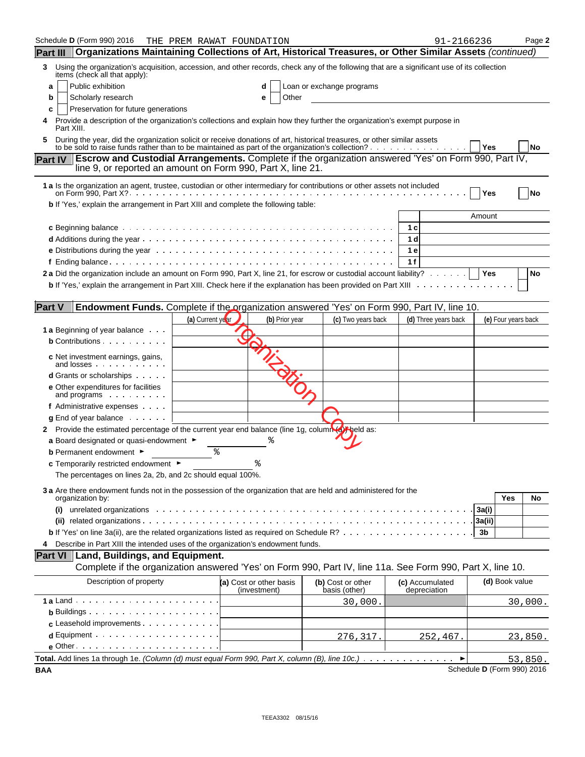Schedule D (Form 990) 2016 THE PREM RAWAT FOUNDATION 91-2166236 Page 2

## Part III Organizations Maintaining Collections of Art, Historical Treasures, or Other Similar Assets *(continued)*

3 Using the organization's acquisition, accession, and other records, check any of the following that are a significant use of its collection items (check all that apply):

a ☐ Public exhibition
b ☐ Scholarly research
c ☐ Preservation for future generations
d ☐ Loan or exchange programs
e ☐ Other

4 Provide a description of the organization's collections and explain how they further the organization's exempt purpose in Part XIII.

5 During the year, did the organization solicit or receive donations of art, historical treasures, or other similar assets to be sold to raise funds rather than to be maintained as part of the organization's collection? ☐ Yes ☐ No

## Part IV Escrow and Custodial Arrangements. Complete if the organization answered 'Yes' on Form 990, Part IV, line 9, or reported an amount on Form 990, Part X, line 21.

1 a Is the organization an agent, trustee, custodian or other intermediary for contributions or other assets not included on Form 990, Part X? ☐ Yes ☐ No

b If 'Yes,' explain the arrangement in Part XIII and complete the following table:

| | | Amount |
|---|---|---|
| c Beginning balance | 1 c | |
| d Additions during the year | 1 d | |
| e Distributions during the year | 1 e | |
| f Ending balance | 1 f | |

2 a Did the organization include an amount on Form 990, Part X, line 21, for escrow or custodial account liability? ☐ Yes ☐ No

b If 'Yes,' explain the arrangement in Part XIII. Check here if the explanation has been provided on Part XIII ☐

## Part V Endowment Funds. Complete if the organization answered 'Yes' on Form 990, Part IV, line 10.

| | (a) Current year | (b) Prior year | (c) Two years back | (d) Three years back | (e) Four years back |
|---|---|---|---|---|---|
| 1 a Beginning of year balance | | | | | |
| b Contributions | | | | | |
| c Net investment earnings, gains, and losses | | | | | |
| d Grants or scholarships | | | | | |
| e Other expenditures for facilities and programs | | | | | |
| f Administrative expenses | | | | | |
| g End of year balance | | | | | |

Organization Copy

2 Provide the estimated percentage of the current year end balance (line 1g, column (a)) held as:

a Board designated or quasi-endowment ► %

b Permanent endowment ► %

c Temporarily restricted endowment ► %

The percentages on lines 2a, 2b, and 2c should equal 100%.

3 a Are there endowment funds not in the possession of the organization that are held and administered for the organization by:

| | | Yes | No |
|---|---|---|---|
| (i) unrelated organizations | 3a(i) | | |
| (ii) related organizations | 3a(ii) | | |
| b If 'Yes' on line 3a(ii), are the related organizations listed as required on Schedule R? | 3b | | |

4 Describe in Part XIII the intended uses of the organization's endowment funds.

## Part VI Land, Buildings, and Equipment.

Complete if the organization answered 'Yes' on Form 990, Part IV, line 11a. See Form 990, Part X, line 10.

| Description of property | (a) Cost or other basis (investment) | (b) Cost or other basis (other) | (c) Accumulated depreciation | (d) Book value |
|---|---|---|---|---|
| 1 a Land | | 30,000. | | 30,000. |
| b Buildings | | | | |
| c Leasehold improvements | | | | |
| d Equipment | | 276,317. | 252,467. | 23,850. |
| e Other | | | | |
| Total. Add lines 1a through 1e. *(Column (d) must equal Form 990, Part X, column (B), line 10c.)* ► | | | | 53,850. |

BAA Schedule D (Form 990) 2016

TEEA3302 08/15/16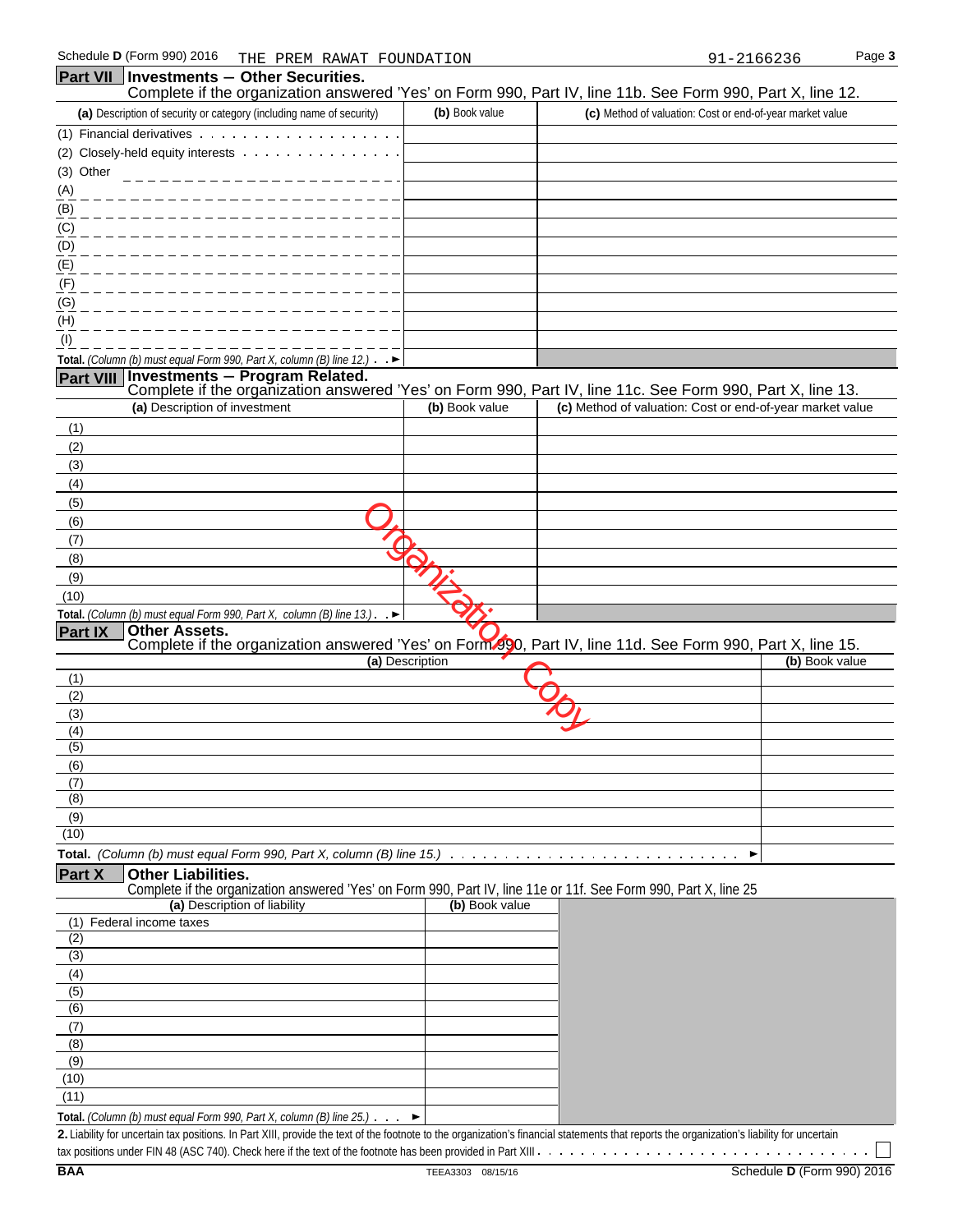Schedule D (Form 990) 2016 THE PREM RAWAT FOUNDATION 91-2166236

## Part VII Investments — Other Securities.

Complete if the organization answered 'Yes' on Form 990, Part IV, line 11b. See Form 990, Part X, line 12.

| (a) Description of security or category (including name of security) | (b) Book value | (c) Method of valuation: Cost or end-of-year market value |
|---|---|---|
| (1) Financial derivatives | | |
| (2) Closely-held equity interests | | |
| (3) Other | | |
| (A) | | |
| (B) | | |
| (C) | | |
| (D) | | |
| (E) | | |
| (F) | | |
| (G) | | |
| (H) | | |
| (I) | | |
| **Total.** *(Column (b) must equal Form 990, Part X, column (B) line 12.)* ► | | |

## Part VIII Investments — Program Related.

Complete if the organization answered 'Yes' on Form 990, Part IV, line 11c. See Form 990, Part X, line 13.

| (a) Description of investment | (b) Book value | (c) Method of valuation: Cost or end-of-year market value |
|---|---|---|
| (1) | | |
| (2) | | |
| (3) | | |
| (4) | | |
| (5) | | |
| (6) | | |
| (7) | | |
| (8) | | |
| (9) | | |
| (10) | | |
| **Total.** *(Column (b) must equal Form 990, Part X, column (B) line 13.)* ► | | |

Organization Copy

## Part IX Other Assets.

Complete if the organization answered 'Yes' on Form 990, Part IV, line 11d. See Form 990, Part X, line 15.

| (a) Description | (b) Book value |
|---|---|
| (1) | |
| (2) | |
| (3) | |
| (4) | |
| (5) | |
| (6) | |
| (7) | |
| (8) | |
| (9) | |
| (10) | |
| **Total.** *(Column (b) must equal Form 990, Part X, column (B) line 15.)* ► | |

## Part X Other Liabilities.

Complete if the organization answered 'Yes' on Form 990, Part IV, line 11e or 11f. See Form 990, Part X, line 25

| (a) Description of liability | (b) Book value |
|---|---|
| (1) Federal income taxes | |
| (2) | |
| (3) | |
| (4) | |
| (5) | |
| (6) | |
| (7) | |
| (8) | |
| (9) | |
| (10) | |
| (11) | |
| **Total.** *(Column (b) must equal Form 990, Part X, column (B) line 25.)* ► | |

**2.** Liability for uncertain tax positions. In Part XIII, provide the text of the footnote to the organization's financial statements that reports the organization's liability for uncertain tax positions under FIN 48 (ASC 740). Check here if the text of the footnote has been provided in Part XIII ☐

BAA TEEA3303 08/15/16 Schedule D (Form 990) 2016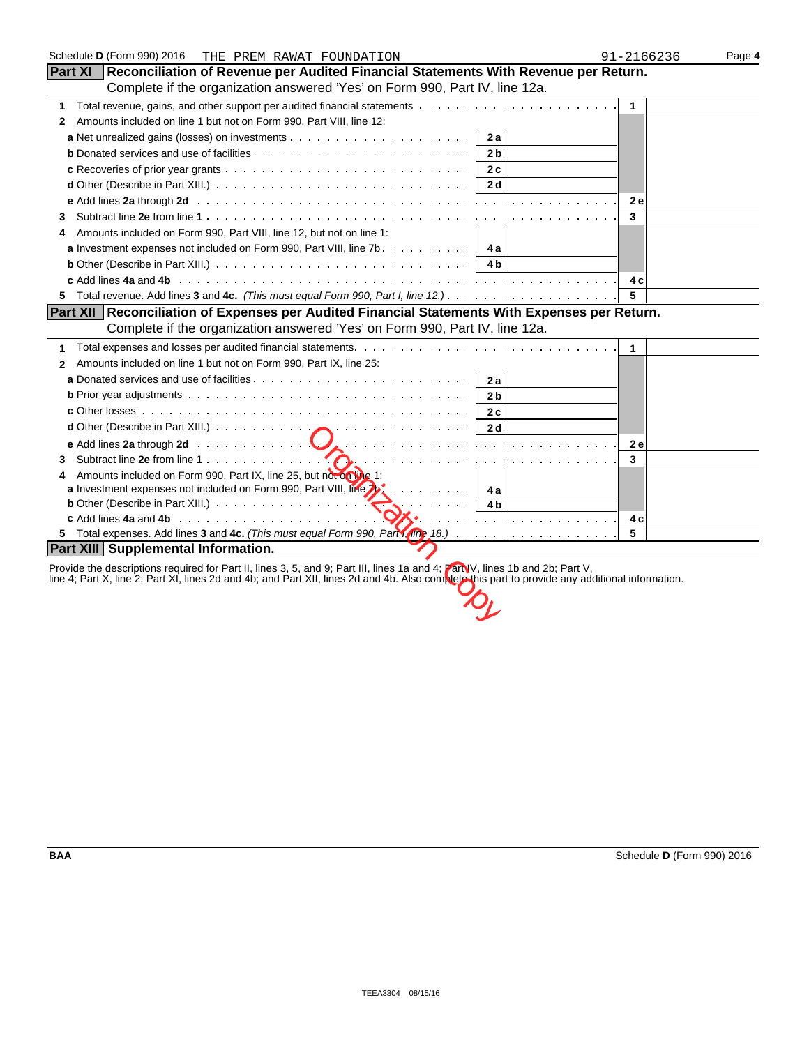Schedule D (Form 990) 2016 THE PREM RAWAT FOUNDATION 91-2166236

## Part XI Reconciliation of Revenue per Audited Financial Statements With Revenue per Return.

Complete if the organization answered 'Yes' on Form 990, Part IV, line 12a.

| | | | | |
|---|---|---|---|---|
| **1** Total revenue, gains, and other support per audited financial statements | | | 1 | |
| **2** Amounts included on line 1 but not on Form 990, Part VIII, line 12: | | | | |
| **a** Net unrealized gains (losses) on investments | 2a | | | |
| **b** Donated services and use of facilities | 2b | | | |
| **c** Recoveries of prior year grants | 2c | | | |
| **d** Other (Describe in Part XIII.) | 2d | | | |
| **e** Add lines **2a** through **2d** | | | 2e | |
| **3** Subtract line **2e** from line **1** | | | 3 | |
| **4** Amounts included on Form 990, Part VIII, line 12, but not on line 1: | | | | |
| **a** Investment expenses not included on Form 990, Part VIII, line 7b | 4a | | | |
| **b** Other (Describe in Part XIII.) | 4b | | | |
| **c** Add lines **4a** and **4b** | | | 4c | |
| **5** Total revenue. Add lines **3** and **4c.** *(This must equal Form 990, Part I, line 12.)* | | | 5 | |

## Part XII Reconciliation of Expenses per Audited Financial Statements With Expenses per Return.

Complete if the organization answered 'Yes' on Form 990, Part IV, line 12a.

| | | | | |
|---|---|---|---|---|
| **1** Total expenses and losses per audited financial statements | | | 1 | |
| **2** Amounts included on line 1 but not on Form 990, Part IX, line 25: | | | | |
| **a** Donated services and use of facilities | 2a | | | |
| **b** Prior year adjustments | 2b | | | |
| **c** Other losses | 2c | | | |
| **d** Other (Describe in Part XIII.) | 2d | | | |
| **e** Add lines **2a** through **2d** | | | 2e | |
| **3** Subtract line **2e** from line **1** | | | 3 | |
| **4** Amounts included on Form 990, Part IX, line 25, but not on line 1: | | | | |
| **a** Investment expenses not included on Form 990, Part VIII, line 7b | 4a | | | |
| **b** Other (Describe in Part XIII.) | 4b | | | |
| **c** Add lines **4a** and **4b** | | | 4c | |
| **5** Total expenses. Add lines **3** and **4c.** *(This must equal Form 990, Part I, line 18.)* | | | 5 | |

## Part XIII Supplemental Information.

Provide the descriptions required for Part II, lines 3, 5, and 9; Part III, lines 1a and 4; Part IV, lines 1b and 2b; Part V, line 4; Part X, line 2; Part XI, lines 2d and 4b; and Part XII, lines 2d and 4b. Also complete this part to provide any additional information.

Organization Copy

BAA Schedule D (Form 990) 2016

TEEA3304 08/15/16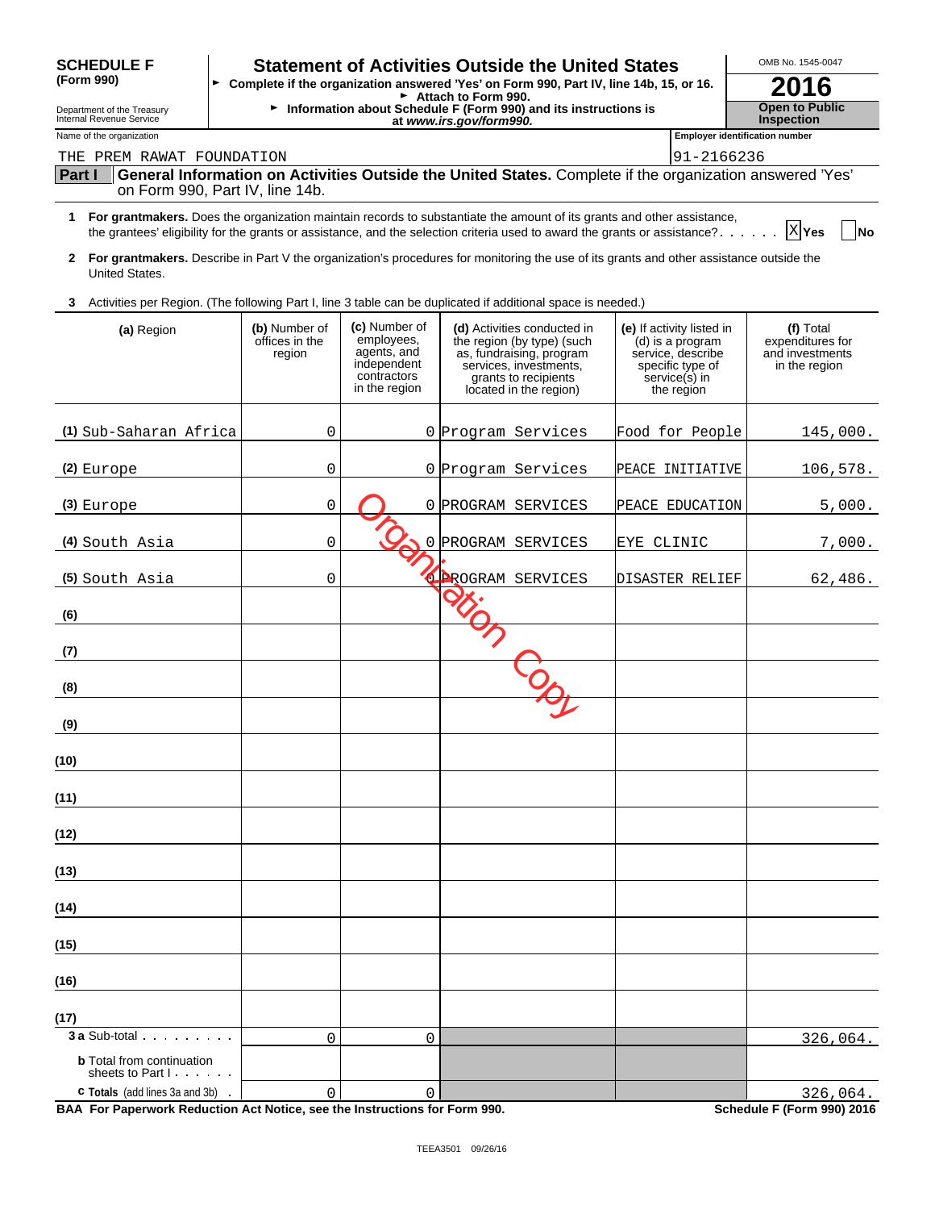**SCHEDULE F (Form 990)**

Department of the Treasury Internal Revenue Service

# Statement of Activities Outside the United States

► Complete if the organization answered 'Yes' on Form 990, Part IV, line 14b, 15, or 16.
► Attach to Form 990.
► Information about Schedule F (Form 990) and its instructions is at *www.irs.gov/form990.*

OMB No. 1545-0047

**2016**

**Open to Public Inspection**

Name of the organization: THE PREM RAWAT FOUNDATION

Employer identification number: 91-2166236

**Part I** **General Information on Activities Outside the United States.** Complete if the organization answered 'Yes' on Form 990, Part IV, line 14b.

**1** **For grantmakers.** Does the organization maintain records to substantiate the amount of its grants and other assistance, the grantees' eligibility for the grants or assistance, and the selection criteria used to award the grants or assistance? . . . . . . [X] **Yes** [ ] **No**

**2** **For grantmakers.** Describe in Part V the organization's procedures for monitoring the use of its grants and other assistance outside the United States.

**3** Activities per Region. (The following Part I, line 3 table can be duplicated if additional space is needed.)

| (a) Region | (b) Number of offices in the region | (c) Number of employees, agents, and independent contractors in the region | (d) Activities conducted in the region (by type) (such as, fundraising, program services, investments, grants to recipients located in the region) | (e) If activity listed in (d) is a program service, describe specific type of service(s) in the region | (f) Total expenditures for and investments in the region |
|---|---|---|---|---|---|
| (1) Sub-Saharan Africa | 0 | 0 | Program Services | Food for People | 145,000. |
| (2) Europe | 0 | 0 | Program Services | PEACE INITIATIVE | 106,578. |
| (3) Europe | 0 | 0 | PROGRAM SERVICES | PEACE EDUCATION | 5,000. |
| (4) South Asia | 0 | 0 | PROGRAM SERVICES | EYE CLINIC | 7,000. |
| (5) South Asia | 0 | 0 | PROGRAM SERVICES | DISASTER RELIEF | 62,486. |
| (6) | | | | | |
| (7) | | | | | |
| (8) | | | | | |
| (9) | | | | | |
| (10) | | | | | |
| (11) | | | | | |
| (12) | | | | | |
| (13) | | | | | |
| (14) | | | | | |
| (15) | | | | | |
| (16) | | | | | |
| (17) | | | | | |
| **3 a** Sub-total | 0 | 0 | | | 326,064. |
| **b** Total from continuation sheets to Part I | | | | | |
| **c Totals** (add lines 3a and 3b) | 0 | 0 | | | 326,064. |

Organization Copy

**BAA For Paperwork Reduction Act Notice, see the Instructions for Form 990.** **Schedule F (Form 990) 2016**

TEEA3501 09/26/16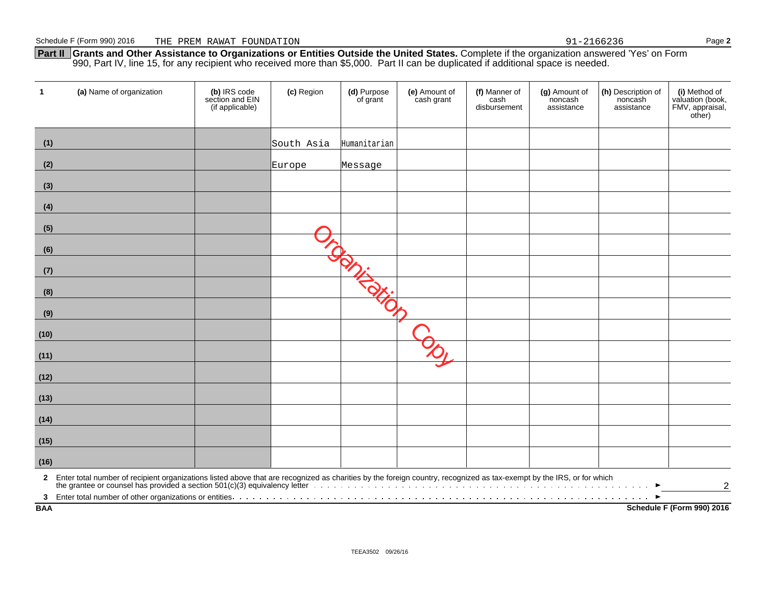Schedule F (Form 990) 2016 THE PREM RAWAT FOUNDATION 91-2166236

**Part II** **Grants and Other Assistance to Organizations or Entities Outside the United States.** Complete if the organization answered 'Yes' on Form 990, Part IV, line 15, for any recipient who received more than $5,000. Part II can be duplicated if additional space is needed.

| 1 | (a) Name of organization | (b) IRS code section and EIN (if applicable) | (c) Region | (d) Purpose of grant | (e) Amount of cash grant | (f) Manner of cash disbursement | (g) Amount of noncash assistance | (h) Description of noncash assistance | (i) Method of valuation (book, FMV, appraisal, other) |
|---|---|---|---|---|---|---|---|---|---|
| (1) | | | South Asia | Humanitarian | | | | | |
| (2) | | | Europe | Message | | | | | |
| (3) | | | | | | | | | |
| (4) | | | | | | | | | |
| (5) | | | | | | | | | |
| (6) | | | | | | | | | |
| (7) | | | | | | | | | |
| (8) | | | | | | | | | |
| (9) | | | | | | | | | |
| (10) | | | | | | | | | |
| (11) | | | | | | | | | |
| (12) | | | | | | | | | |
| (13) | | | | | | | | | |
| (14) | | | | | | | | | |
| (15) | | | | | | | | | |
| (16) | | | | | | | | | |

Organization Copy

**2** Enter total number of recipient organizations listed above that are recognized as charities by the foreign country, recognized as tax-exempt by the IRS, or for which the grantee or counsel has provided a section 501(c)(3) equivalency letter ► 2

**3** Enter total number of other organizations or entities ►

**BAA** **Schedule F (Form 990) 2016**

TEEA3502 09/26/16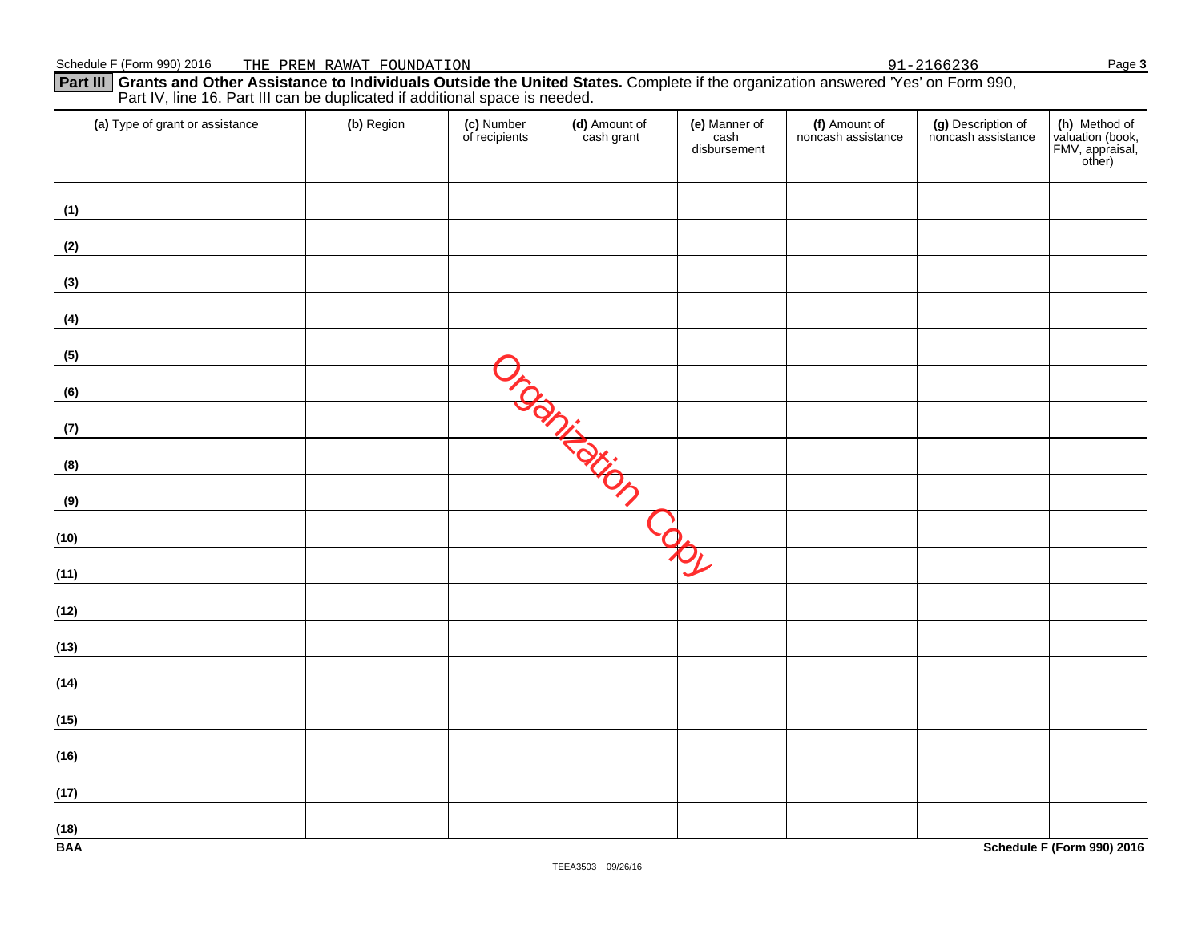Schedule F (Form 990) 2016 THE PREM RAWAT FOUNDATION 91-2166236

**Part III** **Grants and Other Assistance to Individuals Outside the United States.** Complete if the organization answered 'Yes' on Form 990, Part IV, line 16. Part III can be duplicated if additional space is needed.

| (a) Type of grant or assistance | (b) Region | (c) Number of recipients | (d) Amount of cash grant | (e) Manner of cash disbursement | (f) Amount of noncash assistance | (g) Description of noncash assistance | (h) Method of valuation (book, FMV, appraisal, other) |
|---|---|---|---|---|---|---|---|
| (1) | | | | | | | |
| (2) | | | | | | | |
| (3) | | | | | | | |
| (4) | | | | | | | |
| (5) | | | | | | | |
| (6) | | | | | | | |
| (7) | | | | | | | |
| (8) | | | | | | | |
| (9) | | | | | | | |
| (10) | | | | | | | |
| (11) | | | | | | | |
| (12) | | | | | | | |
| (13) | | | | | | | |
| (14) | | | | | | | |
| (15) | | | | | | | |
| (16) | | | | | | | |
| (17) | | | | | | | |
| (18) | | | | | | | |

Organization Copy

BAA Schedule F (Form 990) 2016

TEEA3503 09/26/16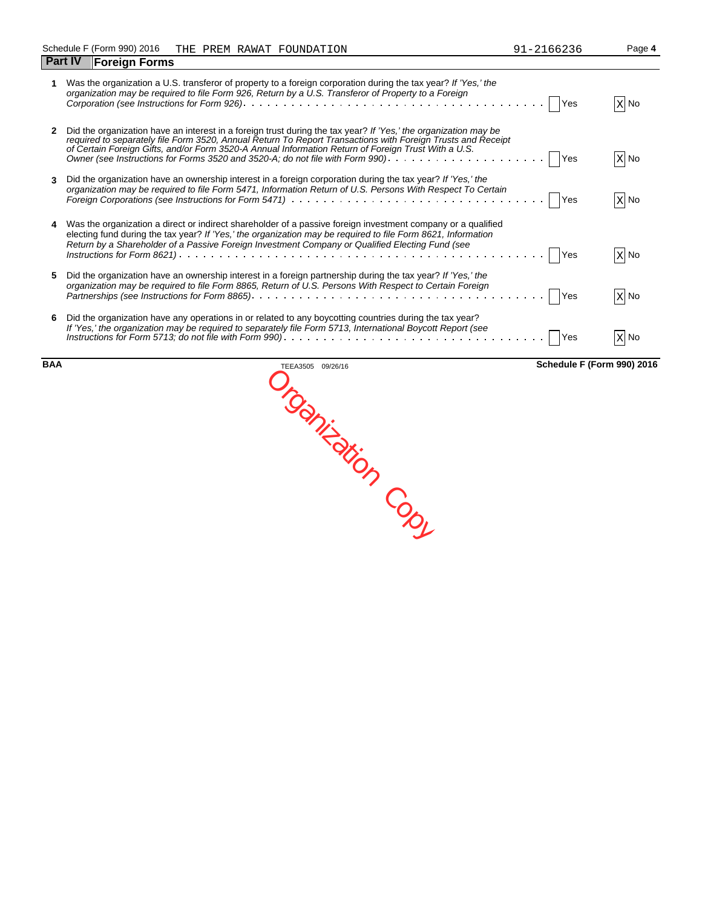Schedule F (Form 990) 2016 THE PREM RAWAT FOUNDATION 91-2166236

## Part IV Foreign Forms

1 Was the organization a U.S. transferor of property to a foreign corporation during the tax year? *If 'Yes,' the organization may be required to file Form 926, Return by a U.S. Transferor of Property to a Foreign Corporation (see Instructions for Form 926)* . . . . . . . . . . [ ] Yes [X] No

2 Did the organization have an interest in a foreign trust during the tax year? *If 'Yes,' the organization may be required to separately file Form 3520, Annual Return To Report Transactions with Foreign Trusts and Receipt of Certain Foreign Gifts, and/or Form 3520-A Annual Information Return of Foreign Trust With a U.S. Owner (see Instructions for Forms 3520 and 3520-A; do not file with Form 990)* . . . . . . . . . . [ ] Yes [X] No

3 Did the organization have an ownership interest in a foreign corporation during the tax year? *If 'Yes,' the organization may be required to file Form 5471, Information Return of U.S. Persons With Respect To Certain Foreign Corporations (see Instructions for Form 5471)* . . . . . . . . . . [ ] Yes [X] No

4 Was the organization a direct or indirect shareholder of a passive foreign investment company or a qualified electing fund during the tax year? *If 'Yes,' the organization may be required to file Form 8621, Information Return by a Shareholder of a Passive Foreign Investment Company or Qualified Electing Fund (see Instructions for Form 8621)* . . . . . . . . . . [ ] Yes [X] No

5 Did the organization have an ownership interest in a foreign partnership during the tax year? *If 'Yes,' the organization may be required to file Form 8865, Return of U.S. Persons With Respect to Certain Foreign Partnerships (see Instructions for Form 8865)* . . . . . . . . . . [ ] Yes [X] No

6 Did the organization have any operations in or related to any boycotting countries during the tax year? *If 'Yes,' the organization may be required to separately file Form 5713, International Boycott Report (see Instructions for Form 5713; do not file with Form 990)* . . . . . . . . . . [ ] Yes [X] No

BAA TEEA3505 09/26/16 Schedule F (Form 990) 2016

Organization Copy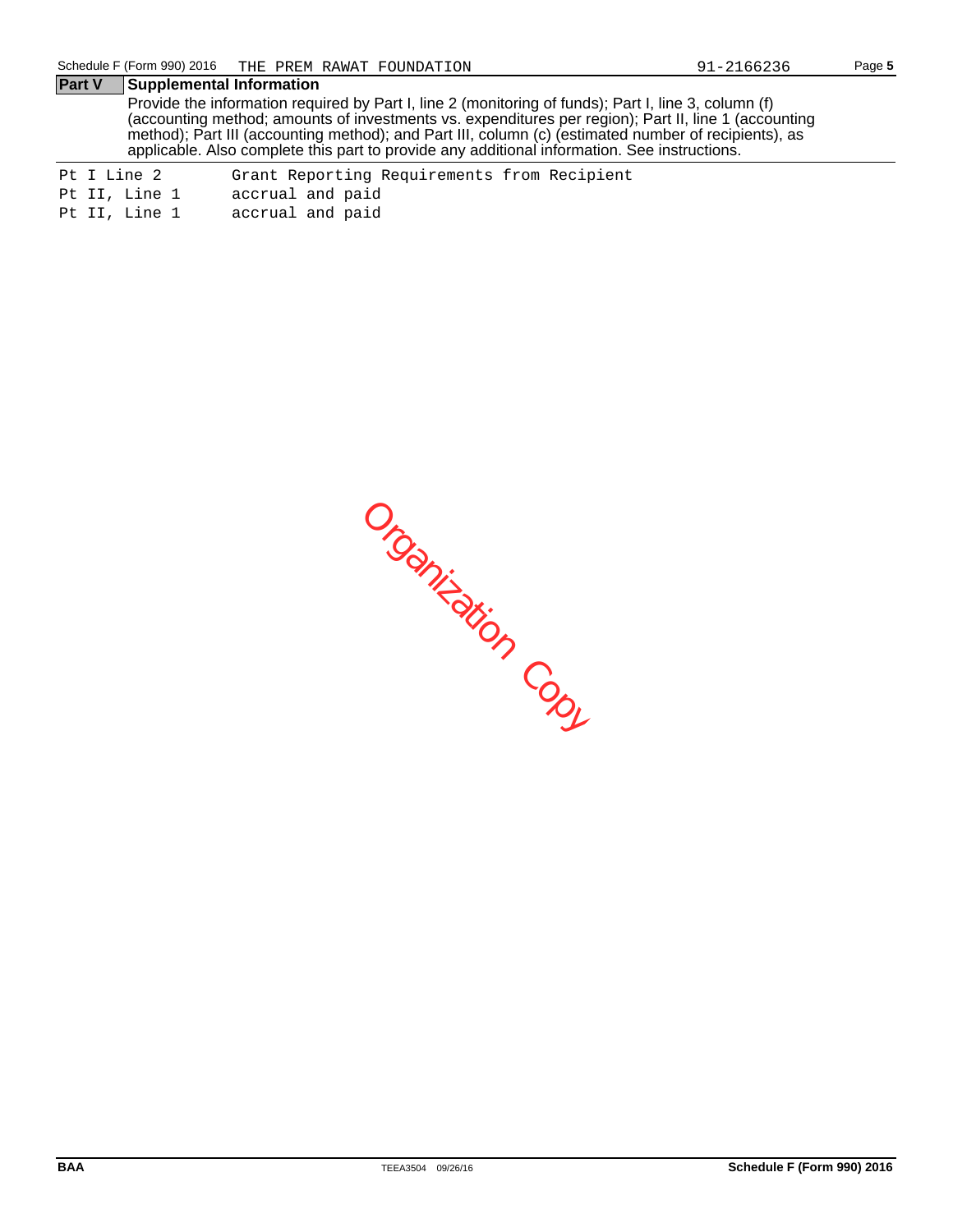## Part V Supplemental Information

Provide the information required by Part I, line 2 (monitoring of funds); Part I, line 3, column (f) (accounting method; amounts of investments vs. expenditures per region); Part II, line 1 (accounting method); Part III (accounting method); and Part III, column (c) (estimated number of recipients), as applicable. Also complete this part to provide any additional information. See instructions.

| | |
|---|---|
| Pt I Line 2 | Grant Reporting Requirements from Recipient |
| Pt II, Line 1 | accrual and paid |
| Pt II, Line 1 | accrual and paid |

Organization Copy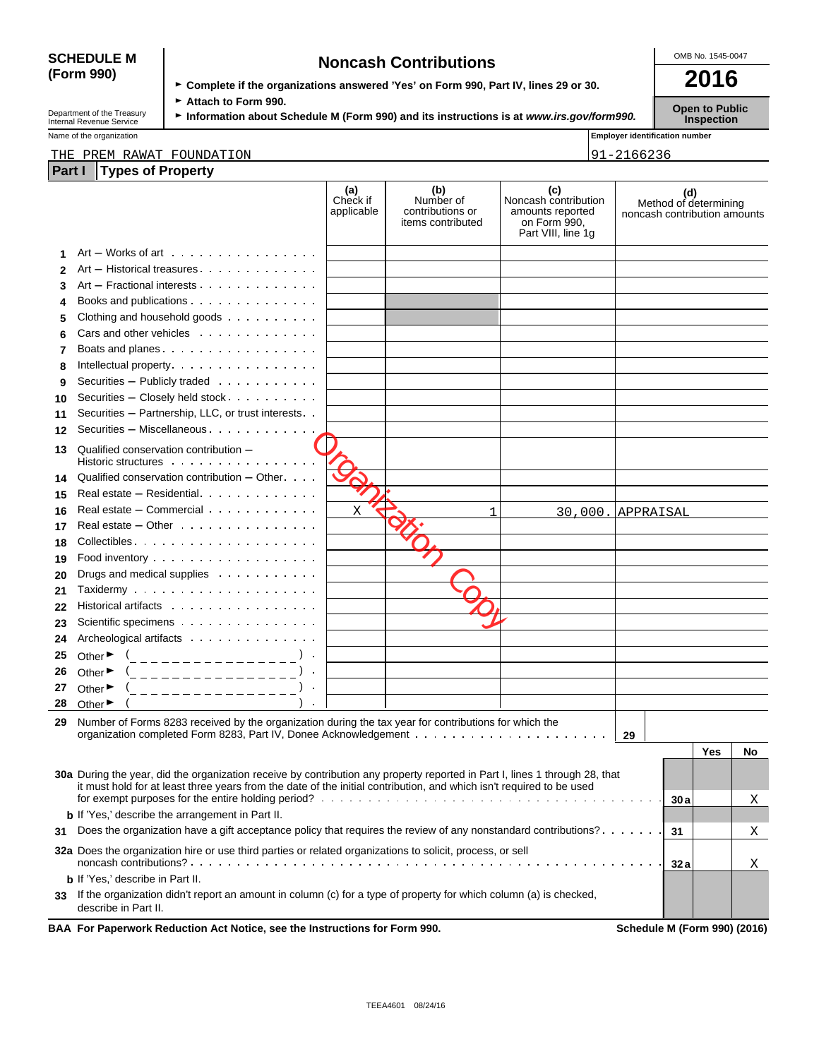**SCHEDULE M (Form 990)**

Department of the Treasury
Internal Revenue Service

# Noncash Contributions

► Complete if the organizations answered 'Yes' on Form 990, Part IV, lines 29 or 30.
► Attach to Form 990.
► Information about Schedule M (Form 990) and its instructions is at *www.irs.gov/form990.*

OMB No. 1545-0047

**2016**

**Open to Public Inspection**

Name of the organization: THE PREM RAWAT FOUNDATION

Employer identification number: 91-2166236

## Part I Types of Property

| | | (a) Check if applicable | (b) Number of contributions or items contributed | (c) Noncash contribution amounts reported on Form 990, Part VIII, line 1g | (d) Method of determining noncash contribution amounts |
|---|---|---|---|---|---|
| 1 | Art — Works of art | | | | |
| 2 | Art — Historical treasures | | | | |
| 3 | Art — Fractional interests | | | | |
| 4 | Books and publications | | | | |
| 5 | Clothing and household goods | | | | |
| 6 | Cars and other vehicles | | | | |
| 7 | Boats and planes | | | | |
| 8 | Intellectual property | | | | |
| 9 | Securities — Publicly traded | | | | |
| 10 | Securities — Closely held stock | | | | |
| 11 | Securities — Partnership, LLC, or trust interests | | | | |
| 12 | Securities — Miscellaneous | | | | |
| 13 | Qualified conservation contribution — Historic structures | | | | |
| 14 | Qualified conservation contribution — Other | | | | |
| 15 | Real estate — Residential | | | | |
| 16 | Real estate — Commercial | X | 1 | 30,000. | APPRAISAL |
| 17 | Real estate — Other | | | | |
| 18 | Collectibles | | | | |
| 19 | Food inventory | | | | |
| 20 | Drugs and medical supplies | | | | |
| 21 | Taxidermy | | | | |
| 22 | Historical artifacts | | | | |
| 23 | Scientific specimens | | | | |
| 24 | Archeological artifacts | | | | |
| 25 | Other ► ( ) | | | | |
| 26 | Other ► ( ) | | | | |
| 27 | Other ► ( ) | | | | |
| 28 | Other ► ( ) | | | | |

**29** Number of Forms 8283 received by the organization during the tax year for contributions for which the organization completed Form 8283, Part IV, Donee Acknowledgement . . . **29**

| | | | Yes | No |
|---|---|---|---|---|
| 30a | During the year, did the organization receive by contribution any property reported in Part I, lines 1 through 28, that it must hold for at least three years from the date of the initial contribution, and which isn't required to be used for exempt purposes for the entire holding period? | 30a | | X |
| b | If 'Yes,' describe the arrangement in Part II. | | | |
| 31 | Does the organization have a gift acceptance policy that requires the review of any nonstandard contributions? | 31 | | X |
| 32a | Does the organization hire or use third parties or related organizations to solicit, process, or sell noncash contributions? | 32a | | X |
| b | If 'Yes,' describe in Part II. | | | |
| 33 | If the organization didn't report an amount in column (c) for a type of property for which column (a) is checked, describe in Part II. | | | |

**BAA For Paperwork Reduction Act Notice, see the Instructions for Form 990.** **Schedule M (Form 990) (2016)**

TEEA4601 08/24/16

Organization Copy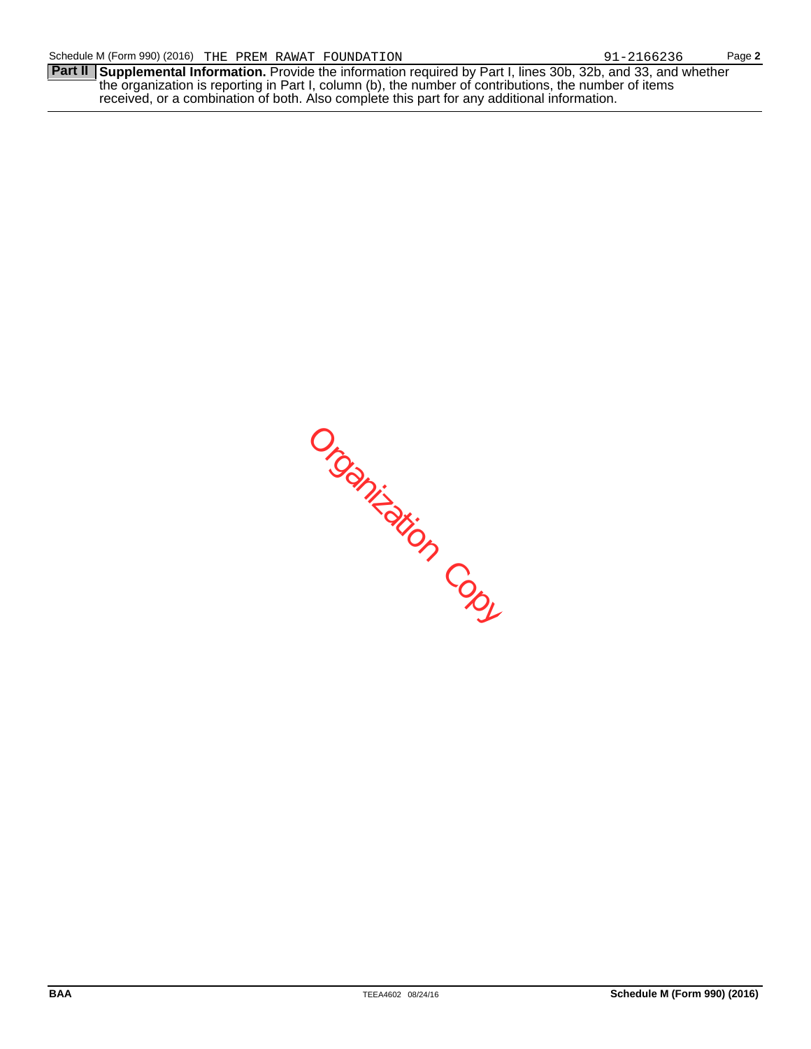Schedule M (Form 990) (2016) THE PREM RAWAT FOUNDATION 91-2166236

**Part II** **Supplemental Information.** Provide the information required by Part I, lines 30b, 32b, and 33, and whether the organization is reporting in Part I, column (b), the number of contributions, the number of items received, or a combination of both. Also complete this part for any additional information.

Organization Copy

BAA TEEA4602 08/24/16 **Schedule M (Form 990) (2016)**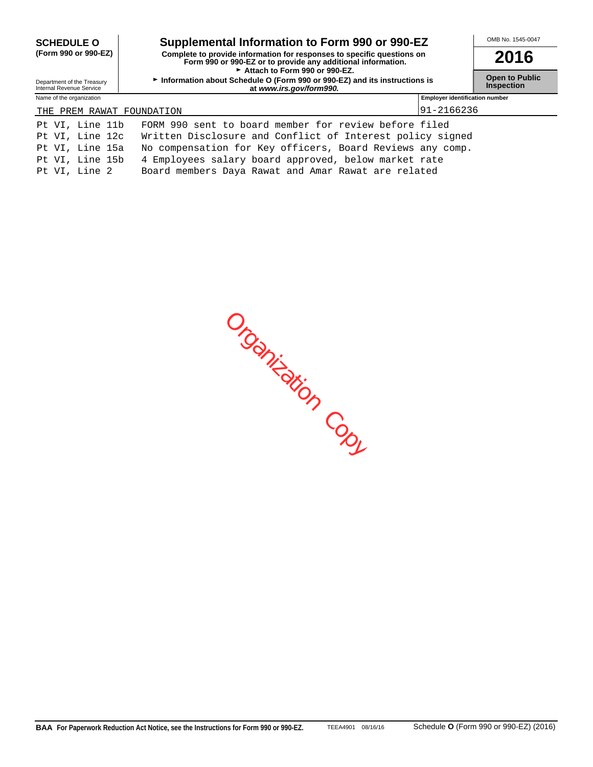**SCHEDULE O**
**(Form 990 or 990-EZ)**

Department of the Treasury
Internal Revenue Service

# Supplemental Information to Form 990 or 990-EZ

**Complete to provide information for responses to specific questions on Form 990 or 990-EZ or to provide any additional information.**
► **Attach to Form 990 or 990-EZ.**
► **Information about Schedule O (Form 990 or 990-EZ) and its instructions is at *www.irs.gov/form990.***

OMB No. 1545-0047

**2016**

**Open to Public Inspection**

| Name of the organization | Employer identification number |
|---|---|
| THE PREM RAWAT FOUNDATION | 91-2166236 |

| | |
|---|---|
| Pt VI, Line 11b | FORM 990 sent to board member for review before filed |
| Pt VI, Line 12c | Written Disclosure and Conflict of Interest policy signed |
| Pt VI, Line 15a | No compensation for Key officers, Board Reviews any comp. |
| Pt VI, Line 15b | 4 Employees salary board approved, below market rate |
| Pt VI, Line 2 | Board members Daya Rawat and Amar Rawat are related |

Organization Copy

**BAA For Paperwork Reduction Act Notice, see the Instructions for Form 990 or 990-EZ.** TEEA4901 08/16/16 Schedule **O** (Form 990 or 990-EZ) (2016)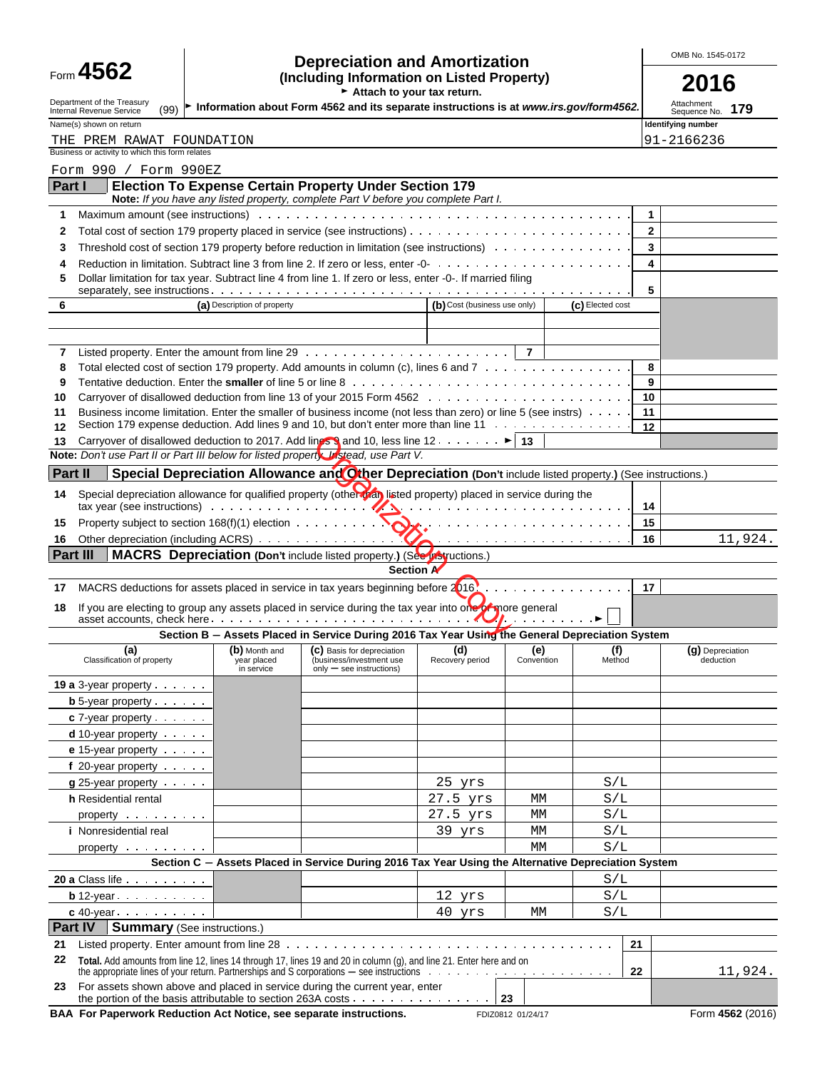Form **4562**

Department of the Treasury
Internal Revenue Service (99)

# Depreciation and Amortization
## (Including Information on Listed Property)

► Attach to your tax return.

► Information about Form 4562 and its separate instructions is at *www.irs.gov/form4562.*

OMB No. 1545-0172

**2016**

Attachment Sequence No. **179**

Name(s) shown on return: THE PREM RAWAT FOUNDATION

Identifying number: 91-2166236

Business or activity to which this form relates: Form 990 / Form 990EZ

## Part I — Election To Expense Certain Property Under Section 179

**Note:** *If you have any listed property, complete Part V before you complete Part I.*

| | | | |
|---|---|---|---|
| 1 | Maximum amount (see instructions) | 1 | |
| 2 | Total cost of section 179 property placed in service (see instructions) | 2 | |
| 3 | Threshold cost of section 179 property before reduction in limitation (see instructions) | 3 | |
| 4 | Reduction in limitation. Subtract line 3 from line 2. If zero or less, enter -0- | 4 | |
| 5 | Dollar limitation for tax year. Subtract line 4 from line 1. If zero or less, enter -0-. If married filing separately, see instructions | 5 | |

| 6 | (a) Description of property | (b) Cost (business use only) | (c) Elected cost |
|---|---|---|---|
| | | | |

| | | | |
|---|---|---|---|
| 7 | Listed property. Enter the amount from line 29 | 7 | |
| 8 | Total elected cost of section 179 property. Add amounts in column (c), lines 6 and 7 | 8 | |
| 9 | Tentative deduction. Enter the **smaller** of line 5 or line 8 | 9 | |
| 10 | Carryover of disallowed deduction from line 13 of your 2015 Form 4562 | 10 | |
| 11 | Business income limitation. Enter the smaller of business income (not less than zero) or line 5 (see instrs) | 11 | |
| 12 | Section 179 expense deduction. Add lines 9 and 10, but don't enter more than line 11 | 12 | |
| 13 | Carryover of disallowed deduction to 2017. Add lines 9 and 10, less line 12 ► | 13 | |

**Note:** *Don't use Part II or Part III below for listed property. Instead, use Part V.*

## Part II — Special Depreciation Allowance and Other Depreciation (Don't include listed property.) (See instructions.)

| | | | |
|---|---|---|---|
| 14 | Special depreciation allowance for qualified property (other than listed property) placed in service during the tax year (see instructions) | 14 | |
| 15 | Property subject to section 168(f)(1) election | 15 | |
| 16 | Other depreciation (including ACRS) | 16 | 11,924. |

## Part III — MACRS Depreciation (Don't include listed property.) (See instructions.)

### Section A

| | | | |
|---|---|---|---|
| 17 | MACRS deductions for assets placed in service in tax years beginning before 2016 | 17 | |
| 18 | If you are electing to group any assets placed in service during the tax year into one or more general asset accounts, check here ► ☐ | | |

### Section B — Assets Placed in Service During 2016 Tax Year Using the General Depreciation System

| (a) Classification of property | (b) Month and year placed in service | (c) Basis for depreciation (business/investment use only — see instructions) | (d) Recovery period | (e) Convention | (f) Method | (g) Depreciation deduction |
|---|---|---|---|---|---|---|
| 19 a 3-year property | | | | | | |
| b 5-year property | | | | | | |
| c 7-year property | | | | | | |
| d 10-year property | | | | | | |
| e 15-year property | | | | | | |
| f 20-year property | | | | | | |
| g 25-year property | | | 25 yrs | | S/L | |
| h Residential rental property | | | 27.5 yrs | MM | S/L | |
| | | | 27.5 yrs | MM | S/L | |
| i Nonresidential real property | | | 39 yrs | MM | S/L | |
| | | | | MM | S/L | |

### Section C — Assets Placed in Service During 2016 Tax Year Using the Alternative Depreciation System

| (a) Classification of property | (b) Month and year placed in service | (c) Basis for depreciation | (d) Recovery period | (e) Convention | (f) Method | (g) Depreciation deduction |
|---|---|---|---|---|---|---|
| 20 a Class life | | | | | S/L | |
| b 12-year | | | 12 yrs | | S/L | |
| c 40-year | | | 40 yrs | MM | S/L | |

## Part IV — Summary (See instructions.)

| | | | |
|---|---|---|---|
| 21 | Listed property. Enter amount from line 28 | 21 | |
| 22 | **Total.** Add amounts from line 12, lines 14 through 17, lines 19 and 20 in column (g), and line 21. Enter here and on the appropriate lines of your return. Partnerships and S corporations — see instructions | 22 | 11,924. |
| 23 | For assets shown above and placed in service during the current year, enter the portion of the basis attributable to section 263A costs | 23 | |

**BAA For Paperwork Reduction Act Notice, see separate instructions.** FDIZ0812 01/24/17 Form **4562** (2016)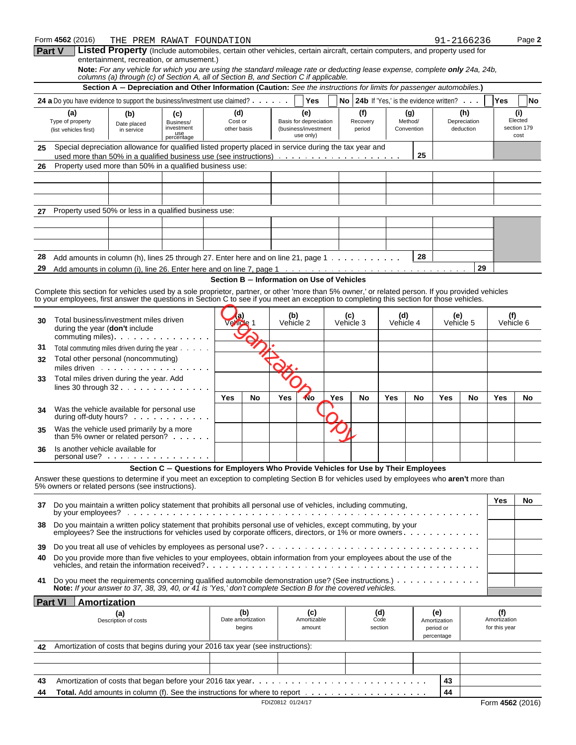Form 4562 (2016) THE PREM RAWAT FOUNDATION 91-2166236

## Part V Listed Property (Include automobiles, certain other vehicles, certain aircraft, certain computers, and property used for entertainment, recreation, or amusement.)

**Note:** *For any vehicle for which you are using the standard mileage rate or deducting lease expense, complete* **only** *24a, 24b, columns (a) through (c) of Section A, all of Section B, and Section C if applicable.*

### Section A – Depreciation and Other Information (Caution: *See the instructions for limits for passenger automobiles.*)

**24 a** Do you have evidence to support the business/investment use claimed? Yes No **24b** If 'Yes,' is the evidence written? Yes No

| (a) Type of property (list vehicles first) | (b) Date placed in service | (c) Business/ investment use percentage | (d) Cost or other basis | (e) Basis for depreciation (business/investment use only) | (f) Recovery period | (g) Method/ Convention | (h) Depreciation deduction | (i) Elected section 179 cost |
|---|---|---|---|---|---|---|---|---|
| **25** Special depreciation allowance for qualified listed property placed in service during the tax year and used more than 50% in a qualified business use (see instructions) | | | | | | 25 | | |
| **26** Property used more than 50% in a qualified business use: | | | | | | | | |
| | | | | | | | | |
| | | | | | | | | |
| | | | | | | | | |
| **27** Property used 50% or less in a qualified business use: | | | | | | | | |
| | | | | | | | | |
| | | | | | | | | |
| | | | | | | | | |
| **28** Add amounts in column (h), lines 25 through 27. Enter here and on line 21, page 1 | | | | | | 28 | | |
| **29** Add amounts in column (i), line 26. Enter here and on line 7, page 1 | | | | | | | 29 | |

### Section B – Information on Use of Vehicles

Complete this section for vehicles used by a sole proprietor, partner, or other 'more than 5% owner,' or related person. If you provided vehicles to your employees, first answer the questions in Section C to see if you meet an exception to completing this section for those vehicles.

| | (a) Vehicle 1 | | (b) Vehicle 2 | | (c) Vehicle 3 | | (d) Vehicle 4 | | (e) Vehicle 5 | | (f) Vehicle 6 | |
|---|---|---|---|---|---|---|---|---|---|---|---|---|
| **30** Total business/investment miles driven during the year (**don't** include commuting miles) | | | | | | | | | | | | |
| **31** Total commuting miles driven during the year | | | | | | | | | | | | |
| **32** Total other personal (noncommuting) miles driven | | | | | | | | | | | | |
| **33** Total miles driven during the year. Add lines 30 through 32 | | | | | | | | | | | | |
| | Yes | No | Yes | No | Yes | No | Yes | No | Yes | No | Yes | No |
| **34** Was the vehicle available for personal use during off-duty hours? | | | | | | | | | | | | |
| **35** Was the vehicle used primarily by a more than 5% owner or related person? | | | | | | | | | | | | |
| **36** Is another vehicle available for personal use? | | | | | | | | | | | | |

Organization Copy

### Section C – Questions for Employers Who Provide Vehicles for Use by Their Employees

Answer these questions to determine if you meet an exception to completing Section B for vehicles used by employees who **aren't** more than 5% owners or related persons (see instructions).

| | Yes | No |
|---|---|---|
| **37** Do you maintain a written policy statement that prohibits all personal use of vehicles, including commuting, by your employees? | | |
| **38** Do you maintain a written policy statement that prohibits personal use of vehicles, except commuting, by your employees? See the instructions for vehicles used by corporate officers, directors, or 1% or more owners | | |
| **39** Do you treat all use of vehicles by employees as personal use? | | |
| **40** Do you provide more than five vehicles to your employees, obtain information from your employees about the use of the vehicles, and retain the information received? | | |
| **41** Do you meet the requirements concerning qualified automobile demonstration use? (See instructions.) | | |

**Note:** *If your answer to 37, 38, 39, 40, or 41 is 'Yes,' don't complete Section B for the covered vehicles.*

## Part VI Amortization

| (a) Description of costs | (b) Date amortization begins | (c) Amortizable amount | (d) Code section | (e) Amortization period or percentage | (f) Amortization for this year |
|---|---|---|---|---|---|
| **42** Amortization of costs that begins during your 2016 tax year (see instructions): | | | | | |
| | | | | | |
| | | | | | |
| **43** Amortization of costs that began before your 2016 tax year | | | | 43 | |
| **44** **Total.** Add amounts in column (f). See the instructions for where to report | | | | 44 | |

FDIZ0812 01/24/17 Form **4562** (2016)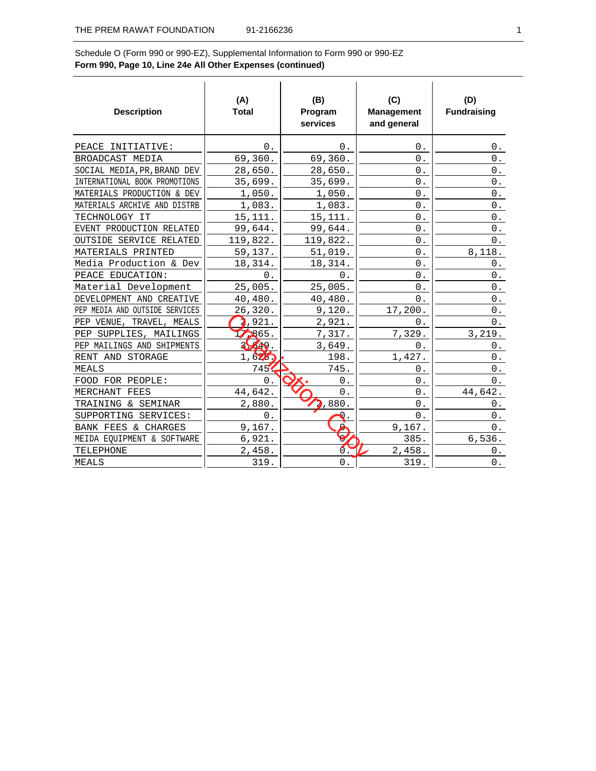Schedule O (Form 990 or 990-EZ), Supplemental Information to Form 990 or 990-EZ

**Form 990, Page 10, Line 24e All Other Expenses (continued)**

| Description | (A) Total | (B) Program services | (C) Management and general | (D) Fundraising |
|---|---|---|---|---|
| PEACE INITIATIVE: | 0. | 0. | 0. | 0. |
| BROADCAST MEDIA | 69,360. | 69,360. | 0. | 0. |
| SOCIAL MEDIA,PR,BRAND DEV | 28,650. | 28,650. | 0. | 0. |
| INTERNATIONAL BOOK PROMOTIONS | 35,699. | 35,699. | 0. | 0. |
| MATERIALS PRODUCTION & DEV | 1,050. | 1,050. | 0. | 0. |
| MATERIALS ARCHIVE AND DISTRB | 1,083. | 1,083. | 0. | 0. |
| TECHNOLOGY IT | 15,111. | 15,111. | 0. | 0. |
| EVENT PRODUCTION RELATED | 99,644. | 99,644. | 0. | 0. |
| OUTSIDE SERVICE RELATED | 119,822. | 119,822. | 0. | 0. |
| MATERIALS PRINTED | 59,137. | 51,019. | 0. | 8,118. |
| Media Production & Dev | 18,314. | 18,314. | 0. | 0. |
| PEACE EDUCATION: | 0. | 0. | 0. | 0. |
| Material Development | 25,005. | 25,005. | 0. | 0. |
| DEVELOPMENT AND CREATIVE | 40,480. | 40,480. | 0. | 0. |
| PEP MEDIA AND OUTSIDE SERVICES | 26,320. | 9,120. | 17,200. | 0. |
| PEP VENUE, TRAVEL, MEALS | 2,921. | 2,921. | 0. | 0. |
| PEP SUPPLIES, MAILINGS | 17,865. | 7,317. | 7,329. | 3,219. |
| PEP MAILINGS AND SHIPMENTS | 3,649. | 3,649. | 0. | 0. |
| RENT AND STORAGE | 1,625. | 198. | 1,427. | 0. |
| MEALS | 745. | 745. | 0. | 0. |
| FOOD FOR PEOPLE: | 0. | 0. | 0. | 0. |
| MERCHANT FEES | 44,642. | 0. | 0. | 44,642. |
| TRAINING & SEMINAR | 2,880. | 2,880. | 0. | 0. |
| SUPPORTING SERVICES: | 0. | 0. | 0. | 0. |
| BANK FEES & CHARGES | 9,167. | 0. | 9,167. | 0. |
| MEIDA EQUIPMENT & SOFTWARE | 6,921. | 0. | 385. | 6,536. |
| TELEPHONE | 2,458. | 0. | 2,458. | 0. |
| MEALS | 319. | 0. | 319. | 0. |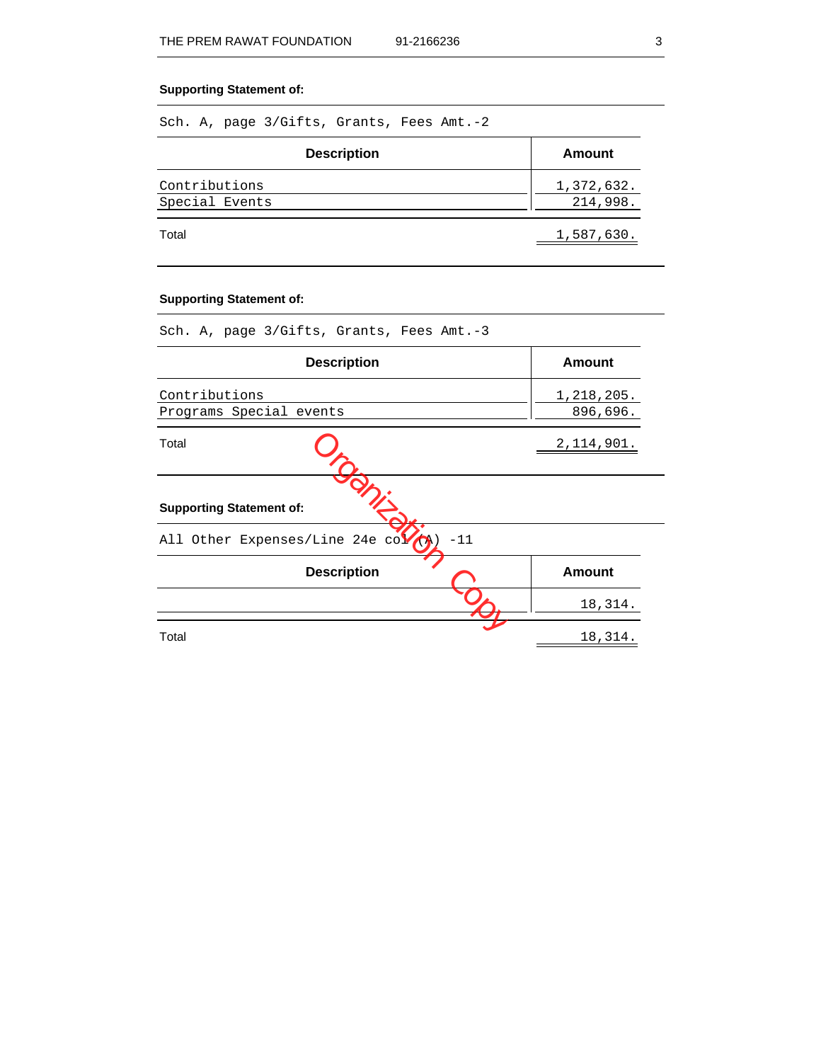**Supporting Statement of:**

Sch. A, page 3/Gifts, Grants, Fees Amt.-2

| Description | Amount |
| --- | --- |
| Contributions | 1,372,632. |
| Special Events | 214,998. |
| Total | 1,587,630. |

**Supporting Statement of:**

Sch. A, page 3/Gifts, Grants, Fees Amt.-3

| Description | Amount |
| --- | --- |
| Contributions | 1,218,205. |
| Programs Special events | 896,696. |
| Total | 2,114,901. |

**Supporting Statement of:**

All Other Expenses/Line 24e col (A) -11

| Description | Amount |
| --- | --- |
| | 18,314. |
| Total | 18,314. |

Organization Copy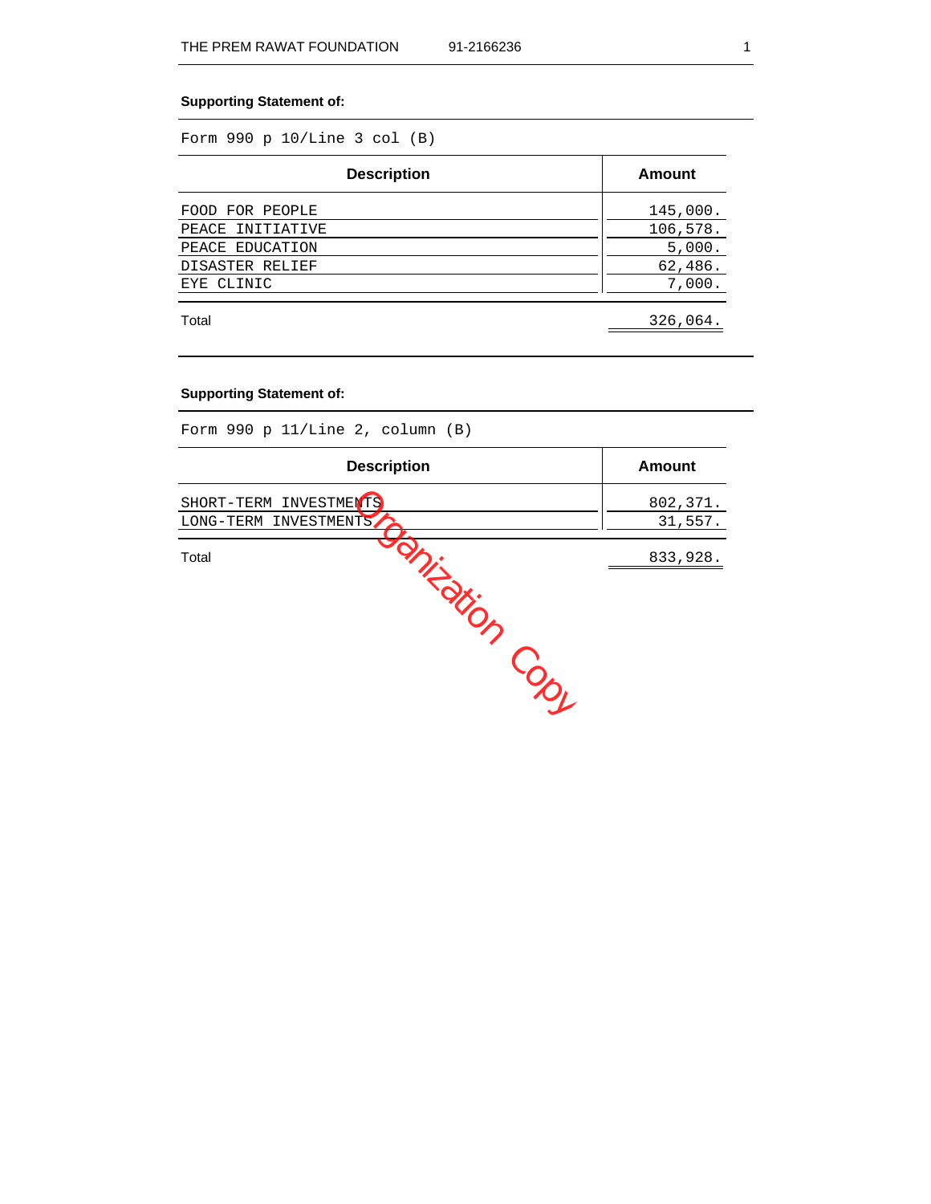THE PREM RAWAT FOUNDATION 91-2166236

**Supporting Statement of:**

Form 990 p 10/Line 3 col (B)

| Description | Amount |
|---|---|
| FOOD FOR PEOPLE | 145,000. |
| PEACE INITIATIVE | 106,578. |
| PEACE EDUCATION | 5,000. |
| DISASTER RELIEF | 62,486. |
| EYE CLINIC | 7,000. |
| Total | 326,064. |

**Supporting Statement of:**

Form 990 p 11/Line 2, column (B)

| Description | Amount |
|---|---|
| SHORT-TERM INVESTMENTS | 802,371. |
| LONG-TERM INVESTMENTS | 31,557. |
| Total | 833,928. |

Organization Copy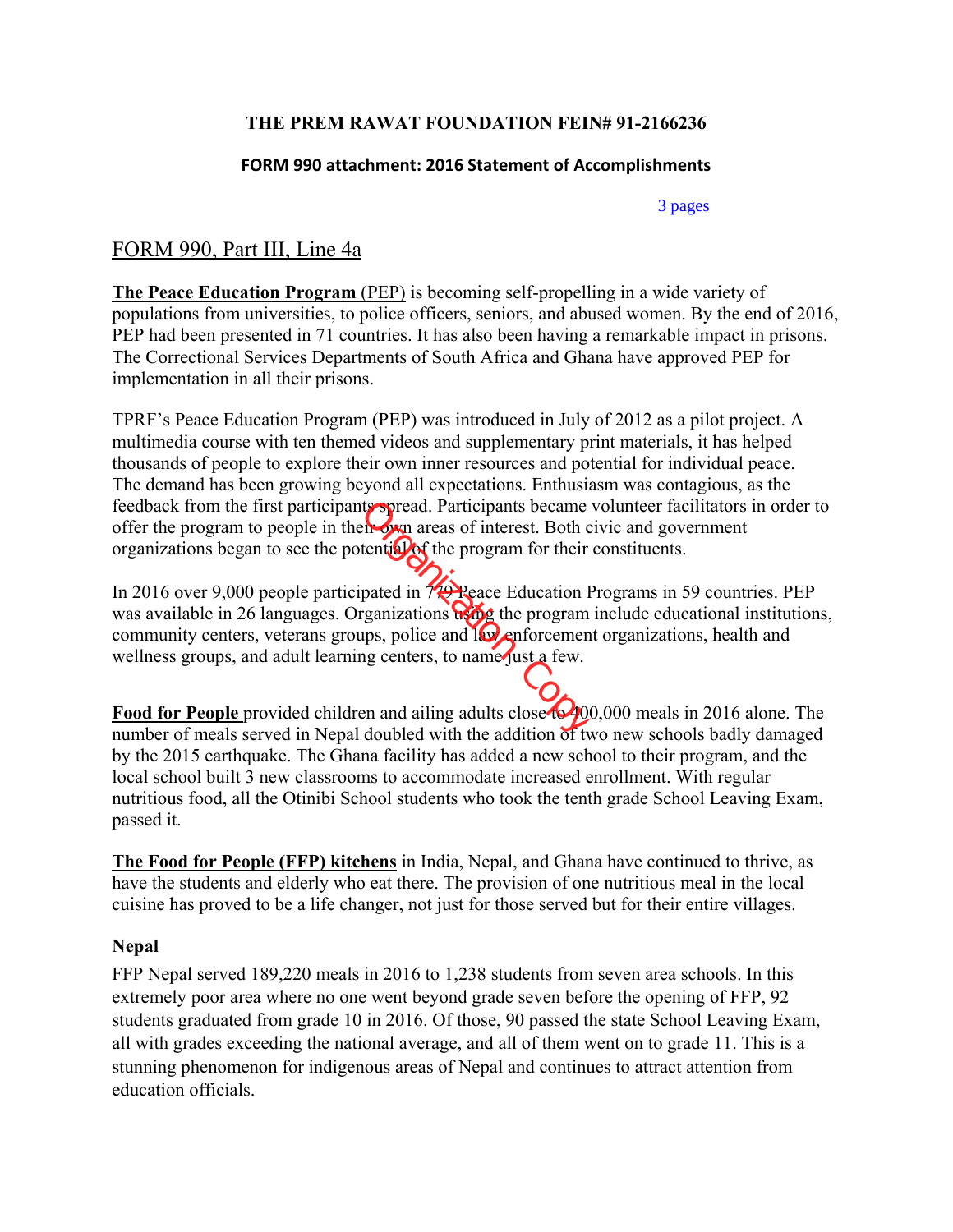**THE PREM RAWAT FOUNDATION FEIN# 91-2166236**

**FORM 990 attachment: 2016 Statement of Accomplishments**

3 pages

## FORM 990, Part III, Line 4a

**The Peace Education Program** (PEP) is becoming self-propelling in a wide variety of populations from universities, to police officers, seniors, and abused women. By the end of 2016, PEP had been presented in 71 countries. It has also been having a remarkable impact in prisons. The Correctional Services Departments of South Africa and Ghana have approved PEP for implementation in all their prisons.

TPRF's Peace Education Program (PEP) was introduced in July of 2012 as a pilot project. A multimedia course with ten themed videos and supplementary print materials, it has helped thousands of people to explore their own inner resources and potential for individual peace. The demand has been growing beyond all expectations. Enthusiasm was contagious, as the feedback from the first participants spread. Participants became volunteer facilitators in order to offer the program to people in their own areas of interest. Both civic and government organizations began to see the potential of the program for their constituents.

In 2016 over 9,000 people participated in 779 Peace Education Programs in 59 countries. PEP was available in 26 languages. Organizations using the program include educational institutions, community centers, veterans groups, police and law enforcement organizations, health and wellness groups, and adult learning centers, to name just a few.

**Food for People** provided children and ailing adults close to 400,000 meals in 2016 alone. The number of meals served in Nepal doubled with the addition of two new schools badly damaged by the 2015 earthquake. The Ghana facility has added a new school to their program, and the local school built 3 new classrooms to accommodate increased enrollment. With regular nutritious food, all the Otinibi School students who took the tenth grade School Leaving Exam, passed it.

**The Food for People (FFP) kitchens** in India, Nepal, and Ghana have continued to thrive, as have the students and elderly who eat there. The provision of one nutritious meal in the local cuisine has proved to be a life changer, not just for those served but for their entire villages.

### Nepal

FFP Nepal served 189,220 meals in 2016 to 1,238 students from seven area schools. In this extremely poor area where no one went beyond grade seven before the opening of FFP, 92 students graduated from grade 10 in 2016. Of those, 90 passed the state School Leaving Exam, all with grades exceeding the national average, and all of them went on to grade 11. This is a stunning phenomenon for indigenous areas of Nepal and continues to attract attention from education officials.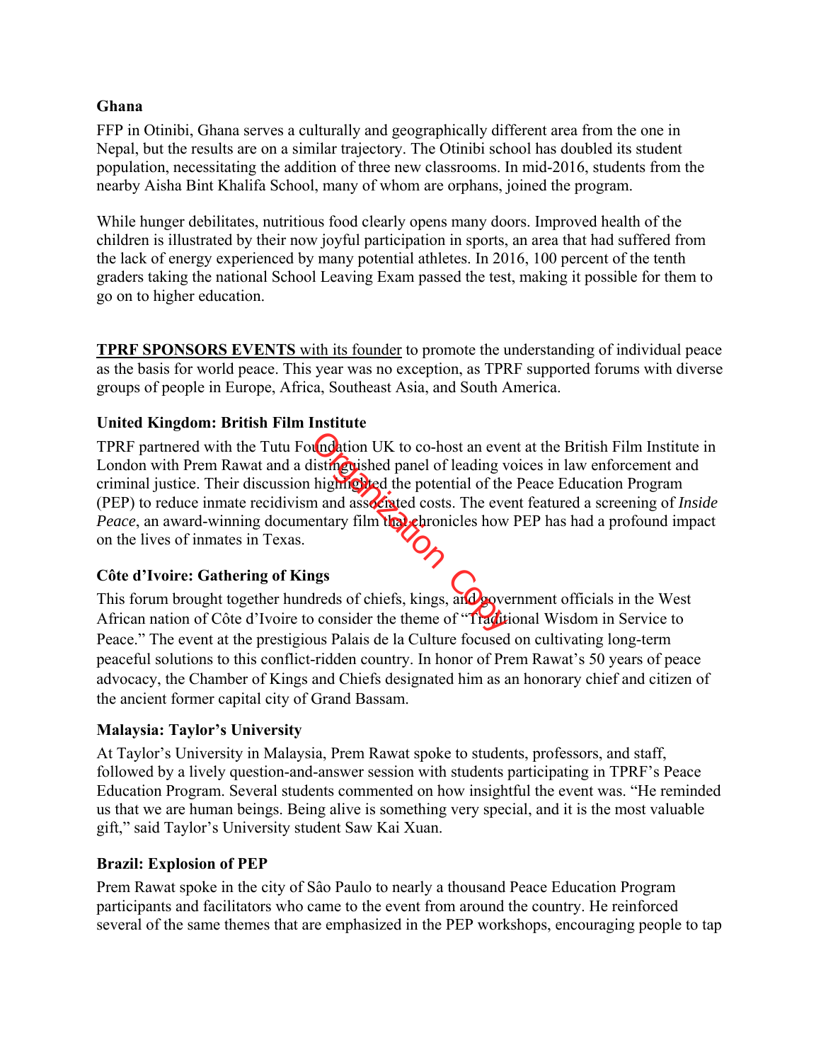### Ghana

FFP in Otinibi, Ghana serves a culturally and geographically different area from the one in Nepal, but the results are on a similar trajectory. The Otinibi school has doubled its student population, necessitating the addition of three new classrooms. In mid-2016, students from the nearby Aisha Bint Khalifa School, many of whom are orphans, joined the program.

While hunger debilitates, nutritious food clearly opens many doors. Improved health of the children is illustrated by their now joyful participation in sports, an area that had suffered from the lack of energy experienced by many potential athletes. In 2016, 100 percent of the tenth graders taking the national School Leaving Exam passed the test, making it possible for them to go on to higher education.

**TPRF SPONSORS EVENTS** with its founder to promote the understanding of individual peace as the basis for world peace. This year was no exception, as TPRF supported forums with diverse groups of people in Europe, Africa, Southeast Asia, and South America.

### United Kingdom: British Film Institute

TPRF partnered with the Tutu Foundation UK to co-host an event at the British Film Institute in London with Prem Rawat and a distinguished panel of leading voices in law enforcement and criminal justice. Their discussion highlighted the potential of the Peace Education Program (PEP) to reduce inmate recidivism and associated costs. The event featured a screening of *Inside Peace*, an award-winning documentary film that chronicles how PEP has had a profound impact on the lives of inmates in Texas.

### Côte d'Ivoire: Gathering of Kings

This forum brought together hundreds of chiefs, kings, and government officials in the West African nation of Côte d'Ivoire to consider the theme of "Traditional Wisdom in Service to Peace." The event at the prestigious Palais de la Culture focused on cultivating long-term peaceful solutions to this conflict-ridden country. In honor of Prem Rawat's 50 years of peace advocacy, the Chamber of Kings and Chiefs designated him as an honorary chief and citizen of the ancient former capital city of Grand Bassam.

### Malaysia: Taylor's University

At Taylor's University in Malaysia, Prem Rawat spoke to students, professors, and staff, followed by a lively question-and-answer session with students participating in TPRF's Peace Education Program. Several students commented on how insightful the event was. "He reminded us that we are human beings. Being alive is something very special, and it is the most valuable gift," said Taylor's University student Saw Kai Xuan.

### Brazil: Explosion of PEP

Prem Rawat spoke in the city of Sâo Paulo to nearly a thousand Peace Education Program participants and facilitators who came to the event from around the country. He reinforced several of the same themes that are emphasized in the PEP workshops, encouraging people to tap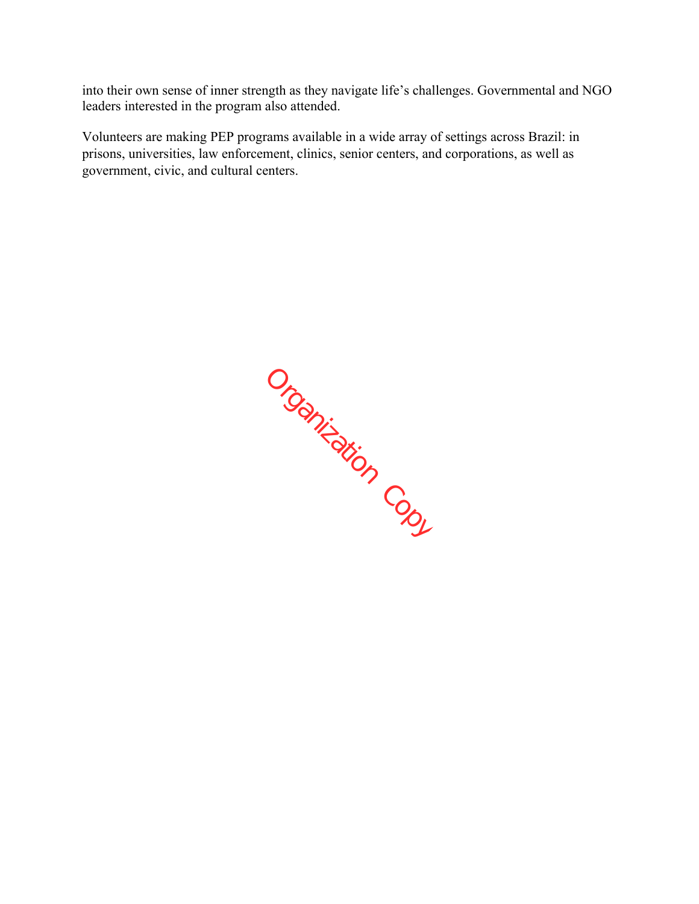into their own sense of inner strength as they navigate life's challenges. Governmental and NGO leaders interested in the program also attended.

Volunteers are making PEP programs available in a wide array of settings across Brazil: in prisons, universities, law enforcement, clinics, senior centers, and corporations, as well as government, civic, and cultural centers.